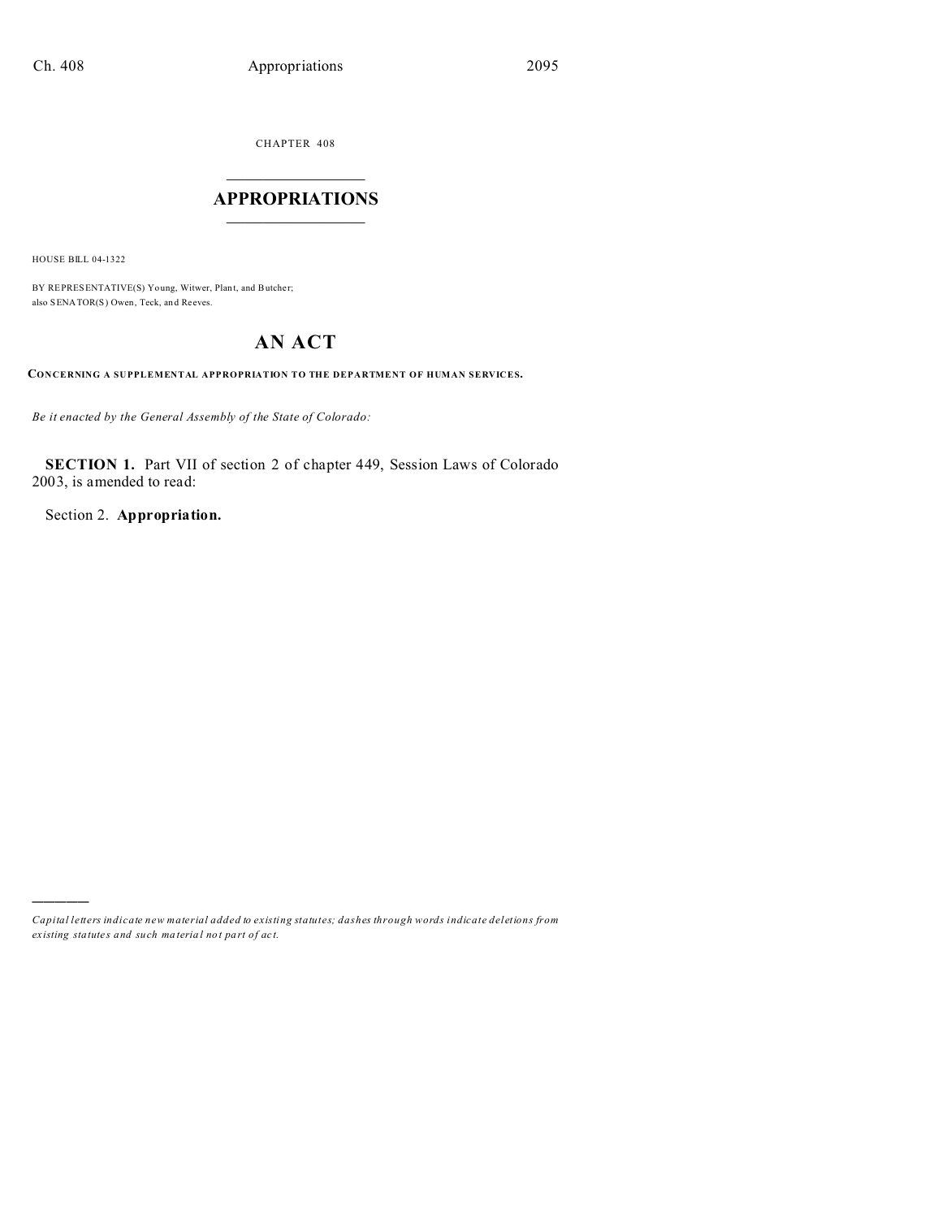CHAPTER 408

# APPROPRIATIONS

HOUSE BILL 04-1322

BY REPRESENTATIVE(S) Young, Witwer, Plant, and Butcher;
also SENATOR(S) Owen, Teck, and Reeves.

# AN ACT

**CONCERNING A SUPPLEMENTAL APPROPRIATION TO THE DEPARTMENT OF HUMAN SERVICES.**

*Be it enacted by the General Assembly of the State of Colorado:*

**SECTION 1.** Part VII of section 2 of chapter 449, Session Laws of Colorado 2003, is amended to read:

Section 2. **Appropriation.**

---

*Capital letters indicate new material added to existing statutes; dashes through words indicate deletions from existing statutes and such material not part of act.*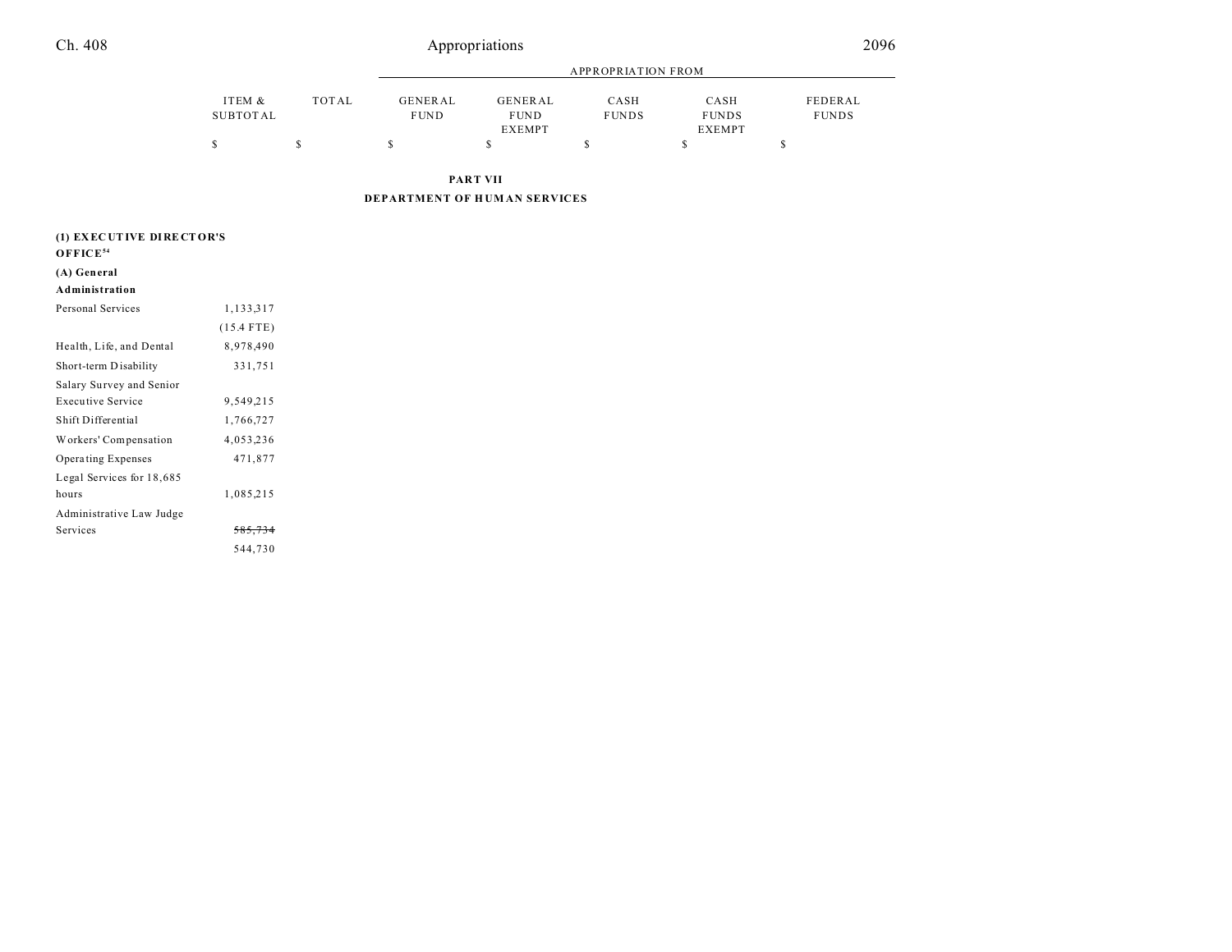| | ITEM & SUBTOTAL | TOTAL | APPROPRIATION FROM GENERAL FUND | GENERAL FUND EXEMPT | CASH FUNDS | CASH FUNDS EXEMPT | FEDERAL FUNDS |
|---|---|---|---|---|---|---|---|
| | $ | $ | $ | $ | $ | $ | $ |

**PART VII**

**DEPARTMENT OF HUMAN SERVICES**

**(1) EXECUTIVE DIRECTOR'S OFFICE**[54]

**(A) General Administration**

| | ITEM & SUBTOTAL | TOTAL | GENERAL FUND | GENERAL FUND EXEMPT | CASH FUNDS | CASH FUNDS EXEMPT | FEDERAL FUNDS |
|---|---|---|---|---|---|---|---|
| Personal Services | 1,133,317 | | | | | | |
| | (15.4 FTE) | | | | | | |
| Health, Life, and Dental | 8,978,490 | | | | | | |
| Short-term Disability | 331,751 | | | | | | |
| Salary Survey and Senior Executive Service | 9,549,215 | | | | | | |
| Shift Differential | 1,766,727 | | | | | | |
| Workers' Compensation | 4,053,236 | | | | | | |
| Operating Expenses | 471,877 | | | | | | |
| Legal Services for 18,685 hours | 1,085,215 | | | | | | |
| Administrative Law Judge Services | ~~585,734~~ | | | | | | |
| | 544,730 | | | | | | |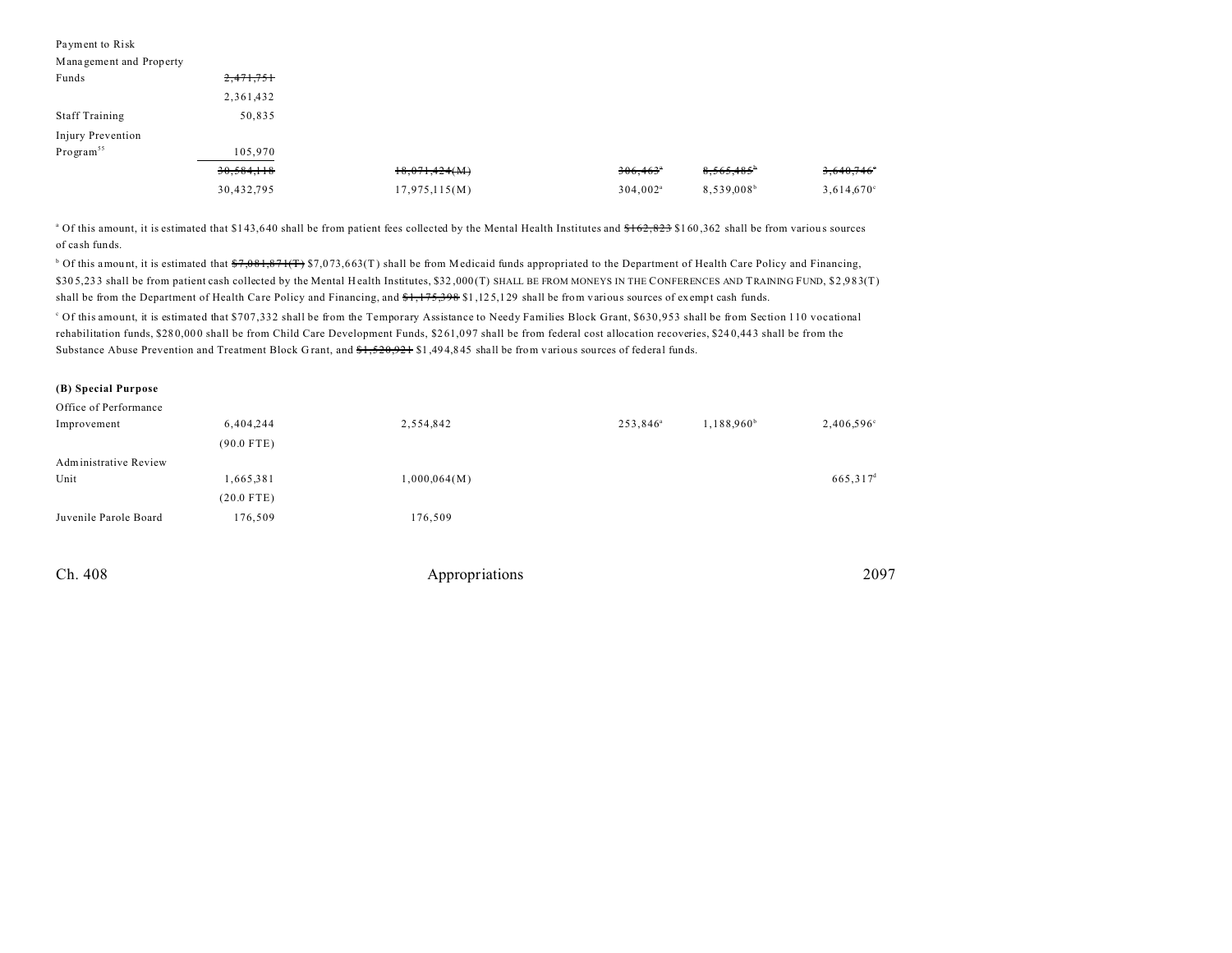| | | | | | |
|---|---|---|---|---|---|
| Payment to Risk Management and Property Funds | ~~2,471,751~~ 2,361,432 | | | | |
| Staff Training | 50,835 | | | | |
| Injury Prevention Program[55] | 105,970 | | | | |
| | ~~30,584,118~~ | ~~18,071,424(M)~~ | ~~306,463~~[a] | ~~8,565,485~~[b] | ~~3,640,746~~[c] |
| | 30,432,795 | 17,975,115(M) | 304,002[a] | 8,539,008[b] | 3,614,670[c] |

[a] Of this amount, it is estimated that $143,640 shall be from patient fees collected by the Mental Health Institutes and ~~$162,823~~ $160,362 shall be from various sources of cash funds.

[b] Of this amount, it is estimated that ~~$7,081,871(T)~~ $7,073,663(T) shall be from Medicaid funds appropriated to the Department of Health Care Policy and Financing, $305,233 shall be from patient cash collected by the Mental Health Institutes, $32,000(T) SHALL BE FROM MONEYS IN THE CONFERENCES AND TRAINING FUND, $2,983(T) shall be from the Department of Health Care Policy and Financing, and ~~$1,175,398~~ $1,125,129 shall be from various sources of exempt cash funds.

[c] Of this amount, it is estimated that $707,332 shall be from the Temporary Assistance to Needy Families Block Grant, $630,953 shall be from Section 110 vocational rehabilitation funds, $280,000 shall be from Child Care Development Funds, $261,097 shall be from federal cost allocation recoveries, $240,443 shall be from the Substance Abuse Prevention and Treatment Block Grant, and ~~$1,520,921~~ $1,494,845 shall be from various sources of federal funds.

**(B) Special Purpose**

| | | | | | |
|---|---|---|---|---|---|
| Office of Performance Improvement | 6,404,244 | 2,554,842 | 253,846[a] | 1,188,960[b] | 2,406,596[c] |
| | (90.0 FTE) | | | | |
| Administrative Review Unit | 1,665,381 | 1,000,064(M) | | | 665,317[d] |
| | (20.0 FTE) | | | | |
| Juvenile Parole Board | 176,509 | 176,509 | | | |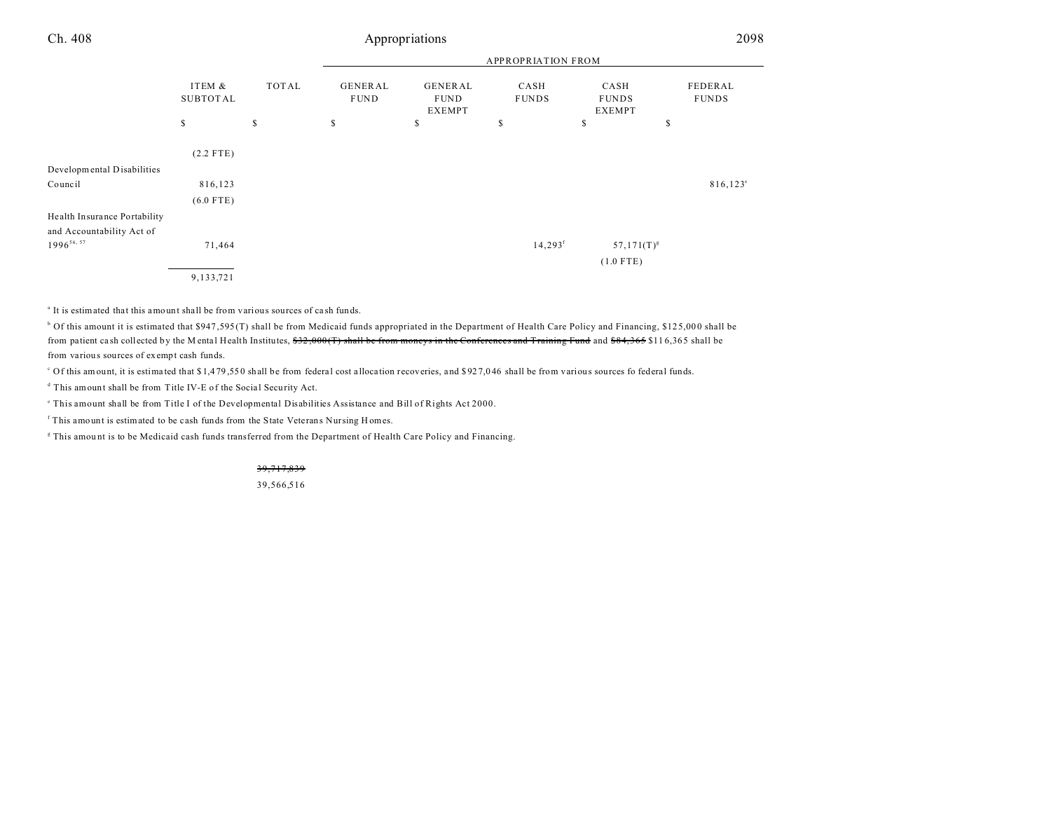| | ITEM & SUBTOTAL | TOTAL | APPROPRIATION FROM | | | | |
|---|---|---|---|---|---|---|---|
| | | | GENERAL FUND | GENERAL FUND EXEMPT | CASH FUNDS | CASH FUNDS EXEMPT | FEDERAL FUNDS |
| | $ | $ | $ | $ | $ | $ | $ |
| | (2.2 FTE) | | | | | | |
| Developmental Disabilities Council | 816,123 | | | | | | 816,123[e] |
| | (6.0 FTE) | | | | | | |
| Health Insurance Portability and Accountability Act of 1996[56, 57] | 71,464 | | | | 14,293[f] | 57,171(T)[g] | |
| | | | | | | (1.0 FTE) | |
| | 9,133,721 | | | | | | |

[a] It is estimated that this amount shall be from various sources of cash funds.

[b] Of this amount it is estimated that $947,595(T) shall be from Medicaid funds appropriated in the Department of Health Care Policy and Financing, $125,000 shall be from patient cash collected by the Mental Health Institutes, ~~$32,000(T) shall be from moneys in the Conferences and Training Fund~~ and ~~$84,365~~ $116,365 shall be from various sources of exempt cash funds.

[c] Of this amount, it is estimated that $1,479,550 shall be from federal cost allocation recoveries, and $927,046 shall be from various sources fo federal funds.

[d] This amount shall be from Title IV-E of the Social Security Act.

[e] This amount shall be from Title I of the Developmental Disabilities Assistance and Bill of Rights Act 2000.

[f] This amount is estimated to be cash funds from the State Veterans Nursing Homes.

[g] This amount is to be Medicaid cash funds transferred from the Department of Health Care Policy and Financing.

~~39,717,839~~
39,566,516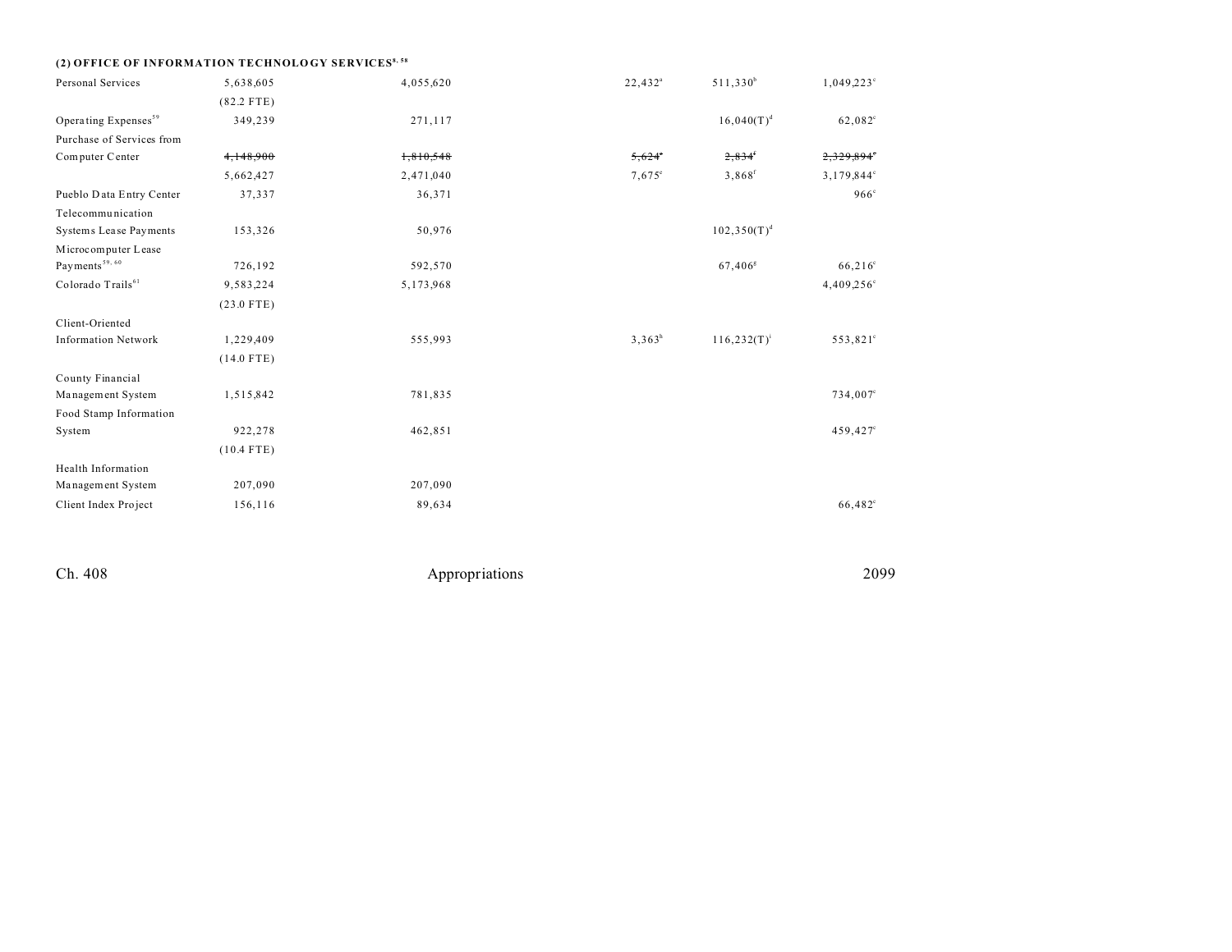**(2) OFFICE OF INFORMATION TECHNOLOGY SERVICES[8, 58]**

| | | | | | | |
|---|---|---|---|---|---|---|
| Personal Services | 5,638,605 | 4,055,620 | | 22,432[a] | 511,330[b] | 1,049,223[c] |
| | (82.2 FTE) | | | | | |
| Operating Expenses[59] | 349,239 | 271,117 | | | 16,040(T)[d] | 62,082[c] |
| Purchase of Services from Computer Center | ~~4,148,900~~ | ~~1,810,548~~ | | ~~5,624[e]~~ | ~~2,834[f]~~ | ~~2,329,894[c]~~ |
| | 5,662,427 | 2,471,040 | | 7,675[e] | 3,868[f] | 3,179,844[c] |
| Pueblo Data Entry Center | 37,337 | 36,371 | | | | 966[c] |
| Telecommunication Systems Lease Payments | 153,326 | 50,976 | | | 102,350(T)[d] | |
| Microcomputer Lease Payments[59, 60] | 726,192 | 592,570 | | | 67,406[g] | 66,216[c] |
| Colorado Trails[61] | 9,583,224 | 5,173,968 | | | | 4,409,256[c] |
| | (23.0 FTE) | | | | | |
| Client-Oriented Information Network | 1,229,409 | 555,993 | | 3,363[h] | 116,232(T)[i] | 553,821[c] |
| | (14.0 FTE) | | | | | |
| County Financial Management System | 1,515,842 | 781,835 | | | | 734,007[c] |
| Food Stamp Information System | 922,278 | 462,851 | | | | 459,427[c] |
| | (10.4 FTE) | | | | | |
| Health Information Management System | 207,090 | 207,090 | | | | |
| Client Index Project | 156,116 | 89,634 | | | | 66,482[c] |

Ch. 408 Appropriations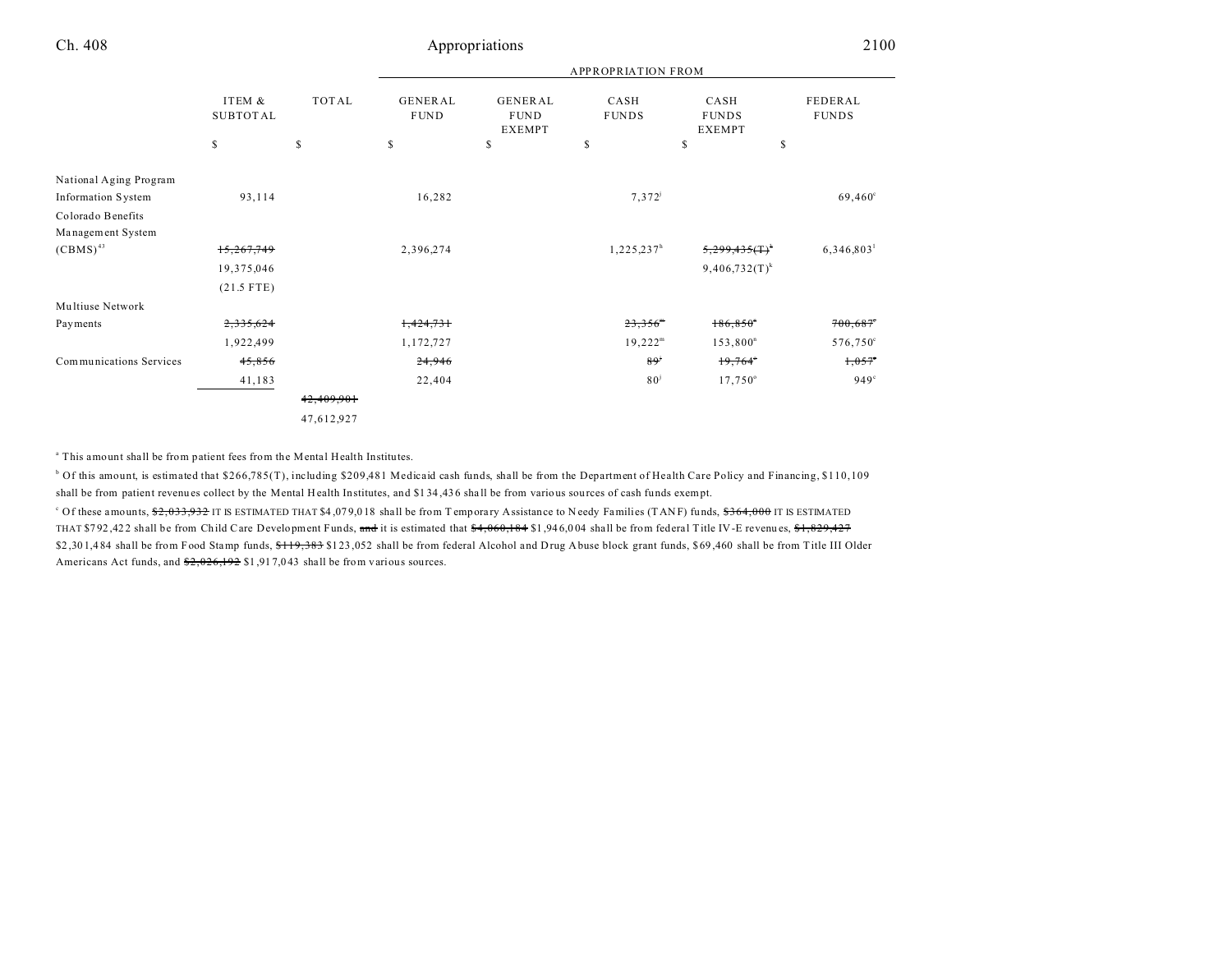|  | ITEM & SUBTOTAL | TOTAL | GENERAL FUND | GENERAL FUND EXEMPT | CASH FUNDS | CASH FUNDS EXEMPT | FEDERAL FUNDS |
|---|---|---|---|---|---|---|---|
|  | $ | $ | $ | $ | $ | $ | $ |
| National Aging Program Information System | 93,114 |  | 16,282 |  | 7,372[j] |  | 69,460[c] |
| Colorado Benefits Management System (CBMS)[43] | ~~15,267,749~~ 19,375,046 (21.5 FTE) |  | 2,396,274 |  | 1,225,237[h] | ~~5,299,435(T)~~[k] 9,406,732(T)[k] | 6,346,803[l] |
| Multiuse Network Payments | ~~2,335,624~~ 1,922,499 |  | ~~1,424,731~~ 1,172,727 |  | ~~23,356~~[m] 19,222[m] | ~~186,850~~[n] 153,800[n] | ~~700,687~~[c] 576,750[c] |
| Communications Services | ~~45,856~~ 41,183 |  | ~~24,946~~ 22,404 |  | ~~89~~[j] 80[j] | ~~19,764~~[o] 17,750[o] | ~~1,057~~[c] 949[c] |
|  |  | ~~42,409,901~~ 47,612,927 |  |  |  |  |  |

[a] This amount shall be from patient fees from the Mental Health Institutes.

[b] Of this amount, is estimated that $266,785(T), including $209,481 Medicaid cash funds, shall be from the Department of Health Care Policy and Financing, $110,109 shall be from patient revenues collect by the Mental Health Institutes, and $134,436 shall be from various sources of cash funds exempt.

[c] Of these amounts, ~~$2,033,932~~ IT IS ESTIMATED THAT $4,079,018 shall be from Temporary Assistance to Needy Families (TANF) funds, ~~$364,000~~ IT IS ESTIMATED THAT $792,422 shall be from Child Care Development Funds, ~~and~~ it is estimated that ~~$4,060,184~~ $1,946,004 shall be from federal Title IV-E revenues, ~~$1,829,427~~ $2,301,484 shall be from Food Stamp funds, ~~$119,383~~ $123,052 shall be from federal Alcohol and Drug Abuse block grant funds, $69,460 shall be from Title III Older Americans Act funds, and ~~$2,026,192~~ $1,917,043 shall be from various sources.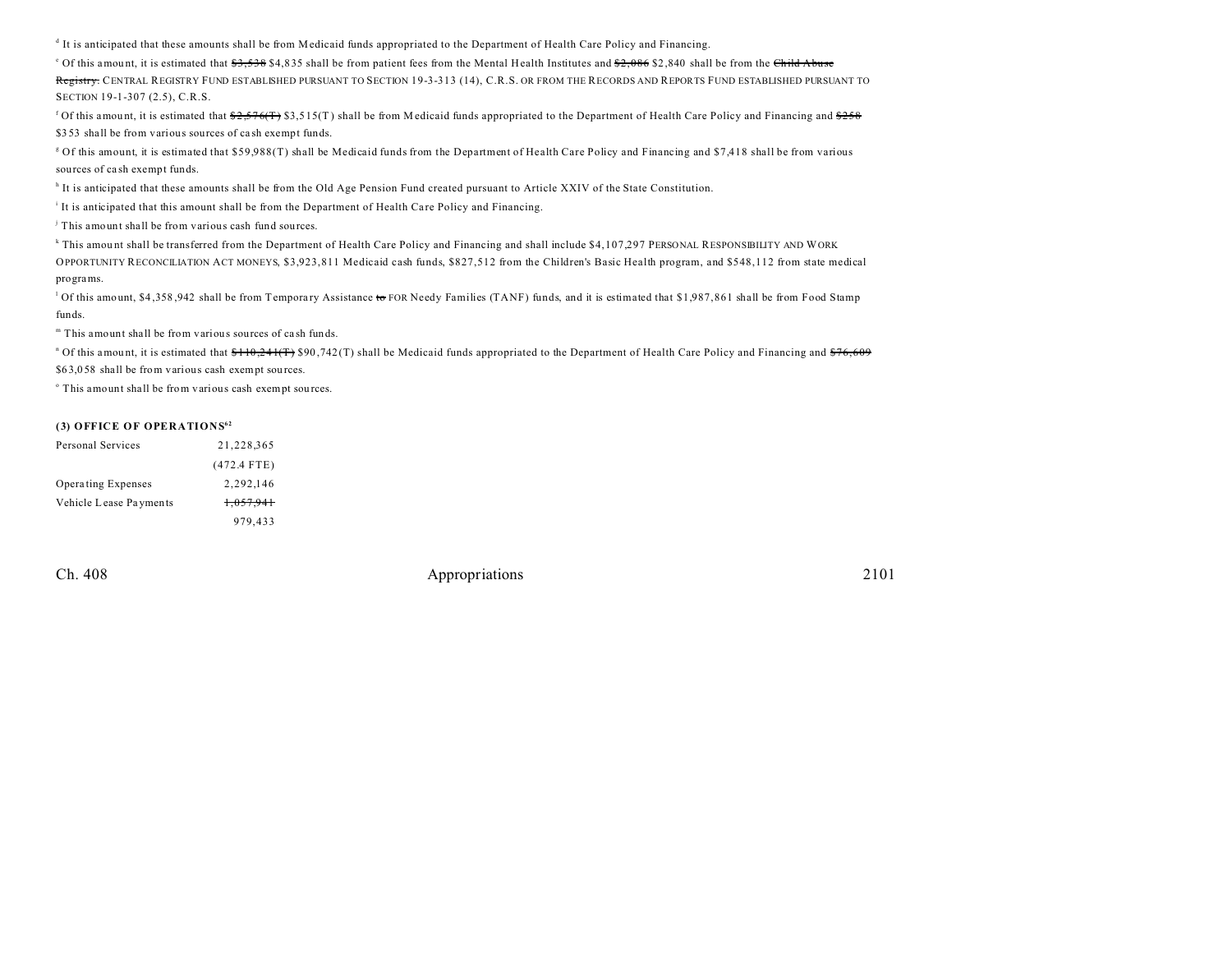[d] It is anticipated that these amounts shall be from Medicaid funds appropriated to the Department of Health Care Policy and Financing.

[e] Of this amount, it is estimated that ~~$3,538~~ $4,835 shall be from patient fees from the Mental Health Institutes and ~~$2,086~~ $2,840 shall be from the ~~Child Abuse Registry.~~ CENTRAL REGISTRY FUND ESTABLISHED PURSUANT TO SECTION 19-3-313 (14), C.R.S. OR FROM THE RECORDS AND REPORTS FUND ESTABLISHED PURSUANT TO SECTION 19-1-307 (2.5), C.R.S.

[f] Of this amount, it is estimated that ~~$2,576(T)~~ $3,515(T) shall be from Medicaid funds appropriated to the Department of Health Care Policy and Financing and ~~$258~~ $353 shall be from various sources of cash exempt funds.

[g] Of this amount, it is estimated that $59,988(T) shall be Medicaid funds from the Department of Health Care Policy and Financing and $7,418 shall be from various sources of cash exempt funds.

[h] It is anticipated that these amounts shall be from the Old Age Pension Fund created pursuant to Article XXIV of the State Constitution.

[i] It is anticipated that this amount shall be from the Department of Health Care Policy and Financing.

[j] This amount shall be from various cash fund sources.

[k] This amount shall be transferred from the Department of Health Care Policy and Financing and shall include $4,107,297 PERSONAL RESPONSIBILITY AND WORK OPPORTUNITY RECONCILIATION ACT MONEYS, $3,923,811 Medicaid cash funds, $827,512 from the Children's Basic Health program, and $548,112 from state medical programs.

[l] Of this amount, $4,358,942 shall be from Temporary Assistance ~~to~~ FOR Needy Families (TANF) funds, and it is estimated that $1,987,861 shall be from Food Stamp funds.

[m] This amount shall be from various sources of cash funds.

[n] Of this amount, it is estimated that ~~$110,241(T)~~ $90,742(T) shall be Medicaid funds appropriated to the Department of Health Care Policy and Financing and ~~$76,609~~ $63,058 shall be from various cash exempt sources.

[o] This amount shall be from various cash exempt sources.

### (3) OFFICE OF OPERATIONS[62]

| | |
|---|---|
| Personal Services | 21,228,365 |
| | (472.4 FTE) |
| Operating Expenses | 2,292,146 |
| Vehicle Lease Payments | ~~1,057,941~~ |
| | 979,433 |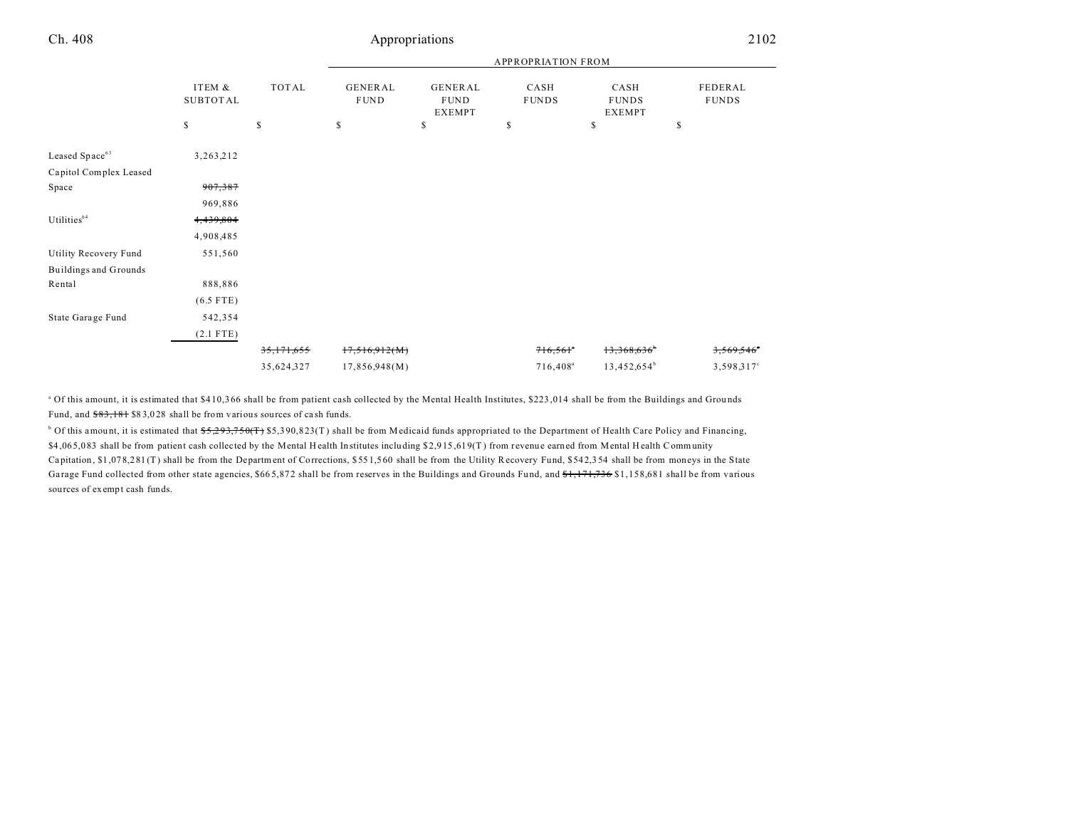| | ITEM & SUBTOTAL | TOTAL | GENERAL FUND | GENERAL FUND EXEMPT | CASH FUNDS | CASH FUNDS EXEMPT | FEDERAL FUNDS |
|---|---|---|---|---|---|---|---|
| | | | APPROPRIATION FROM | | | | |
| | $ | $ | $ | $ | $ | $ | $ |
| Leased Space[63] | 3,263,212 | | | | | | |
| Capitol Complex Leased Space | ~~907,387~~ 969,886 | | | | | | |
| Utilities[64] | ~~4,439,804~~ 4,908,485 | | | | | | |
| Utility Recovery Fund | 551,560 | | | | | | |
| Buildings and Grounds Rental | 888,886 (6.5 FTE) | | | | | | |
| State Garage Fund | 542,354 (2.1 FTE) | | | | | | |
| | | ~~35,171,655~~ | ~~17,516,912(M)~~ | | ~~716,561~~[a] | ~~13,368,636~~[b] | ~~3,569,546~~[c] |
| | | 35,624,327 | 17,856,948(M) | | 716,408[a] | 13,452,654[b] | 3,598,317[c] |

[a] Of this amount, it is estimated that $410,366 shall be from patient cash collected by the Mental Health Institutes, $223,014 shall be from the Buildings and Grounds Fund, and ~~$83,181~~ $83,028 shall be from various sources of cash funds.

[b] Of this amount, it is estimated that ~~$5,293,750(T)~~ $5,390,823(T) shall be from Medicaid funds appropriated to the Department of Health Care Policy and Financing, $4,065,083 shall be from patient cash collected by the Mental Health Institutes including $2,915,619(T) from revenue earned from Mental Health Community Capitation, $1,078,281(T) shall be from the Department of Corrections, $551,560 shall be from the Utility Recovery Fund, $542,354 shall be from moneys in the State Garage Fund collected from other state agencies, $665,872 shall be from reserves in the Buildings and Grounds Fund, and ~~$1,171,736~~ $1,158,681 shall be from various sources of exempt cash funds.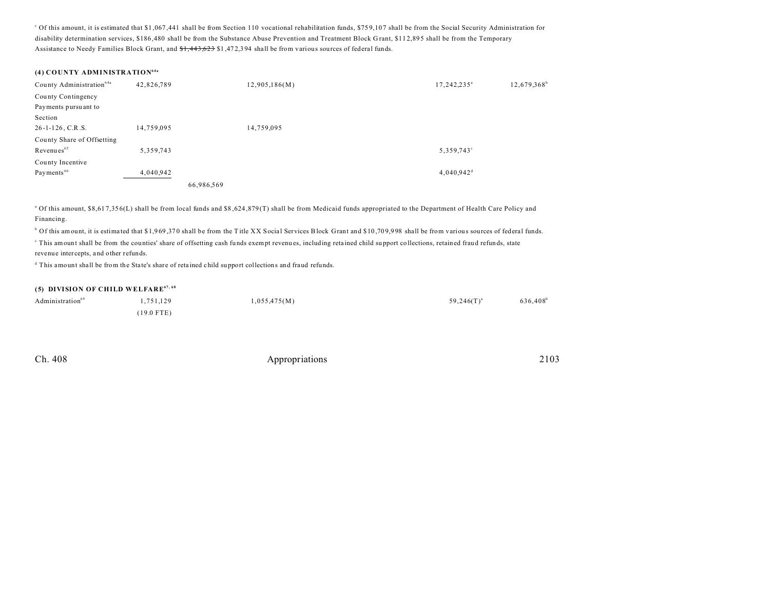[c] Of this amount, it is estimated that $1,067,441 shall be from Section 110 vocational rehabilitation funds, $759,107 shall be from the Social Security Administration for disability determination services, $186,480 shall be from the Substance Abuse Prevention and Treatment Block Grant, $112,895 shall be from the Temporary Assistance to Needy Families Block Grant, and ~~$1,443,623~~ $1,472,394 shall be from various sources of federal funds.

**(4) COUNTY ADMINISTRATION[64a]**

| | | | | | |
|---|---|---|---|---|---|
| County Administration[64a] | 42,826,789 | | 12,905,186(M) | 17,242,235[a] | 12,679,368[b] |
| County Contingency Payments pursuant to Section 26-1-126, C.R.S. | 14,759,095 | | 14,759,095 | | |
| County Share of Offsetting Revenues[65] | 5,359,743 | | | 5,359,743[c] | |
| County Incentive Payments[66] | 4,040,942 | | | 4,040,942[d] | |
| | | 66,986,569 | | | |

[a] Of this amount, $8,617,356(L) shall be from local funds and $8,624,879(T) shall be from Medicaid funds appropriated to the Department of Health Care Policy and Financing.

[b] Of this amount, it is estimated that $1,969,370 shall be from the Title XX Social Services Block Grant and $10,709,998 shall be from various sources of federal funds.

[c] This amount shall be from the counties' share of offsetting cash funds exempt revenues, including retained child support collections, retained fraud refunds, state revenue intercepts, and other refunds.

[d] This amount shall be from the State's share of retained child support collections and fraud refunds.

**(5) DIVISION OF CHILD WELFARE[67, 68]**

| | | | | | |
|---|---|---|---|---|---|
| Administration[69] | 1,751,129 | | 1,055,475(M) | 59,246(T)[a] | 636,408[b] |
| | (19.0 FTE) | | | | |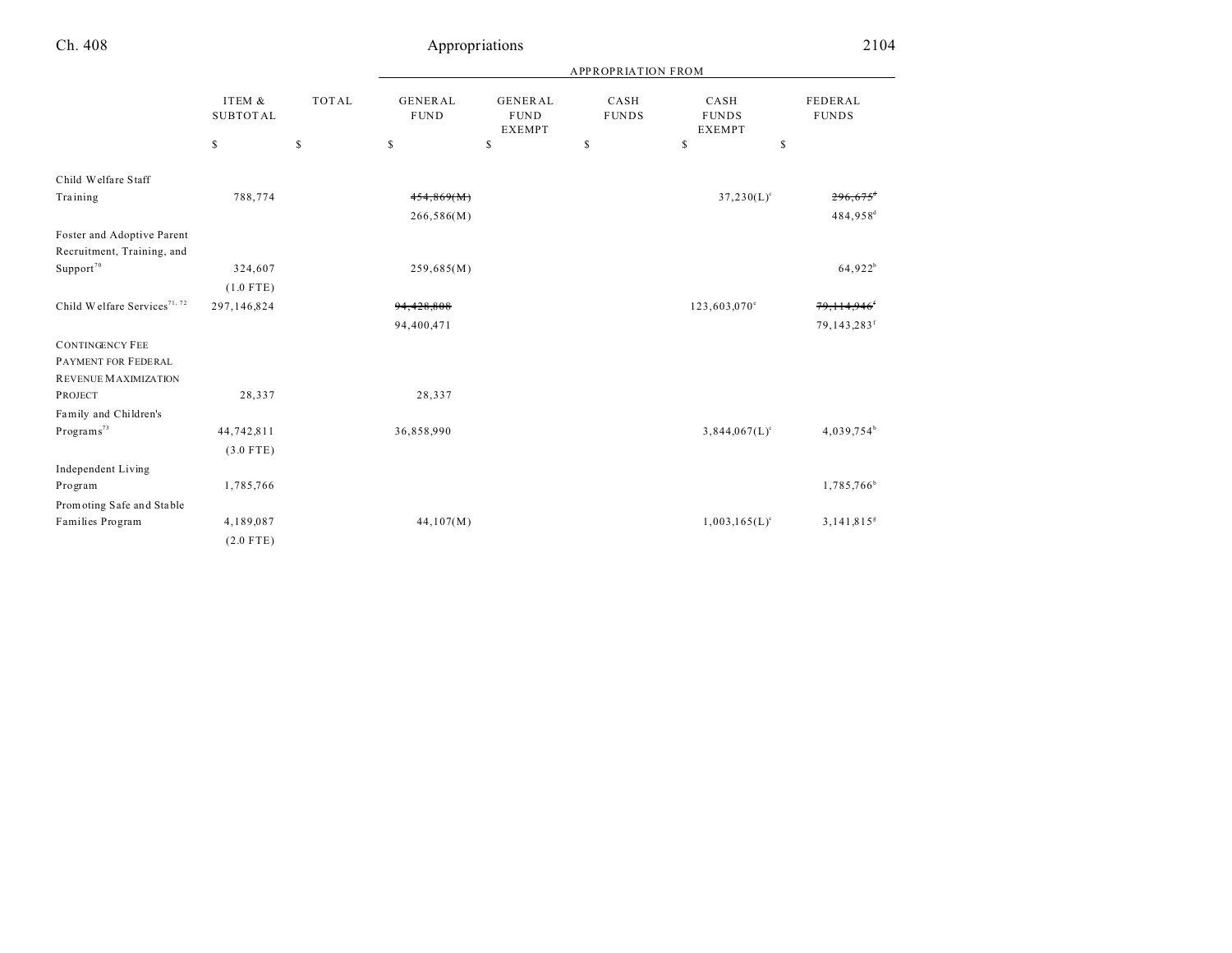| | ITEM & SUBTOTAL | TOTAL | APPROPRIATION FROM GENERAL FUND | GENERAL FUND EXEMPT | CASH FUNDS | CASH FUNDS EXEMPT | FEDERAL FUNDS |
|---|---|---|---|---|---|---|---|
| | $ | $ | $ | $ | $ | $ | $ |
| Child Welfare Staff Training | 788,774 | | ~~454,869(M)~~ 266,586(M) | | | 37,230(L)[c] | ~~296,675[d]~~ 484,958[d] |
| Foster and Adoptive Parent Recruitment, Training, and Support[70] | 324,607 (1.0 FTE) | | 259,685(M) | | | | 64,922[b] |
| Child Welfare Services[71, 72] | 297,146,824 | | ~~94,428,808~~ 94,400,471 | | | 123,603,070[e] | ~~79,114,946[f]~~ 79,143,283[f] |
| CONTINGENCY FEE PAYMENT FOR FEDERAL REVENUE MAXIMIZATION PROJECT | 28,337 | | 28,337 | | | | |
| Family and Children's Programs[73] | 44,742,811 (3.0 FTE) | | 36,858,990 | | | 3,844,067(L)[c] | 4,039,754[b] |
| Independent Living Program | 1,785,766 | | | | | | 1,785,766[b] |
| Promoting Safe and Stable Families Program | 4,189,087 (2.0 FTE) | | 44,107(M) | | | 1,003,165(L)[c] | 3,141,815[g] |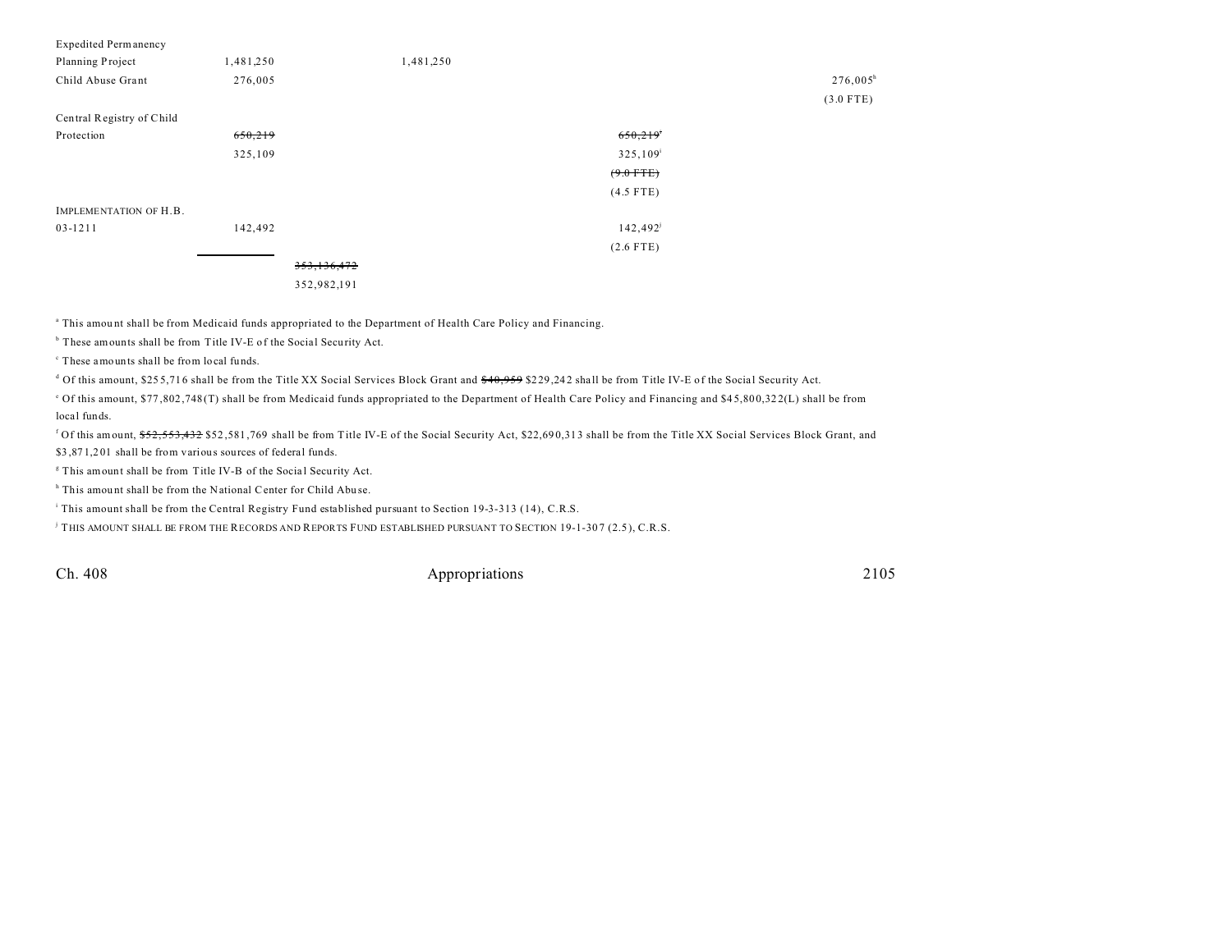| | | | | | |
|---|---|---|---|---|---|
| Expedited Permanency Planning Project | 1,481,250 | | 1,481,250 | | |
| Child Abuse Grant | 276,005 | | | | 276,005[h] (3.0 FTE) |
| Central Registry of Child Protection | ~~650,219~~ 325,109 | | | ~~650,219~~[i] 325,109[i] ~~(9.0 FTE)~~ (4.5 FTE) | |
| IMPLEMENTATION OF H.B. 03-1211 | 142,492 | | | 142,492[j] (2.6 FTE) | |
| | | ~~353,136,472~~ 352,982,191 | | | |

[a] This amount shall be from Medicaid funds appropriated to the Department of Health Care Policy and Financing.

[b] These amounts shall be from Title IV-E of the Social Security Act.

[c] These amounts shall be from local funds.

[d] Of this amount, $255,716 shall be from the Title XX Social Services Block Grant and ~~$40,959~~ $229,242 shall be from Title IV-E of the Social Security Act.

[e] Of this amount, $77,802,748(T) shall be from Medicaid funds appropriated to the Department of Health Care Policy and Financing and $45,800,322(L) shall be from local funds.

[f] Of this amount, ~~$52,553,432~~ $52,581,769 shall be from Title IV-E of the Social Security Act, $22,690,313 shall be from the Title XX Social Services Block Grant, and $3,871,201 shall be from various sources of federal funds.

[g] This amount shall be from Title IV-B of the Social Security Act.

[h] This amount shall be from the National Center for Child Abuse.

[i] This amount shall be from the Central Registry Fund established pursuant to Section 19-3-313 (14), C.R.S.

[j] THIS AMOUNT SHALL BE FROM THE RECORDS AND REPORTS FUND ESTABLISHED PURSUANT TO SECTION 19-1-307 (2.5), C.R.S.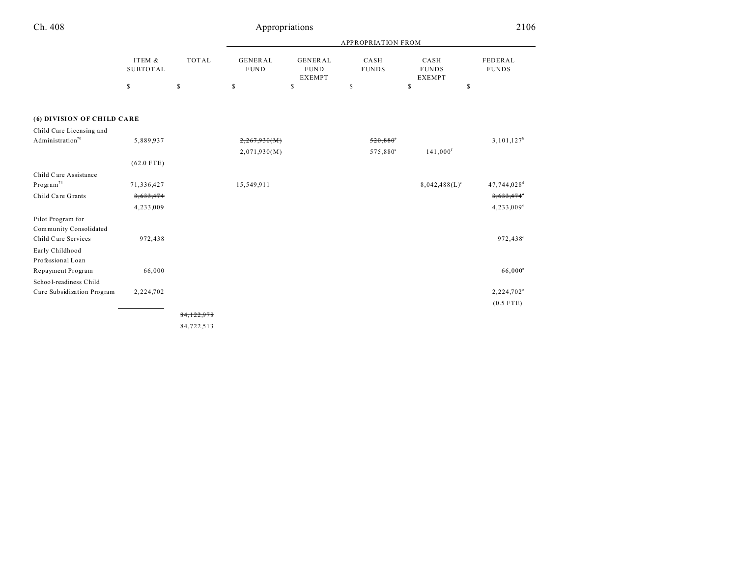| | ITEM & SUBTOTAL | TOTAL | APPROPRIATION FROM GENERAL FUND | GENERAL FUND EXEMPT | CASH FUNDS | CASH FUNDS EXEMPT | FEDERAL FUNDS |
|---|---|---|---|---|---|---|---|
| | $ | $ | $ | $ | $ | $ | $ |
| **(6) DIVISION OF CHILD CARE** | | | | | | | |
| Child Care Licensing and Administration[70] | 5,889,937 | | ~~2,267,930(M)~~ | | ~~520,880[a]~~ | | 3,101,127[b] |
| | | | 2,071,930(M) | | 575,880[a] | 141,000[f] | |
| | (62.0 FTE) | | | | | | |
| Child Care Assistance Program[74] | 71,336,427 | | 15,549,911 | | | 8,042,488(L)[c] | 47,744,028[d] |
| Child Care Grants | ~~3,633,474~~ | | | | | | ~~3,633,474[e]~~ |
| | 4,233,009 | | | | | | 4,233,009[e] |
| Pilot Program for Community Consolidated Child Care Services | 972,438 | | | | | | 972,438[e] |
| Early Childhood Professional Loan Repayment Program | 66,000 | | | | | | 66,000[e] |
| School-readiness Child Care Subsidization Program | 2,224,702 | | | | | | 2,224,702[e] |
| | | | | | | | (0.5 FTE) |
| | | ~~84,122,978~~ | | | | | |
| | | 84,722,513 | | | | | |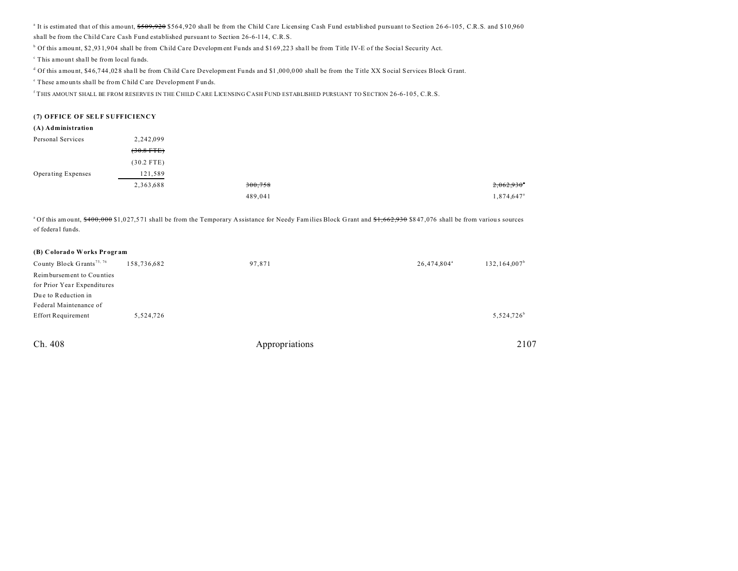[a] It is estimated that of this amount, ~~$509,920~~ $564,920 shall be from the Child Care Licensing Cash Fund established pursuant to Section 26-6-105, C.R.S. and $10,960 shall be from the Child Care Cash Fund established pursuant to Section 26-6-114, C.R.S.

[b] Of this amount, $2,931,904 shall be from Child Care Development Funds and $169,223 shall be from Title IV-E of the Social Security Act.

[c] This amount shall be from local funds.

[d] Of this amount, $46,744,028 shall be from Child Care Development Funds and $1,000,000 shall be from the Title XX Social Services Block Grant.

[e] These amounts shall be from Child Care Development Funds.

[f] THIS AMOUNT SHALL BE FROM RESERVES IN THE CHILD CARE LICENSING CASH FUND ESTABLISHED PURSUANT TO SECTION 26-6-105, C.R.S.

**(7) OFFICE OF SELF SUFFICIENCY**

**(A) Administration**

| | | | | |
|---|---|---|---|---|
| Personal Services | 2,242,099 | | | |
| | ~~(30.8 FTE)~~ | | | |
| | (30.2 FTE) | | | |
| Operating Expenses | 121,589 | | | |
| | 2,363,688 | ~~300,758~~ | | ~~2,062,930~~[a] |
| | | 489,041 | | 1,874,647[a] |

[a] Of this amount, ~~$400,000~~ $1,027,571 shall be from the Temporary Assistance for Needy Families Block Grant and ~~$1,662,930~~ $847,076 shall be from various sources of federal funds.

**(B) Colorado Works Program**

| | | | | |
|---|---|---|---|---|
| County Block Grants[75, 76] | 158,736,682 | 97,871 | 26,474,804[a] | 132,164,007[b] |
| Reimbursement to Counties for Prior Year Expenditures Due to Reduction in Federal Maintenance of Effort Requirement | 5,524,726 | | | 5,524,726[b] |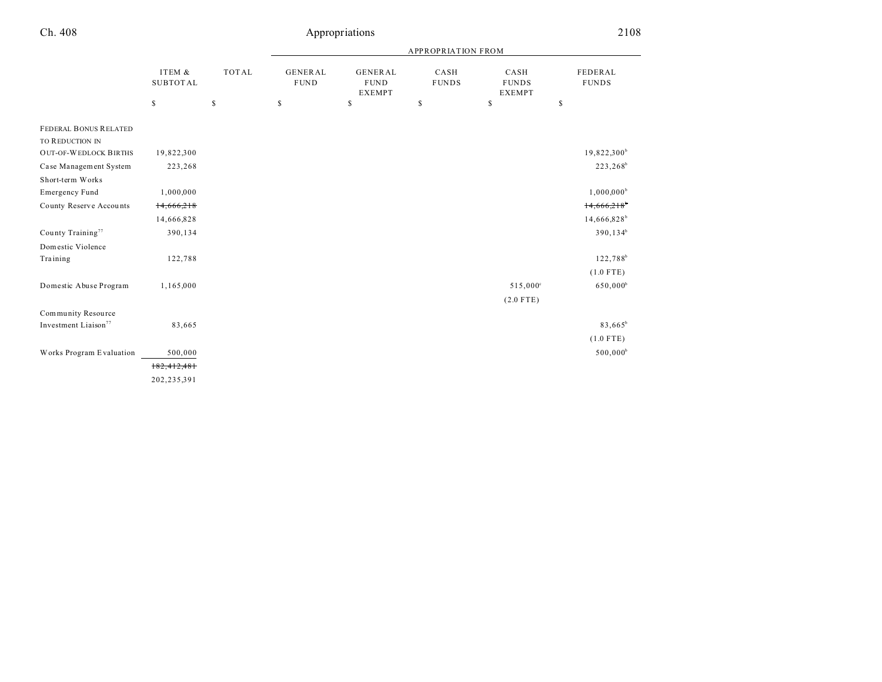| | ITEM & SUBTOTAL | TOTAL | GENERAL FUND | GENERAL FUND EXEMPT | CASH FUNDS | CASH FUNDS EXEMPT | FEDERAL FUNDS |
|---|---|---|---|---|---|---|---|
| | | | APPROPRIATION FROM | | | | |
| | $ | $ | $ | $ | $ | $ | $ |
| FEDERAL BONUS RELATED TO REDUCTION IN OUT-OF-WEDLOCK BIRTHS | 19,822,300 | | | | | | 19,822,300[b] |
| Case Management System | 223,268 | | | | | | 223,268[b] |
| Short-term Works Emergency Fund | 1,000,000 | | | | | | 1,000,000[b] |
| County Reserve Accounts | ~~14,666,218~~ | | | | | | ~~14,666,218[b]~~ |
| | 14,666,828 | | | | | | 14,666,828[b] |
| County Training[77] | 390,134 | | | | | | 390,134[b] |
| Domestic Violence Training | 122,788 | | | | | | 122,788[b] |
| | | | | | | | (1.0 FTE) |
| Domestic Abuse Program | 1,165,000 | | | | | 515,000[c] | 650,000[b] |
| | | | | | | (2.0 FTE) | |
| Community Resource Investment Liaison[77] | 83,665 | | | | | | 83,665[b] |
| | | | | | | | (1.0 FTE) |
| Works Program Evaluation | 500,000 | | | | | | 500,000[b] |
| | ~~182,412,481~~ | | | | | | |
| | 202,235,391 | | | | | | |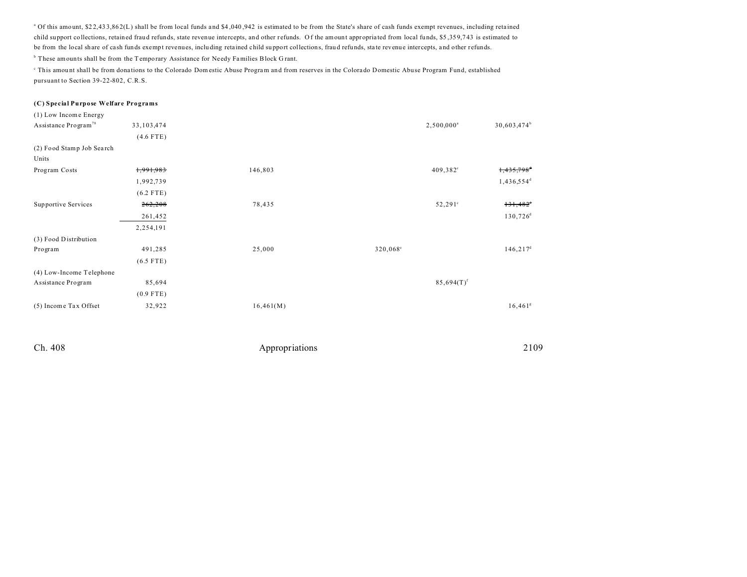[a] Of this amount, $22,433,862(L) shall be from local funds and $4,040,942 is estimated to be from the State's share of cash funds exempt revenues, including retained child support collections, retained fraud refunds, state revenue intercepts, and other refunds. Of the amount appropriated from local funds, $5,359,743 is estimated to be from the local share of cash funds exempt revenues, including retained child support collections, fraud refunds, state revenue intercepts, and other refunds.

[b] These amounts shall be from the Temporary Assistance for Needy Families Block Grant.

[c] This amount shall be from donations to the Colorado Domestic Abuse Program and from reserves in the Colorado Domestic Abuse Program Fund, established pursuant to Section 39-22-802, C.R.S.

**(C) Special Purpose Welfare Programs**

| | | | | | |
|---|---|---|---|---|---|
| (1) Low Income Energy Assistance Program[78] | 33,103,474 | | | 2,500,000[a] | 30,603,474[b] |
| | (4.6 FTE) | | | | |
| (2) Food Stamp Job Search Units | | | | | |
| Program Costs | ~~1,991,983~~ | 146,803 | | 409,382[c] | ~~1,435,798~~[d] |
| | 1,992,739 | | | | 1,436,554[d] |
| | (6.2 FTE) | | | | |
| Supportive Services | ~~262,208~~ | 78,435 | | 52,291[c] | ~~131,482~~[d] |
| | 261,452 | | | | 130,726[d] |
| | 2,254,191 | | | | |
| (3) Food Distribution Program | 491,285 | 25,000 | 320,068[e] | | 146,217[d] |
| | (6.5 FTE) | | | | |
| (4) Low-Income Telephone Assistance Program | 85,694 | | | 85,694(T)[f] | |
| | (0.9 FTE) | | | | |
| (5) Income Tax Offset | 32,922 | 16,461(M) | | | 16,461[g] |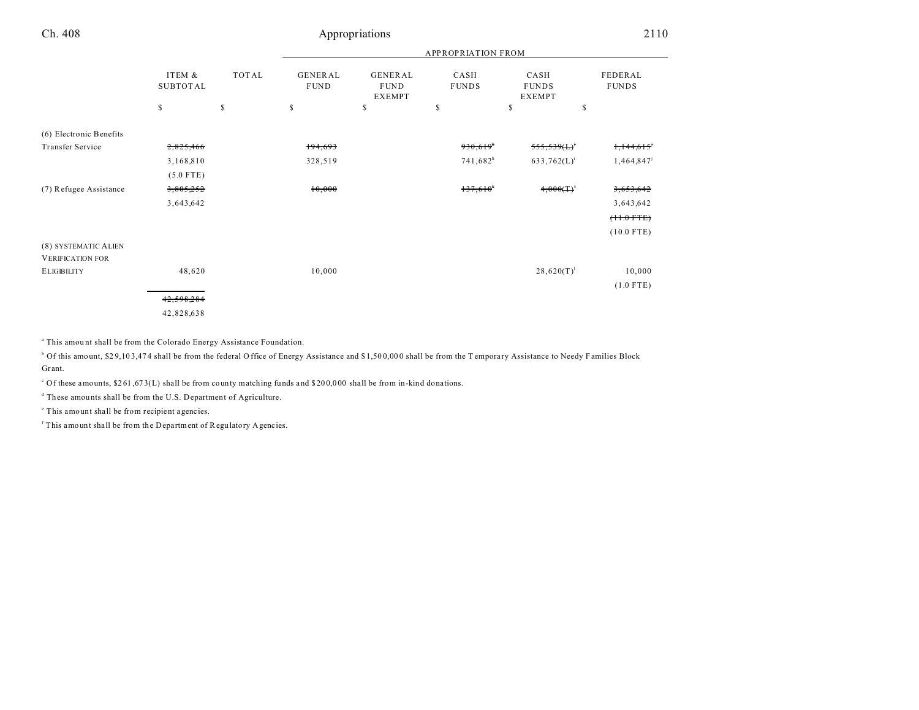| | ITEM & SUBTOTAL | TOTAL | GENERAL FUND | GENERAL FUND EXEMPT | CASH FUNDS | CASH FUNDS EXEMPT | FEDERAL FUNDS |
|---|---|---|---|---|---|---|---|
| | | | APPROPRIATION FROM | | | | |
| | $ | $ | $ | $ | $ | $ | $ |
| (6) Electronic Benefits Transfer Service | ~~2,825,466~~ | | ~~194,693~~ | | ~~930,619~~[h] | ~~555,539(L)~~[i] | ~~1,144,615~~[j] |
| | 3,168,810 | | 328,519 | | 741,682[h] | 633,762(L)[i] | 1,464,847[j] |
| | (5.0 FTE) | | | | | | |
| (7) Refugee Assistance | ~~3,805,252~~ | | ~~10,000~~ | | ~~137,610~~[k] | ~~4,000(T)~~[l] | ~~3,653,642~~ |
| | 3,643,642 | | | | | | 3,643,642 |
| | | | | | | | ~~(11.0 FTE)~~ |
| | | | | | | | (10.0 FTE) |
| (8) SYSTEMATIC ALIEN VERIFICATION FOR ELIGIBILITY | 48,620 | | 10,000 | | | 28,620(T)[l] | 10,000 |
| | | | | | | | (1.0 FTE) |
| | ~~42,598,284~~ | | | | | | |
| | 42,828,638 | | | | | | |

[a] This amount shall be from the Colorado Energy Assistance Foundation.

[b] Of this amount, $29,103,474 shall be from the federal Office of Energy Assistance and $1,500,000 shall be from the Temporary Assistance to Needy Families Block Grant.

[c] Of these amounts, $261,673(L) shall be from county matching funds and $200,000 shall be from in-kind donations.

[d] These amounts shall be from the U.S. Department of Agriculture.

[e] This amount shall be from recipient agencies.

[f] This amount shall be from the Department of Regulatory Agencies.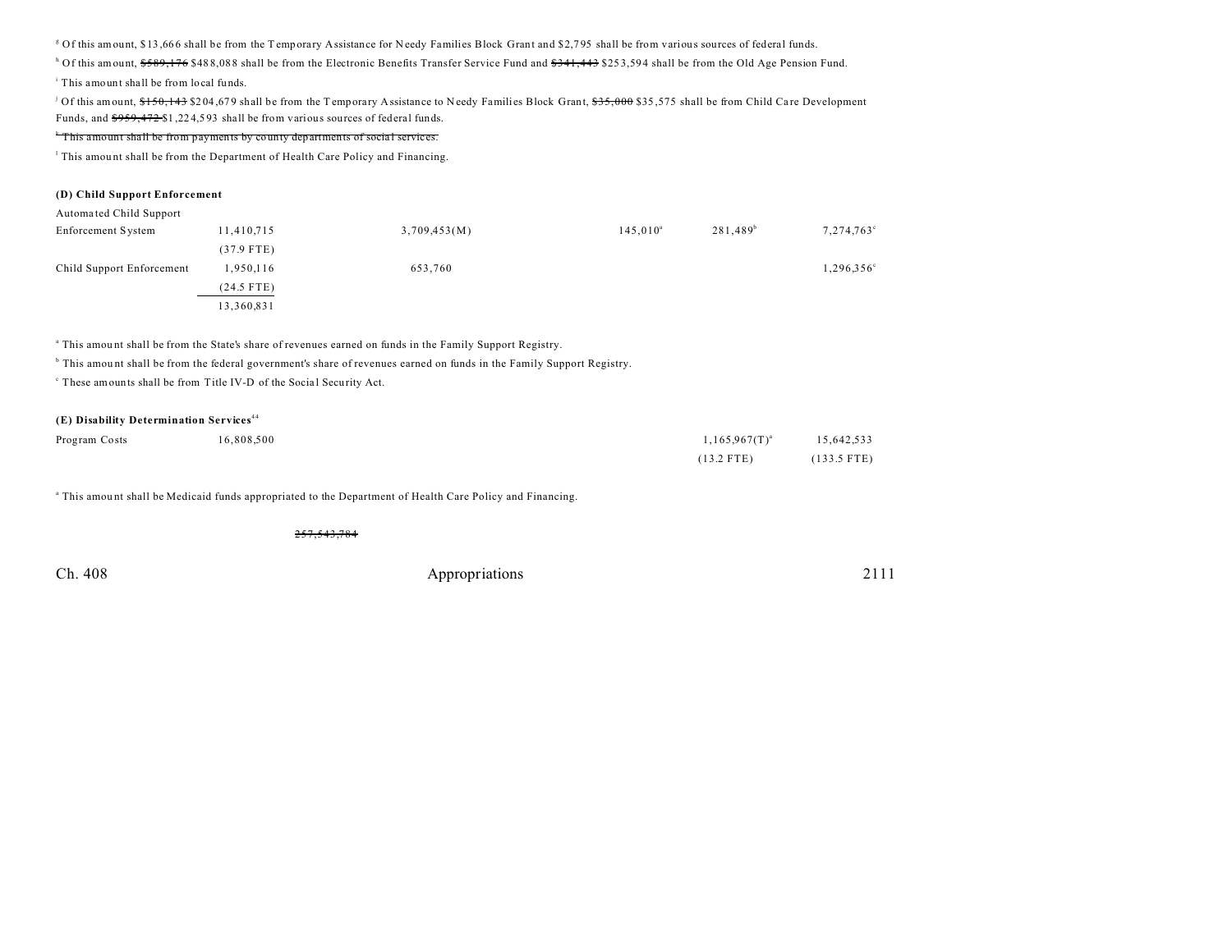[g] Of this amount, $13,666 shall be from the Temporary Assistance for Needy Families Block Grant and $2,795 shall be from various sources of federal funds.

[h] Of this amount, ~~$589,176~~ $488,088 shall be from the Electronic Benefits Transfer Service Fund and ~~$341,443~~ $253,594 shall be from the Old Age Pension Fund.

[i] This amount shall be from local funds.

[j] Of this amount, ~~$150,143~~ $204,679 shall be from the Temporary Assistance to Needy Families Block Grant, ~~$35,000~~ $35,575 shall be from Child Care Development Funds, and ~~$959,472~~ $1,224,593 shall be from various sources of federal funds.

~~[k] This amount shall be from payments by county departments of social services.~~

[l] This amount shall be from the Department of Health Care Policy and Financing.

**(D) Child Support Enforcement**

| | | | | | |
|---|---|---|---|---|---|
| Automated Child Support Enforcement System | 11,410,715 (37.9 FTE) | 3,709,453(M) | 145,010[a] | 281,489[b] | 7,274,763[c] |
| Child Support Enforcement | 1,950,116 (24.5 FTE) | 653,760 | | | 1,296,356[c] |
| | 13,360,831 | | | | |

[a] This amount shall be from the State's share of revenues earned on funds in the Family Support Registry.

[b] This amount shall be from the federal government's share of revenues earned on funds in the Family Support Registry.

[c] These amounts shall be from Title IV-D of the Social Security Act.

**(E) Disability Determination Services**[44]

| | | | |
|---|---|---|---|
| Program Costs | 16,808,500 | 1,165,967(T)[a] (13.2 FTE) | 15,642,533 (133.5 FTE) |

[a] This amount shall be Medicaid funds appropriated to the Department of Health Care Policy and Financing.

~~257,543,784~~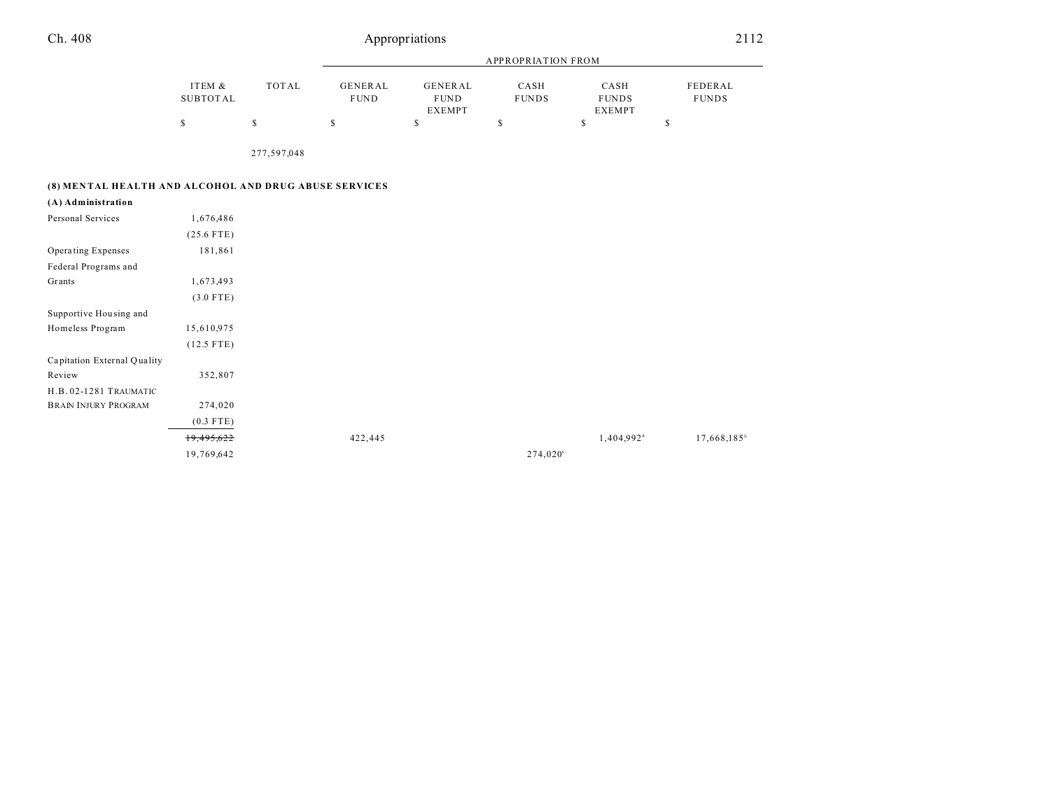| | ITEM & SUBTOTAL | TOTAL | APPROPRIATION FROM | | | | |
|---|---|---|---|---|---|---|---|
| | | | GENERAL FUND | GENERAL FUND EXEMPT | CASH FUNDS | CASH FUNDS EXEMPT | FEDERAL FUNDS |
| | $ | $ | $ | $ | $ | $ | $ |
| | | 277,597,048 | | | | | |
| **(8) MENTAL HEALTH AND ALCOHOL AND DRUG ABUSE SERVICES** | | | | | | | |
| **(A) Administration** | | | | | | | |
| Personal Services | 1,676,486 | | | | | | |
| | (25.6 FTE) | | | | | | |
| Operating Expenses | 181,861 | | | | | | |
| Federal Programs and Grants | 1,673,493 | | | | | | |
| | (3.0 FTE) | | | | | | |
| Supportive Housing and Homeless Program | 15,610,975 | | | | | | |
| | (12.5 FTE) | | | | | | |
| Capitation External Quality Review | 352,807 | | | | | | |
| H.B. 02-1281 TRAUMATIC BRAIN INJURY PROGRAM | 274,020 | | | | | | |
| | (0.3 FTE) | | | | | | |
| | ~~19,495,622~~ | | 422,445 | | | 1,404,992[a] | 17,668,185[b] |
| | 19,769,642 | | | | 274,020[c] | | |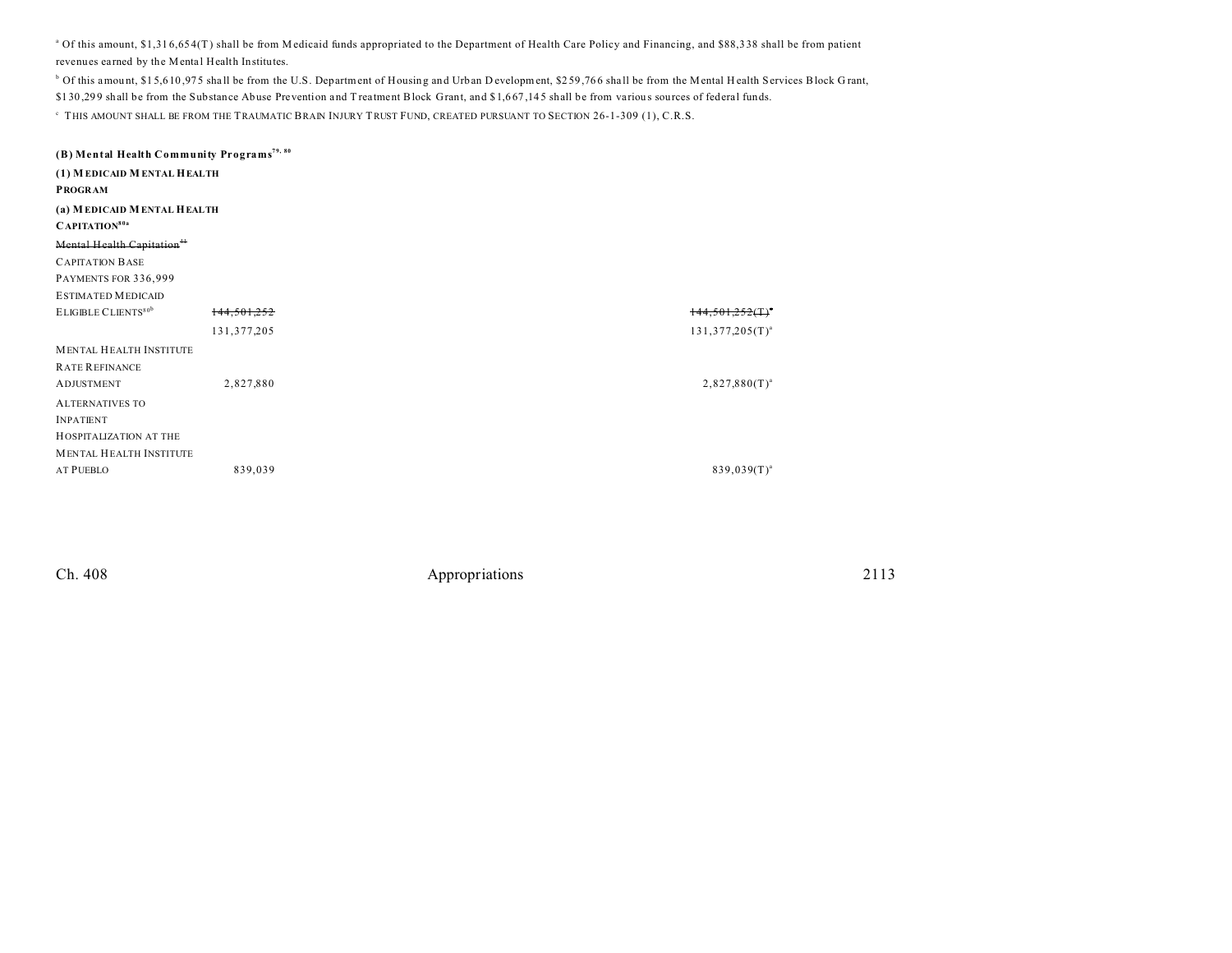[a] Of this amount, $1,316,654(T) shall be from Medicaid funds appropriated to the Department of Health Care Policy and Financing, and $88,338 shall be from patient revenues earned by the Mental Health Institutes.

[b] Of this amount, $15,610,975 shall be from the U.S. Department of Housing and Urban Development, $259,766 shall be from the Mental Health Services Block Grant, $130,299 shall be from the Substance Abuse Prevention and Treatment Block Grant, and $1,667,145 shall be from various sources of federal funds.

[c] THIS AMOUNT SHALL BE FROM THE TRAUMATIC BRAIN INJURY TRUST FUND, CREATED PURSUANT TO SECTION 26-1-309 (1), C.R.S.

**(B) Mental Health Community Programs[79, 80]**

**(1) MEDICAID MENTAL HEALTH PROGRAM**

**(a) MEDICAID MENTAL HEALTH CAPITATION[80a]**

| | | |
|---|---|---|
| ~~Mental Health Capitation[44]~~ CAPITATION BASE PAYMENTS FOR 336,999 ESTIMATED MEDICAID ELIGIBLE CLIENTS[80b] | ~~144,501,252~~ | ~~144,501,252(T)[a]~~ |
| | 131,377,205 | 131,377,205(T)[a] |
| MENTAL HEALTH INSTITUTE RATE REFINANCE ADJUSTMENT | 2,827,880 | 2,827,880(T)[a] |
| ALTERNATIVES TO INPATIENT HOSPITALIZATION AT THE MENTAL HEALTH INSTITUTE AT PUEBLO | 839,039 | 839,039(T)[a] |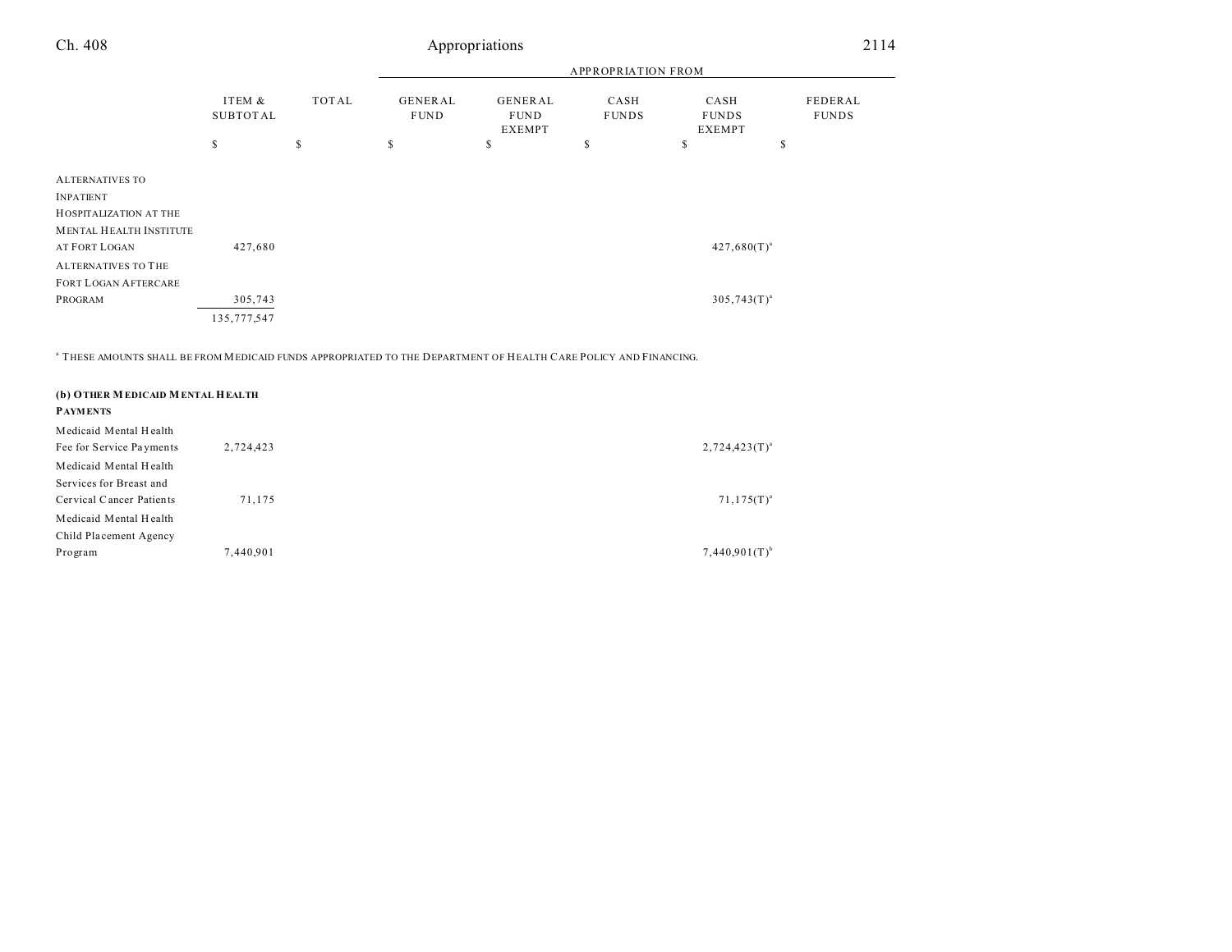| | ITEM & SUBTOTAL | TOTAL | APPROPRIATION FROM | | | | |
|---|---|---|---|---|---|---|---|
| | | | GENERAL FUND | GENERAL FUND EXEMPT | CASH FUNDS | CASH FUNDS EXEMPT | FEDERAL FUNDS |
| | $ | $ | $ | $ | $ | $ | $ |
| ALTERNATIVES TO INPATIENT HOSPITALIZATION AT THE MENTAL HEALTH INSTITUTE AT FORT LOGAN | 427,680 | | | | | 427,680(T)[a] | |
| ALTERNATIVES TO THE FORT LOGAN AFTERCARE PROGRAM | 305,743 | | | | | 305,743(T)[a] | |
| | 135,777,547 | | | | | | |

[a] THESE AMOUNTS SHALL BE FROM MEDICAID FUNDS APPROPRIATED TO THE DEPARTMENT OF HEALTH CARE POLICY AND FINANCING.

**(b) OTHER MEDICAID MENTAL HEALTH PAYMENTS**

| | ITEM & SUBTOTAL | TOTAL | GENERAL FUND | GENERAL FUND EXEMPT | CASH FUNDS | CASH FUNDS EXEMPT | FEDERAL FUNDS |
|---|---|---|---|---|---|---|---|
| Medicaid Mental Health Fee for Service Payments | 2,724,423 | | | | | 2,724,423(T)[a] | |
| Medicaid Mental Health Services for Breast and Cervical Cancer Patients | 71,175 | | | | | 71,175(T)[a] | |
| Medicaid Mental Health Child Placement Agency Program | 7,440,901 | | | | | 7,440,901(T)[b] | |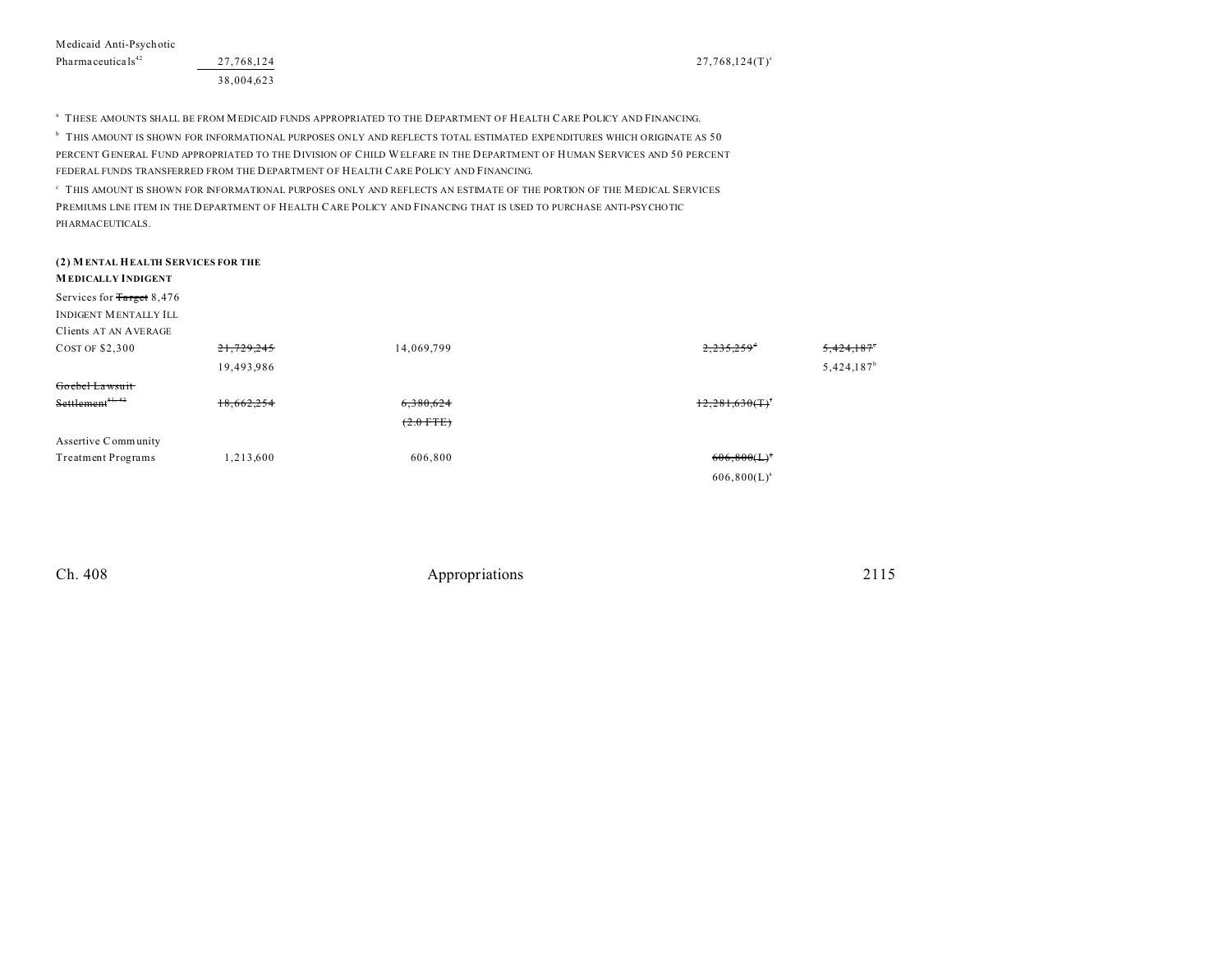| | | | | | |
|---|---|---|---|---|---|
| Medicaid Anti-Psychotic Pharmaceuticals[42] | 27,768,124 | | | 27,768,124(T)[c] | |
| | 38,004,623 | | | | |

[a] THESE AMOUNTS SHALL BE FROM MEDICAID FUNDS APPROPRIATED TO THE DEPARTMENT OF HEALTH CARE POLICY AND FINANCING.

[b] THIS AMOUNT IS SHOWN FOR INFORMATIONAL PURPOSES ONLY AND REFLECTS TOTAL ESTIMATED EXPENDITURES WHICH ORIGINATE AS 50 PERCENT GENERAL FUND APPROPRIATED TO THE DIVISION OF CHILD WELFARE IN THE DEPARTMENT OF HUMAN SERVICES AND 50 PERCENT FEDERAL FUNDS TRANSFERRED FROM THE DEPARTMENT OF HEALTH CARE POLICY AND FINANCING.

[c] THIS AMOUNT IS SHOWN FOR INFORMATIONAL PURPOSES ONLY AND REFLECTS AN ESTIMATE OF THE PORTION OF THE MEDICAL SERVICES PREMIUMS LINE ITEM IN THE DEPARTMENT OF HEALTH CARE POLICY AND FINANCING THAT IS USED TO PURCHASE ANTI-PSYCHOTIC PHARMACEUTICALS.

**(2) MENTAL HEALTH SERVICES FOR THE MEDICALLY INDIGENT**

| | | | | | |
|---|---|---|---|---|---|
| Services for ~~Target~~ 8,476 INDIGENT MENTALLY ILL Clients AT AN AVERAGE COST OF $2,300 | ~~21,729,245~~ | 14,069,799 | | ~~2,235,259~~[d] | ~~5,424,187~~[e] |
| | 19,493,986 | | | | 5,424,187[b] |
| ~~Goebel Lawsuit Settlement~~[41, 42] | ~~18,662,254~~ | ~~6,380,624~~ | | ~~12,281,630(T)~~[f] | |
| | | ~~(2.0 FTE)~~ | | | |
| Assertive Community Treatment Programs | 1,213,600 | 606,800 | | ~~606,800(L)~~[g] | |
| | | | | 606,800(L)[a] | |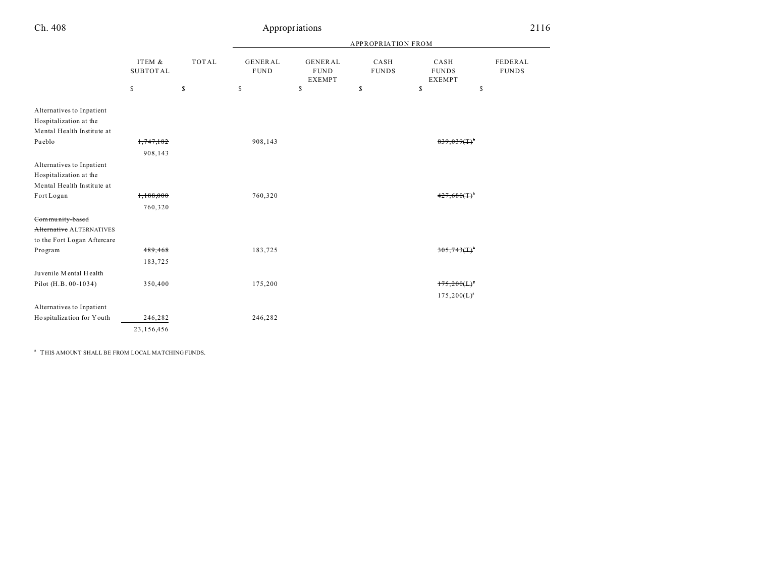| | ITEM & SUBTOTAL | TOTAL | GENERAL FUND | GENERAL FUND EXEMPT | CASH FUNDS | CASH FUNDS EXEMPT | FEDERAL FUNDS |
|---|---|---|---|---|---|---|---|
| | | | APPROPRIATION FROM | | | | |
| | $ | $ | $ | $ | $ | $ | $ |
| Alternatives to Inpatient Hospitalization at the Mental Health Institute at Pueblo | ~~1,747,182~~ 908,143 | | 908,143 | | | ~~839,039(T)[a]~~ | |
| Alternatives to Inpatient Hospitalization at the Mental Health Institute at Fort Logan | ~~1,188,000~~ 760,320 | | 760,320 | | | ~~427,680(T)[a]~~ | |
| ~~Community-based Alternative~~ ALTERNATIVES to the Fort Logan Aftercare Program | ~~489,468~~ 183,725 | | 183,725 | | | ~~305,743(T)[a]~~ | |
| Juvenile Mental Health Pilot (H.B. 00-1034) | 350,400 | | 175,200 | | | ~~175,200(L)[a]~~ 175,200(L)[a] | |
| Alternatives to Inpatient Hospitalization for Youth | 246,282 | | 246,282 | | | | |
| | 23,156,456 | | | | | | |

[a] THIS AMOUNT SHALL BE FROM LOCAL MATCHING FUNDS.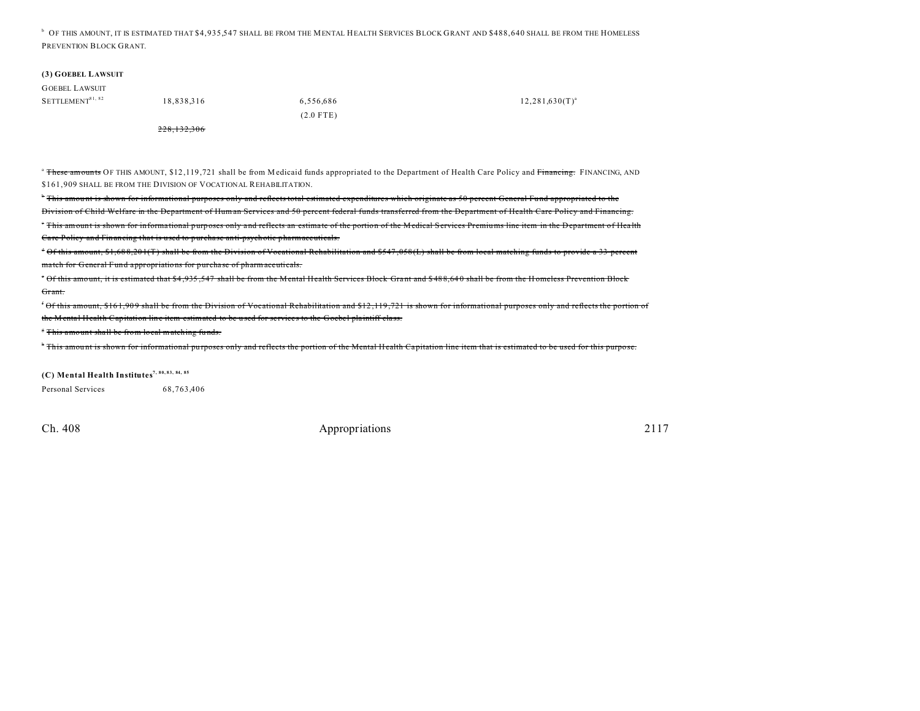[b] OF THIS AMOUNT, IT IS ESTIMATED THAT $4,935,547 SHALL BE FROM THE MENTAL HEALTH SERVICES BLOCK GRANT AND $488,640 SHALL BE FROM THE HOMELESS PREVENTION BLOCK GRANT.

**(3) GOEBEL LAWSUIT**

| | | | |
|---|---|---|---|
| GOEBEL LAWSUIT SETTLEMENT[81, 82] | 18,838,316 | 6,556,686 (2.0 FTE) | 12,281,630(T)[a] |
| | ~~228,132,306~~ | | |

[a] ~~These amounts~~ OF THIS AMOUNT, $12,119,721 shall be from Medicaid funds appropriated to the Department of Health Care Policy and ~~Financing.~~ FINANCING, AND $161,909 SHALL BE FROM THE DIVISION OF VOCATIONAL REHABILITATION.

~~[b] This amount is shown for informational purposes only and reflects total estimated expenditures which originate as 50 percent General Fund appropriated to the Division of Child Welfare in the Department of Human Services and 50 percent federal funds transferred from the Department of Health Care Policy and Financing.~~

~~[c] This amount is shown for informational purposes only and reflects an estimate of the portion of the Medical Services Premiums line item in the Department of Health Care Policy and Financing that is used to purchase anti-psychotic pharmaceuticals.~~

~~[d] Of this amount, $1,688,201(T) shall be from the Division of Vocational Rehabilitation and $547,058(L) shall be from local matching funds to provide a 33 percent match for General Fund appropriations for purchase of pharmaceuticals.~~

~~[e] Of this amount, it is estimated that $4,935,547 shall be from the Mental Health Services Block Grant and $488,640 shall be from the Homeless Prevention Block Grant.~~

~~[f] Of this amount, $161,909 shall be from the Division of Vocational Rehabilitation and $12,119,721 is shown for informational purposes only and reflects the portion of the Mental Health Capitation line item estimated to be used for services to the Goebel plaintiff class.~~

~~[g] This amount shall be from local matching funds.~~

~~[h] This amount is shown for informational purposes only and reflects the portion of the Mental Health Capitation line item that is estimated to be used for this purpose.~~

**(C) Mental Health Institutes[7, 80, 83, 84, 85]**

| | |
|---|---|
| Personal Services | 68,763,406 |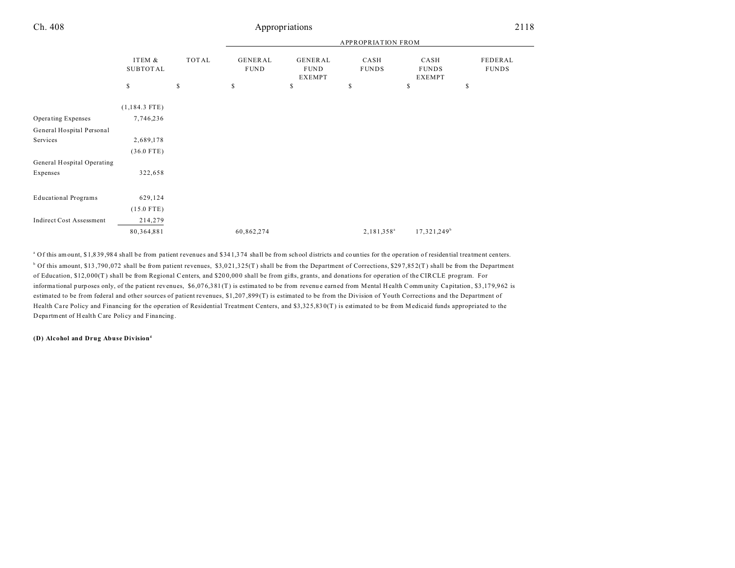| | ITEM & SUBTOTAL | TOTAL | GENERAL FUND | GENERAL FUND EXEMPT | CASH FUNDS | CASH FUNDS EXEMPT | FEDERAL FUNDS |
|---|---|---|---|---|---|---|---|
| | | | APPROPRIATION FROM | | | | |
| | $ | $ | $ | $ | $ | $ | $ |
| | (1,184.3 FTE) | | | | | | |
| Operating Expenses | 7,746,236 | | | | | | |
| General Hospital Personal Services | 2,689,178 | | | | | | |
| | (36.0 FTE) | | | | | | |
| General Hospital Operating Expenses | 322,658 | | | | | | |
| Educational Programs | 629,124 | | | | | | |
| | (15.0 FTE) | | | | | | |
| Indirect Cost Assessment | 214,279 | | | | | | |
| | 80,364,881 | | 60,862,274 | | 2,181,358[a] | 17,321,249[b] | |

[a] Of this amount, $1,839,984 shall be from patient revenues and $341,374 shall be from school districts and counties for the operation of residential treatment centers.

[b] Of this amount, $13,790,072 shall be from patient revenues, $3,021,325(T) shall be from the Department of Corrections, $297,852(T) shall be from the Department of Education, $12,000(T) shall be from Regional Centers, and $200,000 shall be from gifts, grants, and donations for operation of the CIRCLE program. For informational purposes only, of the patient revenues, $6,076,381(T) is estimated to be from revenue earned from Mental Health Community Capitation, $3,179,962 is estimated to be from federal and other sources of patient revenues, $1,207,899(T) is estimated to be from the Division of Youth Corrections and the Department of Health Care Policy and Financing for the operation of Residential Treatment Centers, and $3,325,830(T) is estimated to be from Medicaid funds appropriated to the Department of Health Care Policy and Financing.

**(D) Alcohol and Drug Abuse Division[4]**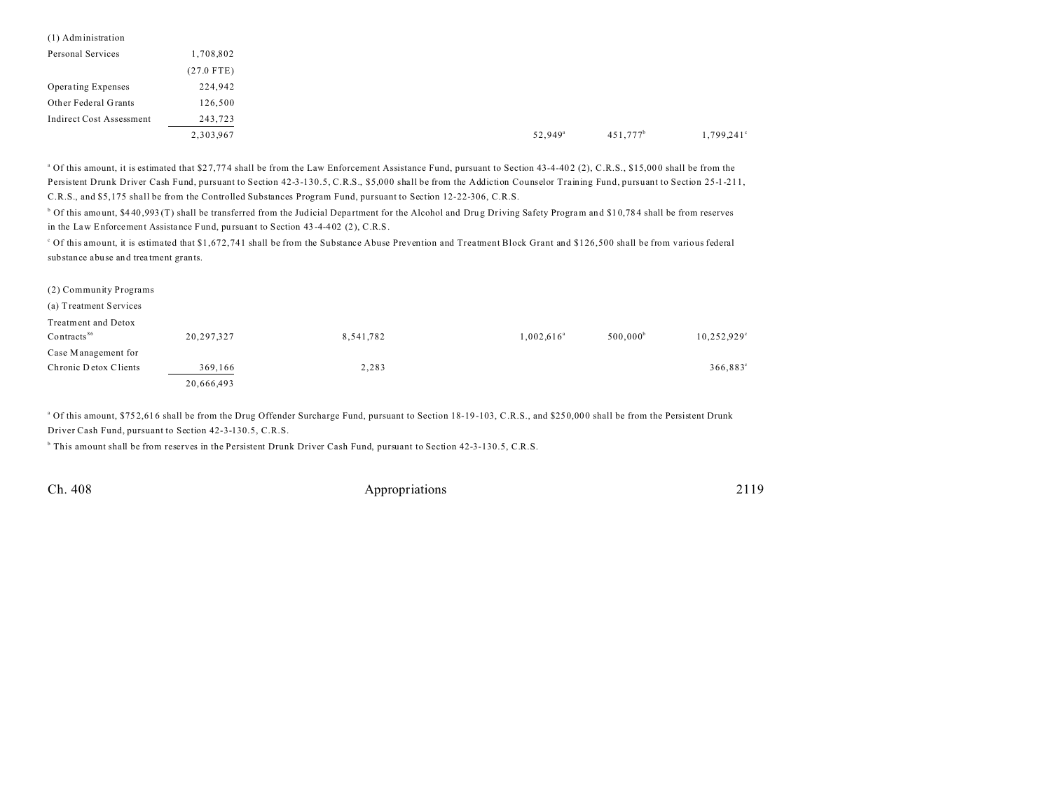(1) Administration

| | | | | | |
|---|---|---|---|---|---|
| Personal Services | 1,708,802 | | | | |
| | (27.0 FTE) | | | | |
| Operating Expenses | 224,942 | | | | |
| Other Federal Grants | 126,500 | | | | |
| Indirect Cost Assessment | 243,723 | | | | |
| | 2,303,967 | | 52,949[a] | 451,777[b] | 1,799,241[c] |

[a] Of this amount, it is estimated that $27,774 shall be from the Law Enforcement Assistance Fund, pursuant to Section 43-4-402 (2), C.R.S., $15,000 shall be from the Persistent Drunk Driver Cash Fund, pursuant to Section 42-3-130.5, C.R.S., $5,000 shall be from the Addiction Counselor Training Fund, pursuant to Section 25-1-211, C.R.S., and $5,175 shall be from the Controlled Substances Program Fund, pursuant to Section 12-22-306, C.R.S.

[b] Of this amount, $440,993(T) shall be transferred from the Judicial Department for the Alcohol and Drug Driving Safety Program and $10,784 shall be from reserves in the Law Enforcement Assistance Fund, pursuant to Section 43-4-402 (2), C.R.S.

[c] Of this amount, it is estimated that $1,672,741 shall be from the Substance Abuse Prevention and Treatment Block Grant and $126,500 shall be from various federal substance abuse and treatment grants.

(2) Community Programs

(a) Treatment Services

| | | | | | |
|---|---|---|---|---|---|
| Treatment and Detox Contracts[86] | 20,297,327 | 8,541,782 | 1,002,616[a] | 500,000[b] | 10,252,929[c] |
| Case Management for Chronic Detox Clients | 369,166 | 2,283 | | | 366,883[c] |
| | 20,666,493 | | | | |

[a] Of this amount, $752,616 shall be from the Drug Offender Surcharge Fund, pursuant to Section 18-19-103, C.R.S., and $250,000 shall be from the Persistent Drunk Driver Cash Fund, pursuant to Section 42-3-130.5, C.R.S.

[b] This amount shall be from reserves in the Persistent Drunk Driver Cash Fund, pursuant to Section 42-3-130.5, C.R.S.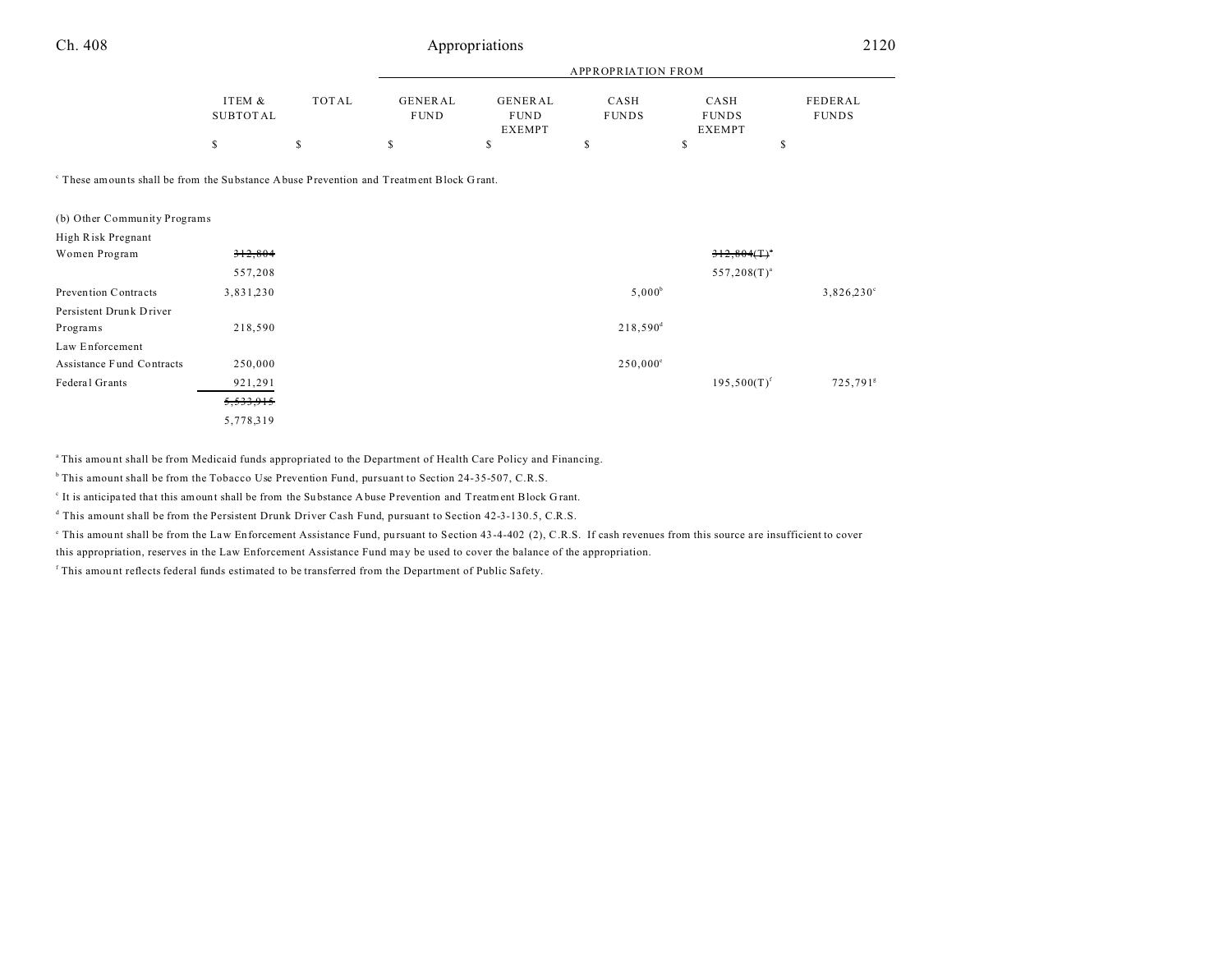| | ITEM & SUBTOTAL | TOTAL | GENERAL FUND | GENERAL FUND EXEMPT | CASH FUNDS | CASH FUNDS EXEMPT | FEDERAL FUNDS |
|---|---|---|---|---|---|---|---|
| | $ | $ | $ | $ | $ | $ | $ |

[c] These amounts shall be from the Substance Abuse Prevention and Treatment Block Grant.

| | ITEM & SUBTOTAL | TOTAL | GENERAL FUND | GENERAL FUND EXEMPT | CASH FUNDS | CASH FUNDS EXEMPT | FEDERAL FUNDS |
|---|---|---|---|---|---|---|---|
| (b) Other Community Programs | | | | | | | |
| High Risk Pregnant Women Program | ~~312,804~~ | | | | | ~~312,804(T)~~[a] | |
| | 557,208 | | | | | 557,208(T)[a] | |
| Prevention Contracts | 3,831,230 | | | | 5,000[b] | | 3,826,230[c] |
| Persistent Drunk Driver Programs | 218,590 | | | | 218,590[d] | | |
| Law Enforcement Assistance Fund Contracts | 250,000 | | | | 250,000[e] | | |
| Federal Grants | 921,291 | | | | | 195,500(T)[f] | 725,791[g] |
| | ~~5,533,915~~ | | | | | | |
| | 5,778,319 | | | | | | |

[a] This amount shall be from Medicaid funds appropriated to the Department of Health Care Policy and Financing.

[b] This amount shall be from the Tobacco Use Prevention Fund, pursuant to Section 24-35-507, C.R.S.

[c] It is anticipated that this amount shall be from the Substance Abuse Prevention and Treatment Block Grant.

[d] This amount shall be from the Persistent Drunk Driver Cash Fund, pursuant to Section 42-3-130.5, C.R.S.

[e] This amount shall be from the Law Enforcement Assistance Fund, pursuant to Section 43-4-402 (2), C.R.S. If cash revenues from this source are insufficient to cover this appropriation, reserves in the Law Enforcement Assistance Fund may be used to cover the balance of the appropriation.

[f] This amount reflects federal funds estimated to be transferred from the Department of Public Safety.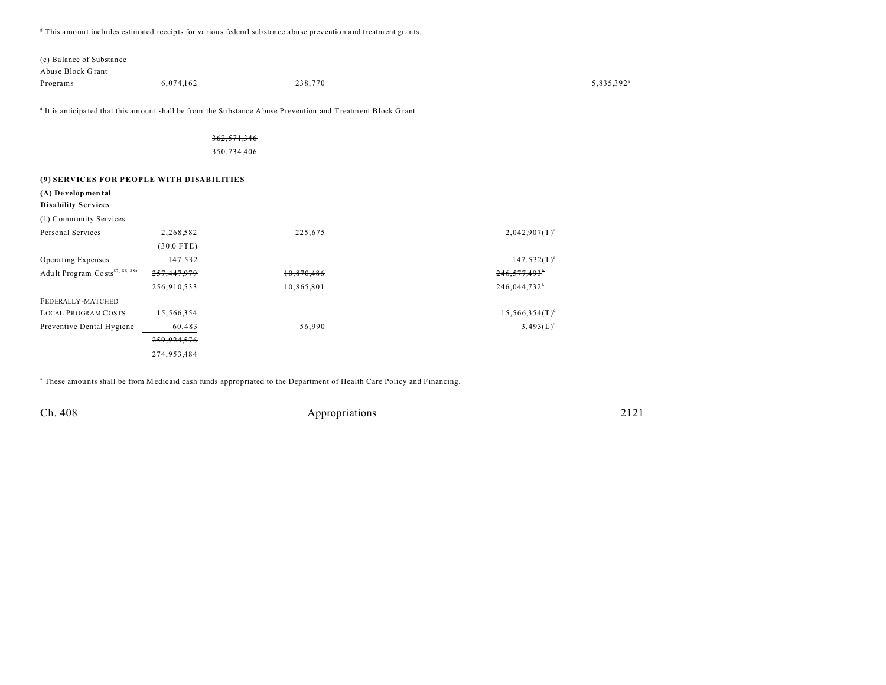[g] This amount includes estimated receipts for various federal substance abuse prevention and treatment grants.

| | | | | | |
|---|---|---|---|---|---|
| (c) Balance of Substance Abuse Block Grant Programs | 6,074,162 | | 238,770 | | 5,835,392[a] |

[a] It is anticipated that this amount shall be from the Substance Abuse Prevention and Treatment Block Grant.

| | |
|---|---|
| | ~~362,571,346~~ |
| | 350,734,406 |

**(9) SERVICES FOR PEOPLE WITH DISABILITIES**

**(A) Developmental Disability Services**

| | | | | |
|---|---|---|---|---|
| (1) Community Services | | | | |
| Personal Services | 2,268,582 | | 225,675 | 2,042,907(T)[a] |
| | (30.0 FTE) | | | |
| Operating Expenses | 147,532 | | | 147,532(T)[a] |
| Adult Program Costs[87, 88, 88a] | ~~257,447,979~~ | | ~~10,870,486~~ | ~~246,577,493~~[b] |
| | 256,910,533 | | 10,865,801 | 246,044,732[b] |
| FEDERALLY-MATCHED LOCAL PROGRAM COSTS | 15,566,354 | | | 15,566,354(T)[d] |
| Preventive Dental Hygiene | 60,483 | | 56,990 | 3,493(L)[c] |
| | ~~259,924,576~~ | | | |
| | 274,953,484 | | | |

[a] These amounts shall be from Medicaid cash funds appropriated to the Department of Health Care Policy and Financing.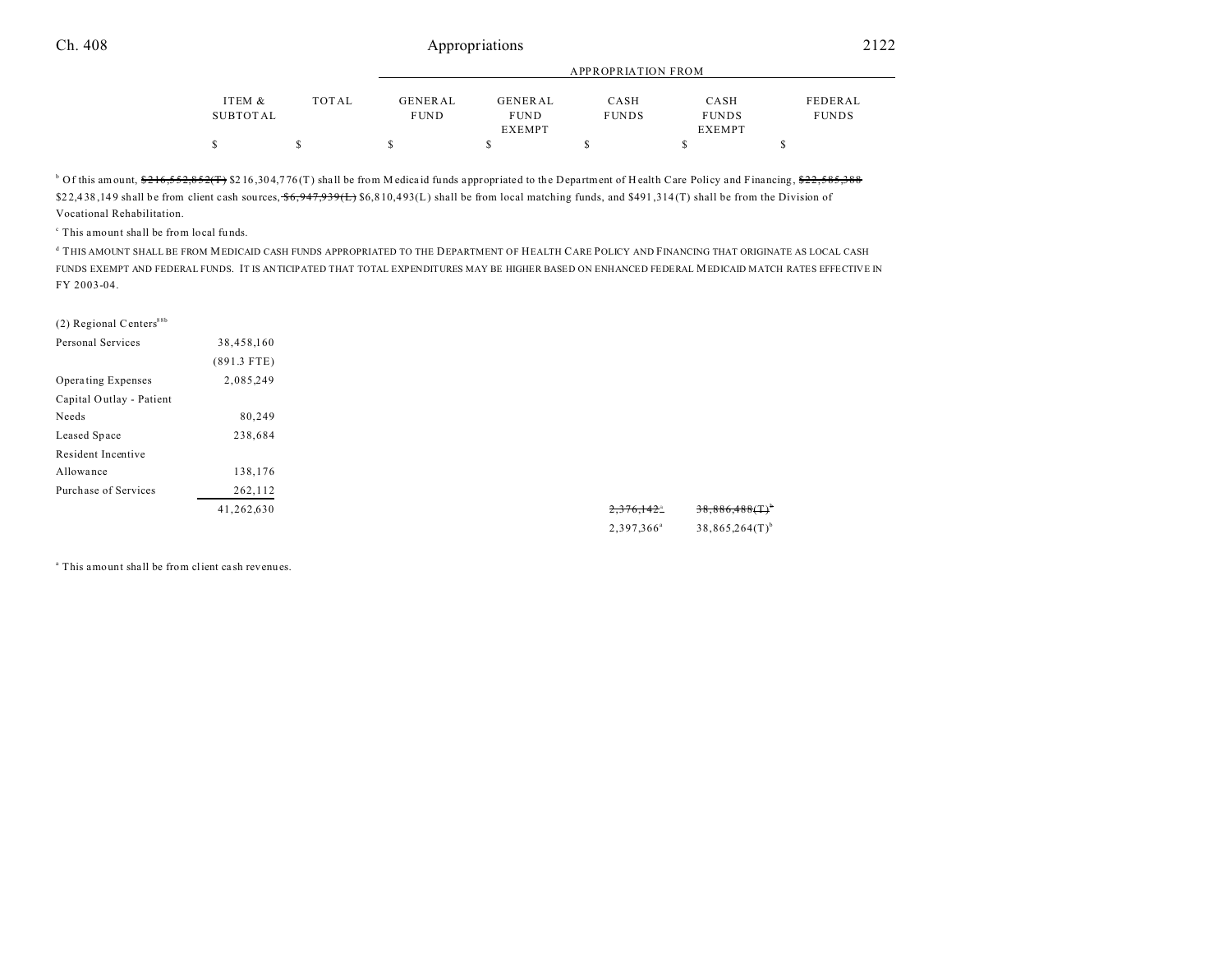| | ITEM & SUBTOTAL | TOTAL | GENERAL FUND | GENERAL FUND EXEMPT | CASH FUNDS | CASH FUNDS EXEMPT | FEDERAL FUNDS |
|---|---|---|---|---|---|---|---|
| | $ | $ | $ | $ | $ | $ | $ |

[b] Of this amount, ~~$216,552,852(T)~~ $216,304,776(T) shall be from Medicaid funds appropriated to the Department of Health Care Policy and Financing, ~~$22,585,388~~ $22,438,149 shall be from client cash sources, ~~$6,947,939(L)~~ $6,810,493(L) shall be from local matching funds, and $491,314(T) shall be from the Division of Vocational Rehabilitation.

[c] This amount shall be from local funds.

[d] THIS AMOUNT SHALL BE FROM MEDICAID CASH FUNDS APPROPRIATED TO THE DEPARTMENT OF HEALTH CARE POLICY AND FINANCING THAT ORIGINATE AS LOCAL CASH FUNDS EXEMPT AND FEDERAL FUNDS. IT IS ANTICIPATED THAT TOTAL EXPENDITURES MAY BE HIGHER BASED ON ENHANCED FEDERAL MEDICAID MATCH RATES EFFECTIVE IN FY 2003-04.

| | ITEM & SUBTOTAL | TOTAL | GENERAL FUND | GENERAL FUND EXEMPT | CASH FUNDS | CASH FUNDS EXEMPT | FEDERAL FUNDS |
|---|---|---|---|---|---|---|---|
| (2) Regional Centers[88b] | | | | | | | |
| Personal Services | 38,458,160 | | | | | | |
| | (891.3 FTE) | | | | | | |
| Operating Expenses | 2,085,249 | | | | | | |
| Capital Outlay - Patient Needs | 80,249 | | | | | | |
| Leased Space | 238,684 | | | | | | |
| Resident Incentive Allowance | 138,176 | | | | | | |
| Purchase of Services | 262,112 | | | | | | |
| | 41,262,630 | | | | ~~2,376,142[a]~~ | ~~38,886,488(T)[b]~~ | |
| | | | | | 2,397,366[a] | 38,865,264(T)[b] | |

[a] This amount shall be from client cash revenues.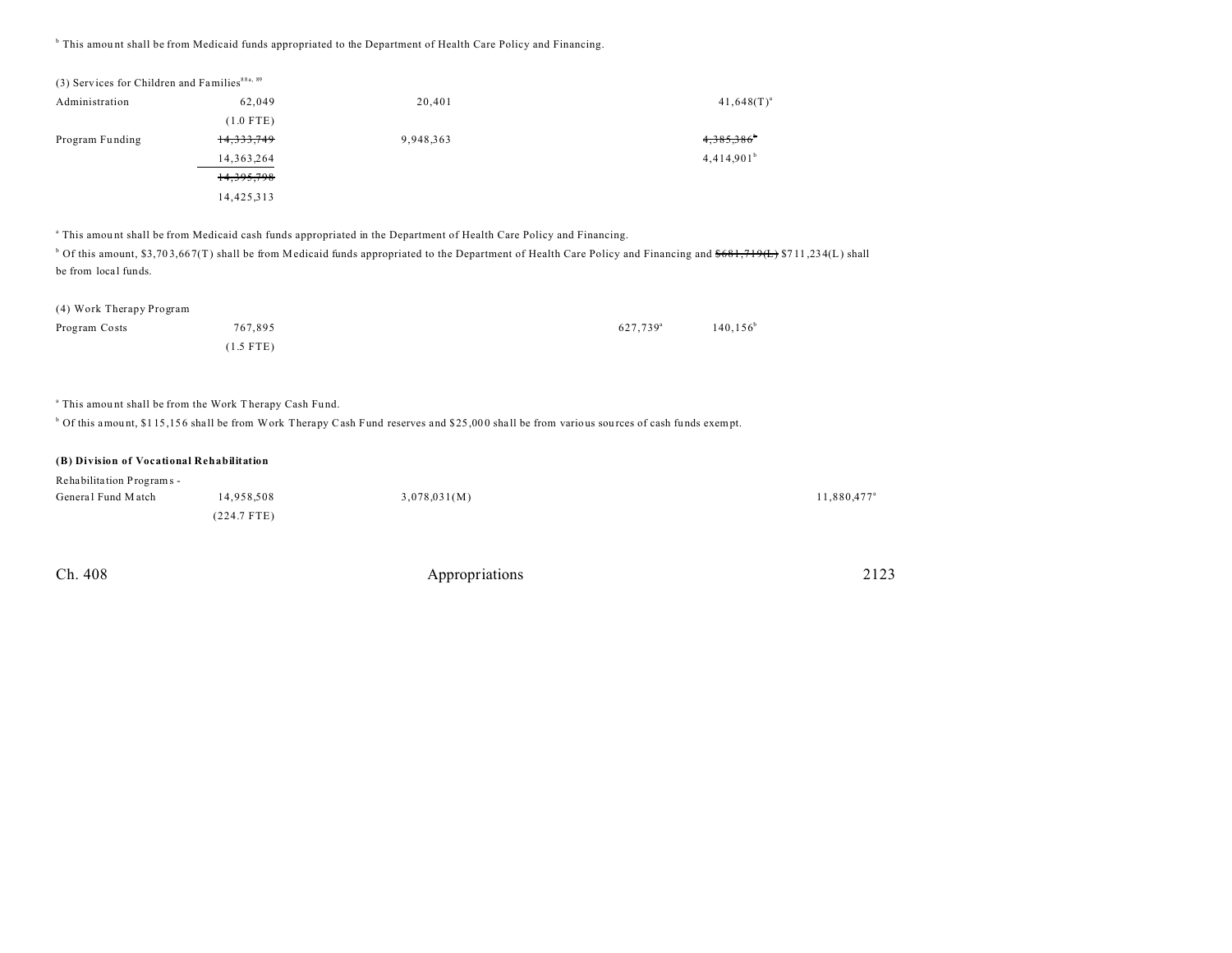[b] This amount shall be from Medicaid funds appropriated to the Department of Health Care Policy and Financing.

(3) Services for Children and Families[88a, 89]

| | | | | | |
|---|---|---|---|---|---|
| Administration | 62,049 | 20,401 | | 41,648(T)[a] | |
| | (1.0 FTE) | | | | |
| Program Funding | ~~14,333,749~~ | 9,948,363 | | ~~4,385,386~~[b] | |
| | 14,363,264 | | | 4,414,901[b] | |
| | ~~14,395,798~~ | | | | |
| | 14,425,313 | | | | |

[a] This amount shall be from Medicaid cash funds appropriated in the Department of Health Care Policy and Financing.

[b] Of this amount, $3,703,667(T) shall be from Medicaid funds appropriated to the Department of Health Care Policy and Financing and ~~$681,719(L)~~ $711,234(L) shall be from local funds.

(4) Work Therapy Program

| | | | | | |
|---|---|---|---|---|---|
| Program Costs | 767,895 | | 627,739[a] | 140,156[b] | |
| | (1.5 FTE) | | | | |

[a] This amount shall be from the Work Therapy Cash Fund.

[b] Of this amount, $115,156 shall be from Work Therapy Cash Fund reserves and $25,000 shall be from various sources of cash funds exempt.

**(B) Division of Vocational Rehabilitation**

| | | | | | |
|---|---|---|---|---|---|
| Rehabilitation Programs - General Fund Match | 14,958,508 | 3,078,031(M) | | | 11,880,477[a] |
| | (224.7 FTE) | | | | |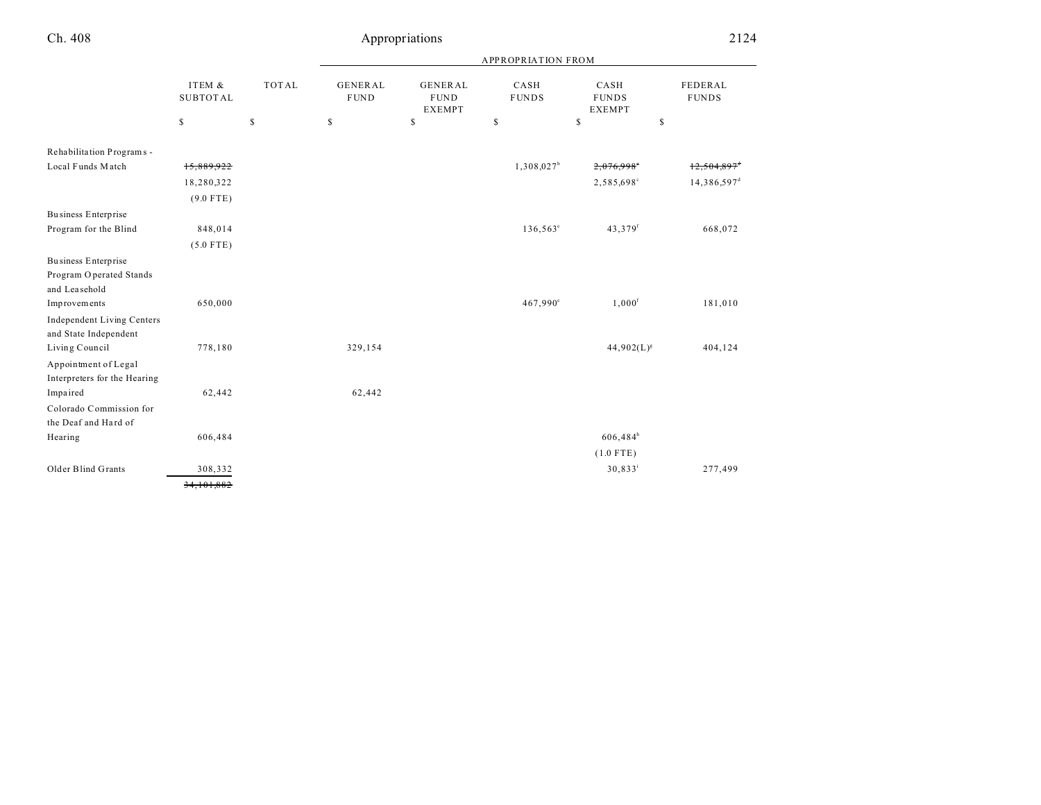| | ITEM & SUBTOTAL | TOTAL | APPROPRIATION FROM GENERAL FUND | GENERAL FUND EXEMPT | CASH FUNDS | CASH FUNDS EXEMPT | FEDERAL FUNDS |
|---|---|---|---|---|---|---|---|
| | $ | $ | $ | $ | $ | $ | $ |
| Rehabilitation Programs - Local Funds Match | ~~15,889,922~~ | | | | 1,308,027[b] | ~~2,076,998~~[c] | ~~12,504,897~~[d] |
| | 18,280,322 | | | | | 2,585,698[c] | 14,386,597[d] |
| | (9.0 FTE) | | | | | | |
| Business Enterprise Program for the Blind | 848,014 | | | | 136,563[e] | 43,379[f] | 668,072 |
| | (5.0 FTE) | | | | | | |
| Business Enterprise Program Operated Stands and Leasehold Improvements | 650,000 | | | | 467,990[e] | 1,000[f] | 181,010 |
| Independent Living Centers and State Independent Living Council | 778,180 | | 329,154 | | | 44,902(L)[g] | 404,124 |
| Appointment of Legal Interpreters for the Hearing Impaired | 62,442 | | 62,442 | | | | |
| Colorado Commission for the Deaf and Hard of Hearing | 606,484 | | | | | 606,484[h] | |
| | | | | | | (1.0 FTE) | |
| Older Blind Grants | 308,332 | | | | | 30,833[i] | 277,499 |
| | ~~34,101,882~~ | | | | | | |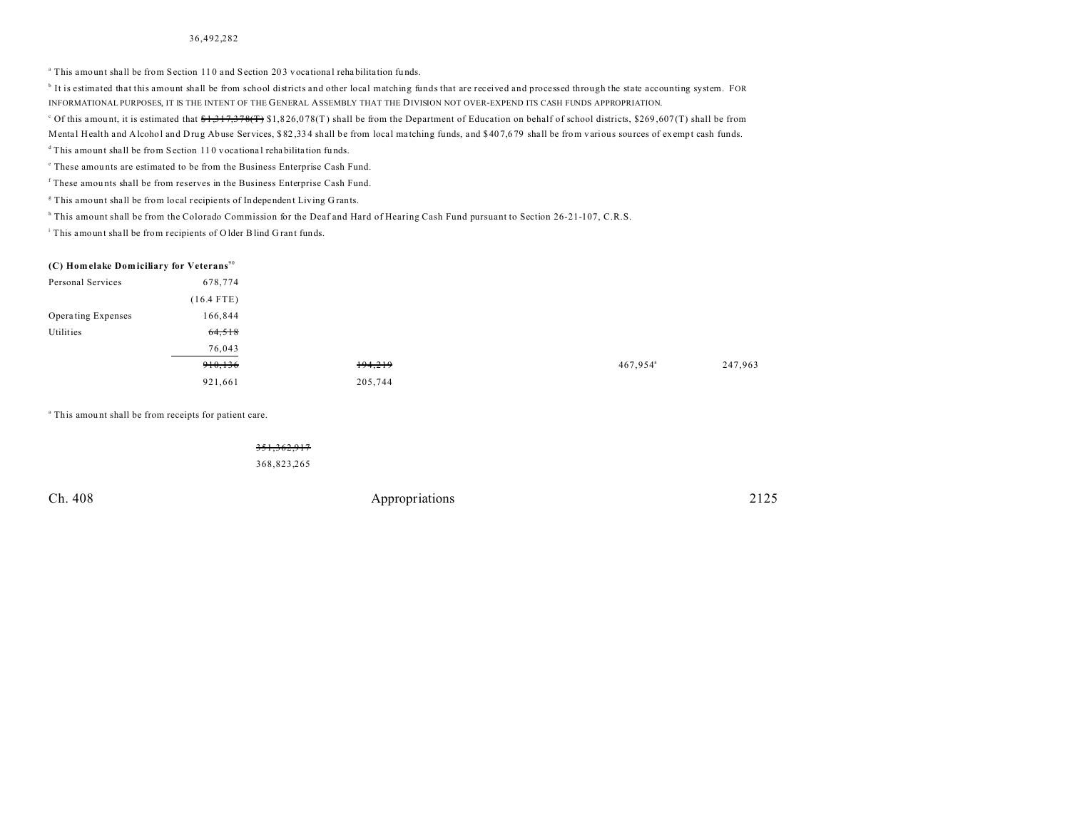36,492,282

[a] This amount shall be from Section 110 and Section 203 vocational rehabilitation funds.

[b] It is estimated that this amount shall be from school districts and other local matching funds that are received and processed through the state accounting system. FOR INFORMATIONAL PURPOSES, IT IS THE INTENT OF THE GENERAL ASSEMBLY THAT THE DIVISION NOT OVER-EXPEND ITS CASH FUNDS APPROPRIATION.

[c] Of this amount, it is estimated that ~~$1,317,378(T)~~ $1,826,078(T) shall be from the Department of Education on behalf of school districts, $269,607(T) shall be from Mental Health and Alcohol and Drug Abuse Services, $82,334 shall be from local matching funds, and $407,679 shall be from various sources of exempt cash funds.

[d] This amount shall be from Section 110 vocational rehabilitation funds.

[e] These amounts are estimated to be from the Business Enterprise Cash Fund.

[f] These amounts shall be from reserves in the Business Enterprise Cash Fund.

[g] This amount shall be from local recipients of Independent Living Grants.

[h] This amount shall be from the Colorado Commission for the Deaf and Hard of Hearing Cash Fund pursuant to Section 26-21-107, C.R.S.

[i] This amount shall be from recipients of Older Blind Grant funds.

**(C) Homelake Domiciliary for Veterans**[90]

| | | | | | |
|---|---|---|---|---|---|
| Personal Services | 678,774 | | | | |
| | (16.4 FTE) | | | | |
| Operating Expenses | 166,844 | | | | |
| Utilities | ~~64,518~~ | | | | |
| | 76,043 | | | | |
| | ~~910,136~~ | ~~194,219~~ | | 467,954[a] | 247,963 |
| | 921,661 | 205,744 | | | |

[a] This amount shall be from receipts for patient care.

~~351,362,917~~

368,823,265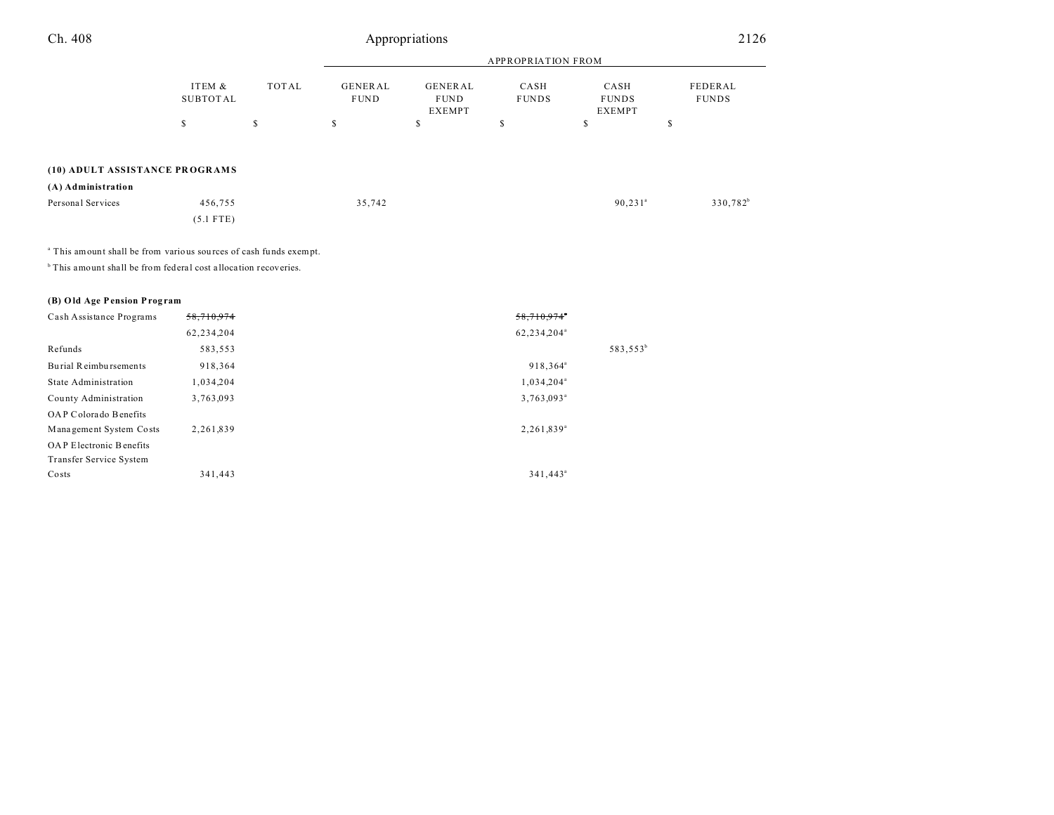| | ITEM & SUBTOTAL | TOTAL | GENERAL FUND | GENERAL FUND EXEMPT | CASH FUNDS | CASH FUNDS EXEMPT | FEDERAL FUNDS |
|---|---|---|---|---|---|---|---|
| | | | APPROPRIATION FROM | | | | |
| | $ | $ | $ | $ | $ | $ | $ |
| **(10) ADULT ASSISTANCE PROGRAMS** | | | | | | | |
| **(A) Administration** | | | | | | | |
| Personal Services | 456,755 | | 35,742 | | | 90,231[a] | 330,782[b] |
| | (5.1 FTE) | | | | | | |

[a] This amount shall be from various sources of cash funds exempt.

[b] This amount shall be from federal cost allocation recoveries.

| | ITEM & SUBTOTAL | TOTAL | GENERAL FUND | GENERAL FUND EXEMPT | CASH FUNDS | CASH FUNDS EXEMPT | FEDERAL FUNDS |
|---|---|---|---|---|---|---|---|
| **(B) Old Age Pension Program** | | | | | | | |
| Cash Assistance Programs | ~~58,710,974~~ | | | | ~~58,710,974~~[a] | | |
| | 62,234,204 | | | | 62,234,204[a] | | |
| Refunds | 583,553 | | | | | 583,553[b] | |
| Burial Reimbursements | 918,364 | | | | 918,364[a] | | |
| State Administration | 1,034,204 | | | | 1,034,204[a] | | |
| County Administration | 3,763,093 | | | | 3,763,093[a] | | |
| OAP Colorado Benefits Management System Costs | 2,261,839 | | | | 2,261,839[a] | | |
| OAP Electronic Benefits Transfer Service System Costs | 341,443 | | | | 341,443[a] | | |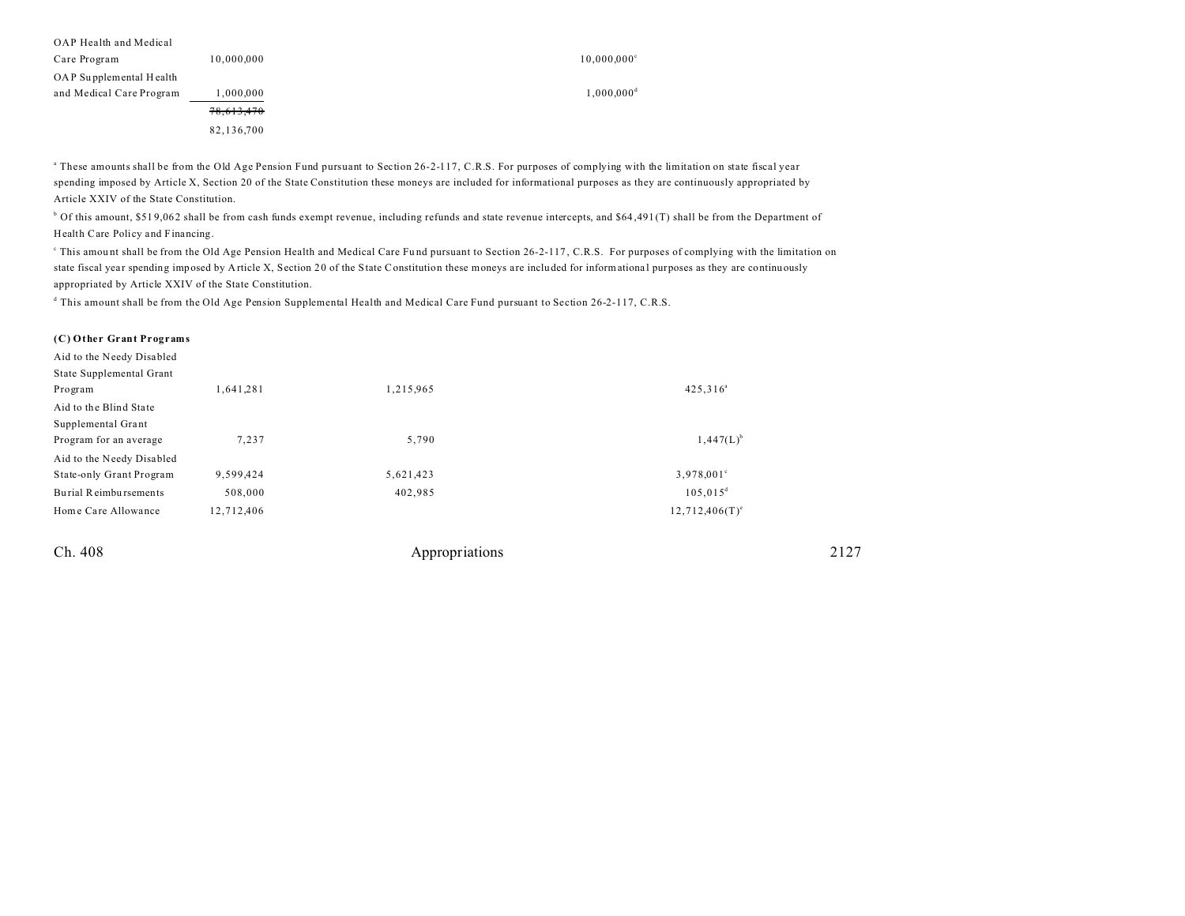| | | | | |
|---|---|---|---|---|
| OAP Health and Medical Care Program | 10,000,000 | | 10,000,000[c] | |
| OAP Supplemental Health and Medical Care Program | 1,000,000 | | 1,000,000[d] | |
| | ~~78,613,470~~ | | | |
| | 82,136,700 | | | |

[a] These amounts shall be from the Old Age Pension Fund pursuant to Section 26-2-117, C.R.S. For purposes of complying with the limitation on state fiscal year spending imposed by Article X, Section 20 of the State Constitution these moneys are included for informational purposes as they are continuously appropriated by Article XXIV of the State Constitution.

[b] Of this amount, $519,062 shall be from cash funds exempt revenue, including refunds and state revenue intercepts, and $64,491(T) shall be from the Department of Health Care Policy and Financing.

[c] This amount shall be from the Old Age Pension Health and Medical Care Fund pursuant to Section 26-2-117, C.R.S. For purposes of complying with the limitation on state fiscal year spending imposed by Article X, Section 20 of the State Constitution these moneys are included for informational purposes as they are continuously appropriated by Article XXIV of the State Constitution.

[d] This amount shall be from the Old Age Pension Supplemental Health and Medical Care Fund pursuant to Section 26-2-117, C.R.S.

**(C) Other Grant Programs**

| | | | | |
|---|---|---|---|---|
| Aid to the Needy Disabled State Supplemental Grant Program | 1,641,281 | 1,215,965 | | 425,316[a] |
| Aid to the Blind State Supplemental Grant Program for an average | 7,237 | 5,790 | | 1,447(L)[b] |
| Aid to the Needy Disabled State-only Grant Program | 9,599,424 | 5,621,423 | | 3,978,001[c] |
| Burial Reimbursements | 508,000 | 402,985 | | 105,015[d] |
| Home Care Allowance | 12,712,406 | | | 12,712,406(T)[e] |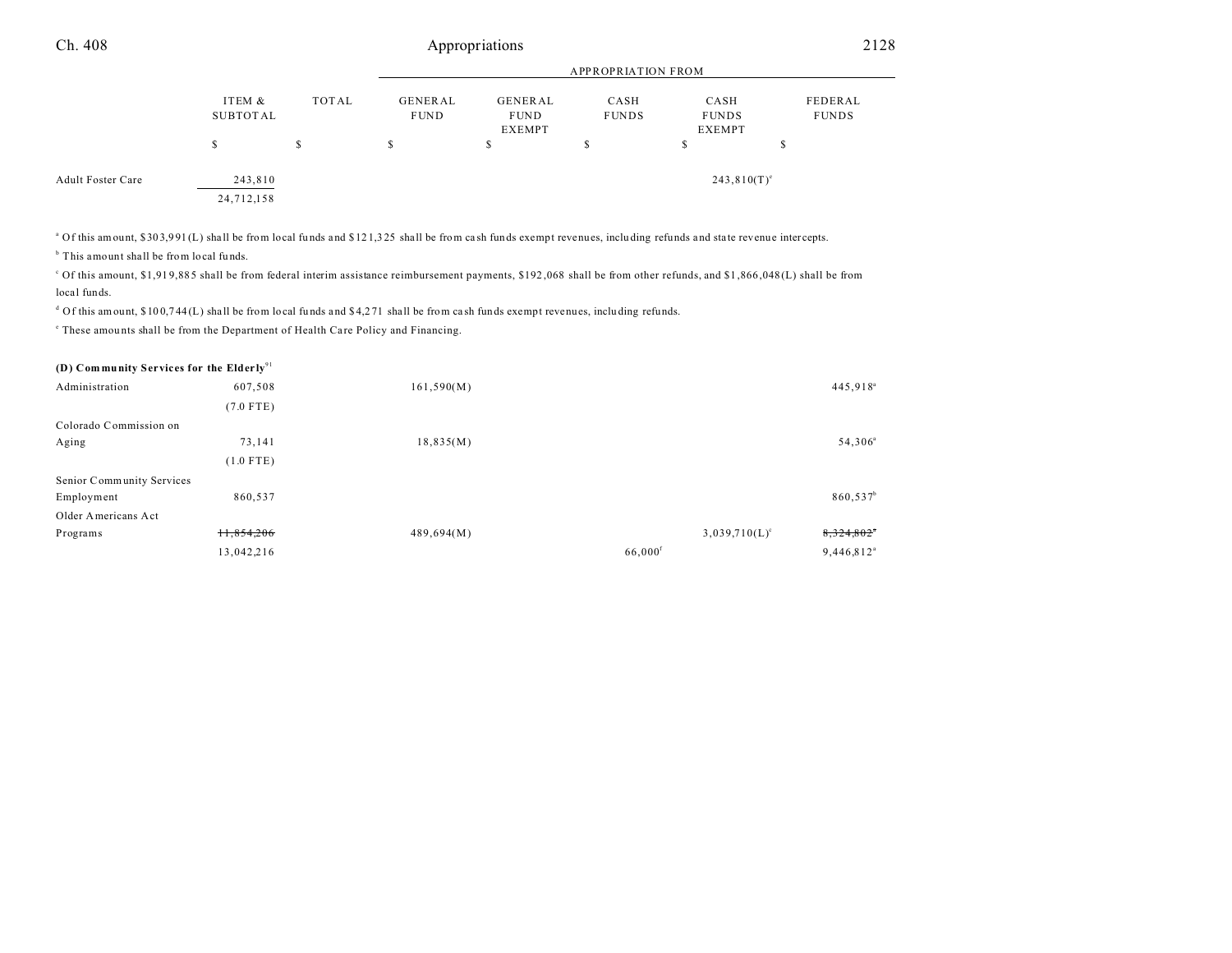| | ITEM & SUBTOTAL | TOTAL | GENERAL FUND | GENERAL FUND EXEMPT | CASH FUNDS | CASH FUNDS EXEMPT | FEDERAL FUNDS |
|---|---|---|---|---|---|---|---|
| | $ | $ | $ | $ | $ | $ | $ |
| Adult Foster Care | 243,810 | | | | | 243,810(T)[e] | |
| | 24,712,158 | | | | | | |

[a] Of this amount, $303,991(L) shall be from local funds and $121,325 shall be from cash funds exempt revenues, including refunds and state revenue intercepts.
[b] This amount shall be from local funds.
[c] Of this amount, $1,919,885 shall be from federal interim assistance reimbursement payments, $192,068 shall be from other refunds, and $1,866,048(L) shall be from local funds.
[d] Of this amount, $100,744(L) shall be from local funds and $4,271 shall be from cash funds exempt revenues, including refunds.
[e] These amounts shall be from the Department of Health Care Policy and Financing.

**(D) Community Services for the Elderly**[91]

| | ITEM & SUBTOTAL | TOTAL | GENERAL FUND | GENERAL FUND EXEMPT | CASH FUNDS | CASH FUNDS EXEMPT | FEDERAL FUNDS |
|---|---|---|---|---|---|---|---|
| Administration | 607,508 | | 161,590(M) | | | | 445,918[a] |
| | (7.0 FTE) | | | | | | |
| Colorado Commission on Aging | 73,141 | | 18,835(M) | | | | 54,306[a] |
| | (1.0 FTE) | | | | | | |
| Senior Community Services Employment | 860,537 | | | | | | 860,537[b] |
| Older Americans Act Programs | ~~11,854,206~~ | | 489,694(M) | | | 3,039,710(L)[c] | ~~8,324,802~~[a] |
| | 13,042,216 | | | | 66,000[f] | | 9,446,812[a] |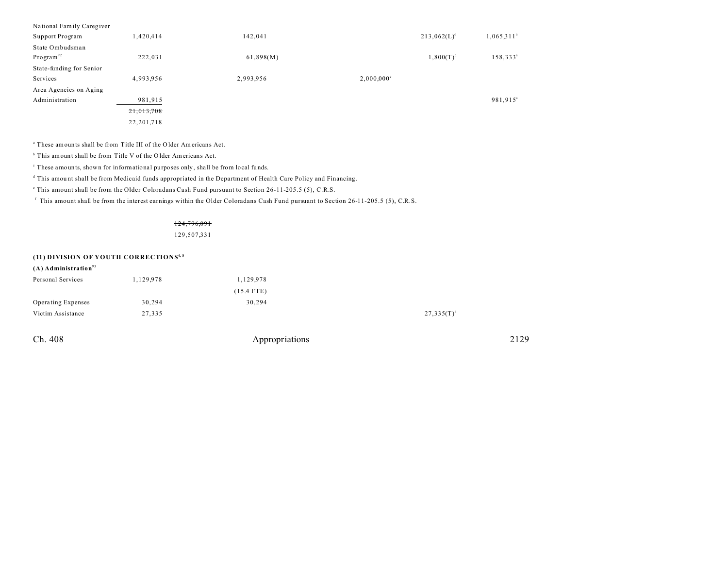| | | | | | |
|---|---|---|---|---|---|
| National Family Caregiver Support Program | 1,420,414 | 142,041 | | 213,062(L)[c] | 1,065,311[a] |
| State Ombudsman Program[92] | 222,031 | 61,898(M) | | 1,800(T)[d] | 158,333[a] |
| State-funding for Senior Services | 4,993,956 | 2,993,956 | 2,000,000[e] | | |
| Area Agencies on Aging Administration | 981,915 | | | | 981,915[a] |
| | ~~21,013,708~~ | | | | |
| | 22,201,718 | | | | |

[a] These amounts shall be from Title III of the Older Americans Act.

[b] This amount shall be from Title V of the Older Americans Act.

[c] These amounts, shown for informational purposes only, shall be from local funds.

[d] This amount shall be from Medicaid funds appropriated in the Department of Health Care Policy and Financing.

[e] This amount shall be from the Older Coloradans Cash Fund pursuant to Section 26-11-205.5 (5), C.R.S.

[f] This amount shall be from the interest earnings within the Older Coloradans Cash Fund pursuant to Section 26-11-205.5 (5), C.R.S.

~~124,796,091~~
129,507,331

**(11) DIVISION OF YOUTH CORRECTIONS[4, 8]**

**(A) Administration[93]**

| | | | | | |
|---|---|---|---|---|---|
| Personal Services | 1,129,978 | 1,129,978 | | | |
| | | (15.4 FTE) | | | |
| Operating Expenses | 30,294 | 30,294 | | | |
| Victim Assistance | 27,335 | | | 27,335(T)[a] | |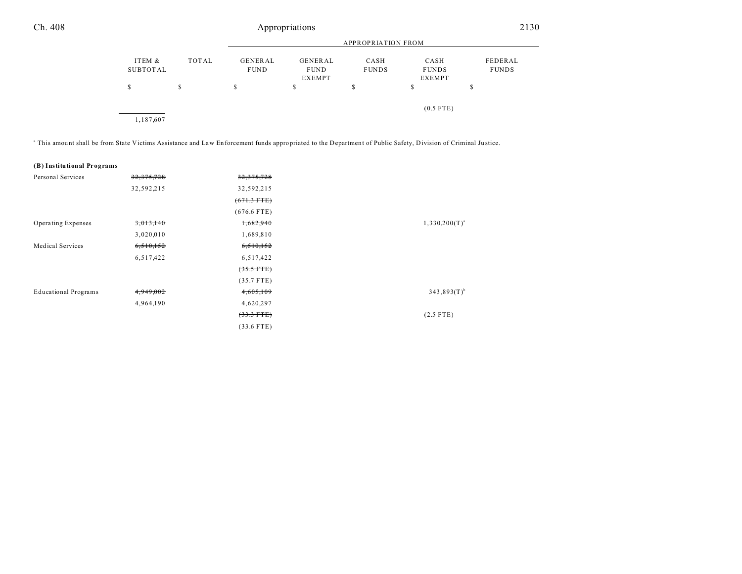| | ITEM & SUBTOTAL | TOTAL | GENERAL FUND | GENERAL FUND EXEMPT | CASH FUNDS | CASH FUNDS EXEMPT | FEDERAL FUNDS |
|---|---|---|---|---|---|---|---|
| | $ | $ | $ | $ | $ | $ | $ |
| | | | | | | (0.5 FTE) | |
| | 1,187,607 | | | | | | |

[a] This amount shall be from State Victims Assistance and Law Enforcement funds appropriated to the Department of Public Safety, Division of Criminal Justice.

**(B) Institutional Programs**

| | ITEM & SUBTOTAL | TOTAL | GENERAL FUND | GENERAL FUND EXEMPT | CASH FUNDS | CASH FUNDS EXEMPT | FEDERAL FUNDS |
|---|---|---|---|---|---|---|---|
| Personal Services | ~~32,375,728~~ | | ~~32,375,728~~ | | | | |
| | 32,592,215 | | 32,592,215 | | | | |
| | | | ~~(671.3 FTE)~~ | | | | |
| | | | (676.6 FTE) | | | | |
| Operating Expenses | ~~3,013,140~~ | | ~~1,682,940~~ | | | 1,330,200(T)[a] | |
| | 3,020,010 | | 1,689,810 | | | | |
| Medical Services | ~~6,510,152~~ | | ~~6,510,152~~ | | | | |
| | 6,517,422 | | 6,517,422 | | | | |
| | | | ~~(35.5 FTE)~~ | | | | |
| | | | (35.7 FTE) | | | | |
| Educational Programs | ~~4,949,002~~ | | ~~4,605,109~~ | | | 343,893(T)[b] | |
| | 4,964,190 | | 4,620,297 | | | | |
| | | | ~~(33.3 FTE)~~ | | | (2.5 FTE) | |
| | | | (33.6 FTE) | | | | |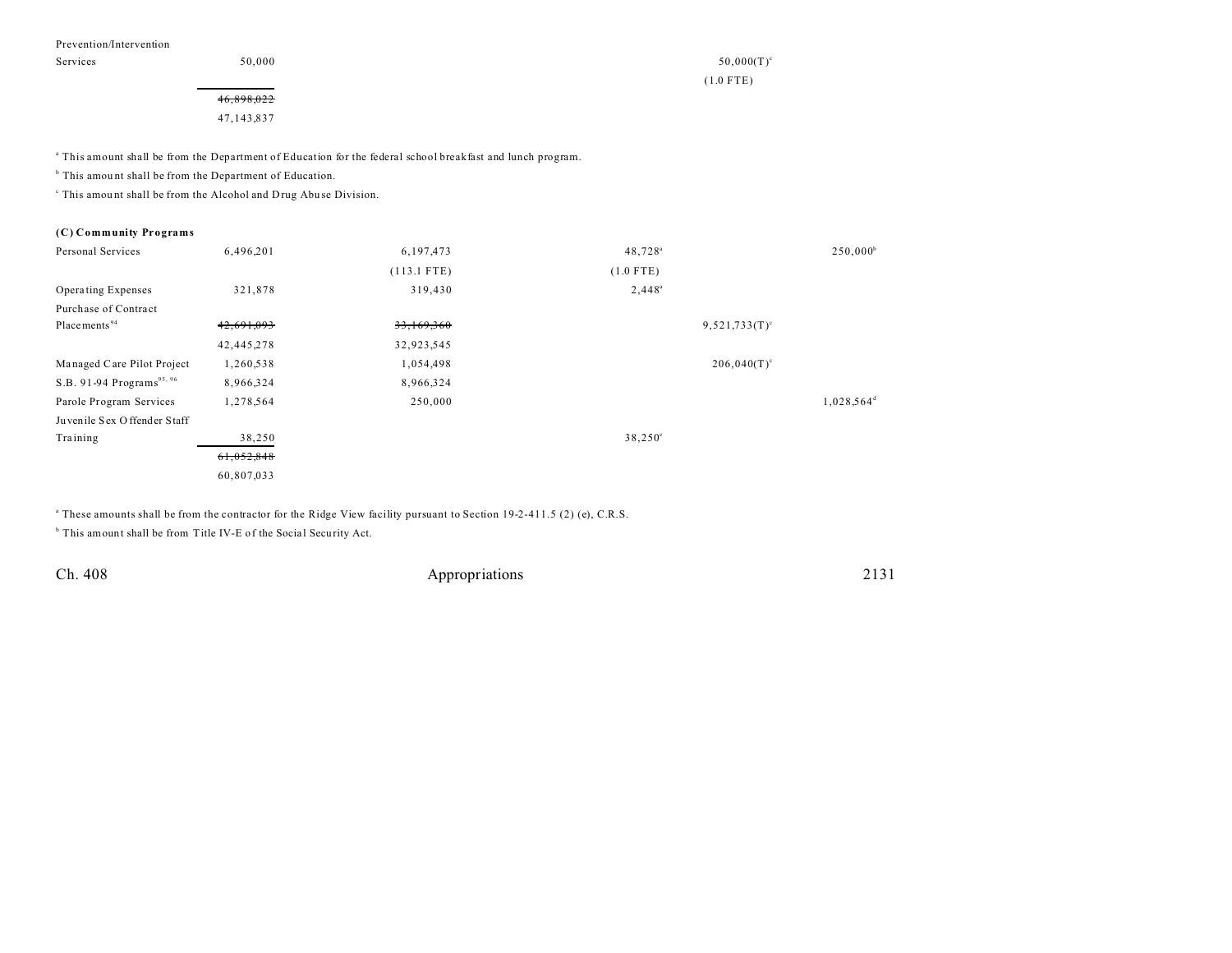| | | | | | |
|---|---|---|---|---|---|
| Prevention/Intervention Services | 50,000 | | | 50,000(T)[c] (1.0 FTE) | |
| | ~~46,898,022~~ 47,143,837 | | | | |

[a] This amount shall be from the Department of Education for the federal school breakfast and lunch program.

[b] This amount shall be from the Department of Education.

[c] This amount shall be from the Alcohol and Drug Abuse Division.

**(C) Community Programs**

| | | | | | |
|---|---|---|---|---|---|
| Personal Services | 6,496,201 | 6,197,473 (113.1 FTE) | 48,728[a] (1.0 FTE) | | 250,000[b] |
| Operating Expenses | 321,878 | 319,430 | 2,448[a] | | |
| Purchase of Contract Placements[94] | ~~42,691,093~~ 42,445,278 | ~~33,169,360~~ 32,923,545 | | 9,521,733(T)[c] | |
| Managed Care Pilot Project | 1,260,538 | 1,054,498 | | 206,040(T)[c] | |
| S.B. 91-94 Programs[95, 96] | 8,966,324 | 8,966,324 | | | |
| Parole Program Services | 1,278,564 | 250,000 | | | 1,028,564[d] |
| Juvenile Sex Offender Staff Training | 38,250 | | 38,250[e] | | |
| | ~~61,052,848~~ 60,807,033 | | | | |

[a] These amounts shall be from the contractor for the Ridge View facility pursuant to Section 19-2-411.5 (2) (e), C.R.S.

[b] This amount shall be from Title IV-E of the Social Security Act.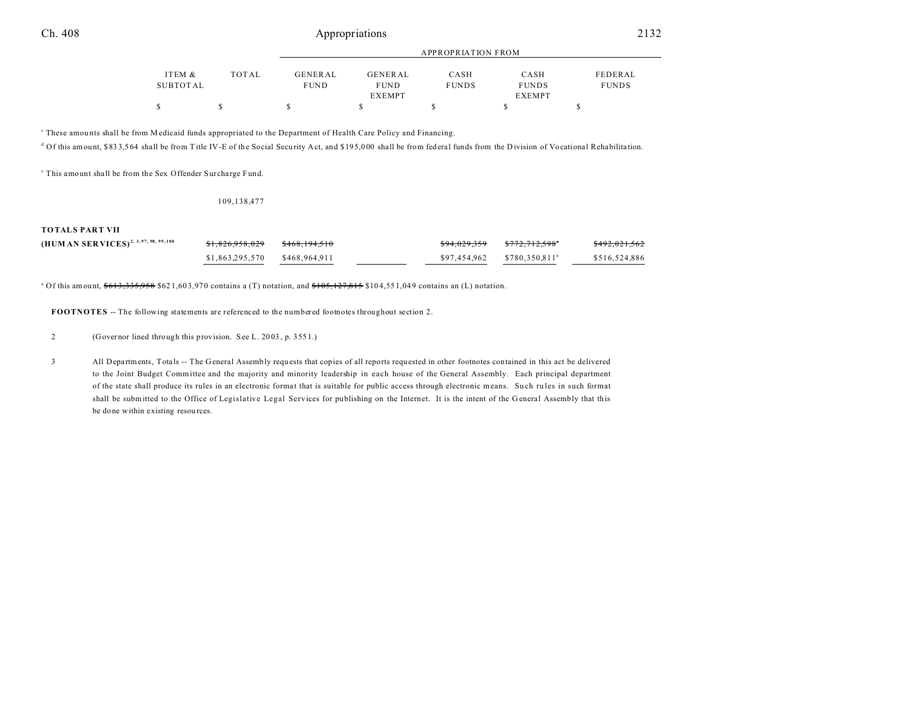| ITEM & SUBTOTAL | TOTAL | APPROPRIATION FROM GENERAL FUND | GENERAL FUND EXEMPT | CASH FUNDS | CASH FUNDS EXEMPT | FEDERAL FUNDS |
|---|---|---|---|---|---|---|
| $ | $ | $ | $ | $ | $ | $ |

[c] These amounts shall be from Medicaid funds appropriated to the Department of Health Care Policy and Financing.

[d] Of this amount, $833,564 shall be from Title IV-E of the Social Security Act, and $195,000 shall be from federal funds from the Division of Vocational Rehabilitation.

[e] This amount shall be from the Sex Offender Surcharge Fund.

| | ITEM & SUBTOTAL | TOTAL | GENERAL FUND | GENERAL FUND EXEMPT | CASH FUNDS | CASH FUNDS EXEMPT | FEDERAL FUNDS |
|---|---|---|---|---|---|---|---|
| | | 109,138,477 | | | | | |
| **TOTALS PART VII (HUMAN SERVICES)**[2, 3, 97, 98, 99, 100] | | ~~$1,826,958,029~~ | ~~$468,194,510~~ | | ~~$94,029,359~~ | ~~$772,712,598~~[a] | ~~$492,021,562~~ |
| | | $1,863,295,570 | $468,964,911 | | $97,454,962 | $780,350,811[a] | $516,524,886 |

[a] Of this amount, ~~$613,335,958~~ $621,603,970 contains a (T) notation, and ~~$105,127,815~~ $104,551,049 contains an (L) notation.

**FOOTNOTES** -- The following statements are referenced to the numbered footnotes throughout section 2.

2 (Governor lined through this provision. See L. 2003, p. 3551.)

3 All Departments, Totals -- The General Assembly requests that copies of all reports requested in other footnotes contained in this act be delivered to the Joint Budget Committee and the majority and minority leadership in each house of the General Assembly. Each principal department of the state shall produce its rules in an electronic format that is suitable for public access through electronic means. Such rules in such format shall be submitted to the Office of Legislative Legal Services for publishing on the Internet. It is the intent of the General Assembly that this be done within existing resources.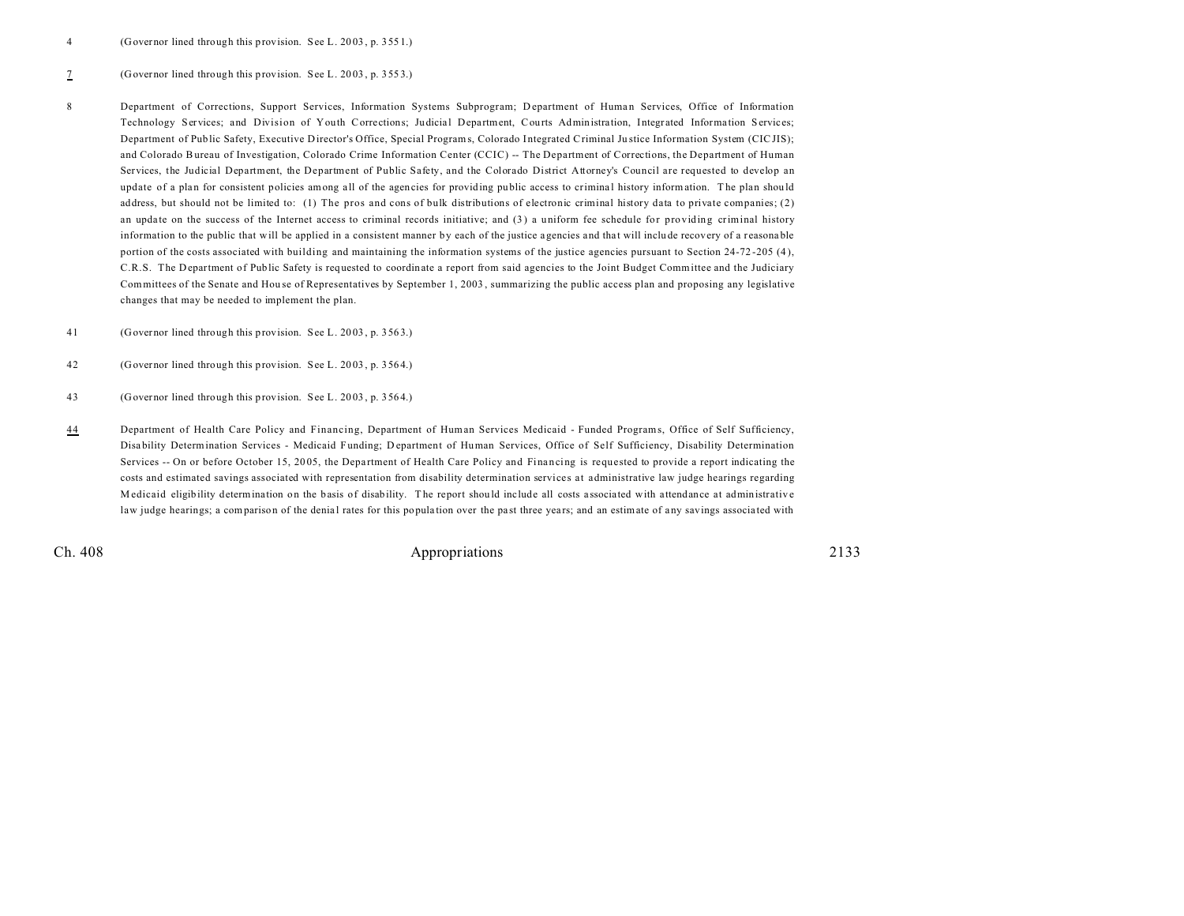4 (Governor lined through this provision. See L. 2003, p. 3551.)

7 (Governor lined through this provision. See L. 2003, p. 3553.)

8 Department of Corrections, Support Services, Information Systems Subprogram; Department of Human Services, Office of Information Technology Services; and Division of Youth Corrections; Judicial Department, Courts Administration, Integrated Information Services; Department of Public Safety, Executive Director's Office, Special Programs, Colorado Integrated Criminal Justice Information System (CICJIS); and Colorado Bureau of Investigation, Colorado Crime Information Center (CCIC) -- The Department of Corrections, the Department of Human Services, the Judicial Department, the Department of Public Safety, and the Colorado District Attorney's Council are requested to develop an update of a plan for consistent policies among all of the agencies for providing public access to criminal history information. The plan should address, but should not be limited to: (1) The pros and cons of bulk distributions of electronic criminal history data to private companies; (2) an update on the success of the Internet access to criminal records initiative; and (3) a uniform fee schedule for providing criminal history information to the public that will be applied in a consistent manner by each of the justice agencies and that will include recovery of a reasonable portion of the costs associated with building and maintaining the information systems of the justice agencies pursuant to Section 24-72-205 (4), C.R.S. The Department of Public Safety is requested to coordinate a report from said agencies to the Joint Budget Committee and the Judiciary Committees of the Senate and House of Representatives by September 1, 2003, summarizing the public access plan and proposing any legislative changes that may be needed to implement the plan.

41 (Governor lined through this provision. See L. 2003, p. 3563.)

42 (Governor lined through this provision. See L. 2003, p. 3564.)

43 (Governor lined through this provision. See L. 2003, p. 3564.)

44 Department of Health Care Policy and Financing, Department of Human Services Medicaid - Funded Programs, Office of Self Sufficiency, Disability Determination Services - Medicaid Funding; Department of Human Services, Office of Self Sufficiency, Disability Determination Services -- On or before October 15, 2005, the Department of Health Care Policy and Financing is requested to provide a report indicating the costs and estimated savings associated with representation from disability determination services at administrative law judge hearings regarding Medicaid eligibility determination on the basis of disability. The report should include all costs associated with attendance at administrative law judge hearings; a comparison of the denial rates for this population over the past three years; and an estimate of any savings associated with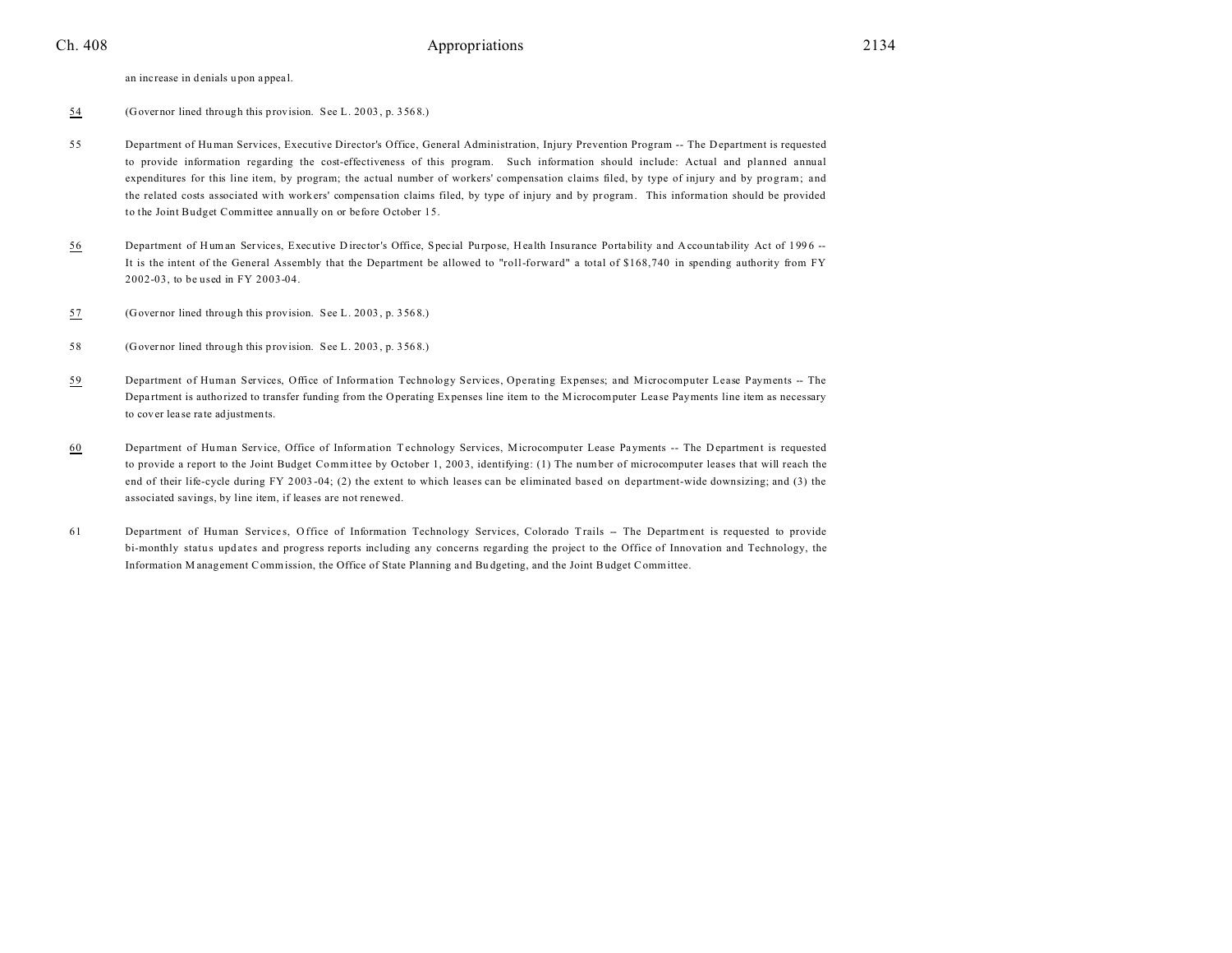an increase in denials upon appeal.

54 (Governor lined through this provision. See L. 2003, p. 3568.)

55 Department of Human Services, Executive Director's Office, General Administration, Injury Prevention Program -- The Department is requested to provide information regarding the cost-effectiveness of this program. Such information should include: Actual and planned annual expenditures for this line item, by program; the actual number of workers' compensation claims filed, by type of injury and by program; and the related costs associated with workers' compensation claims filed, by type of injury and by program. This information should be provided to the Joint Budget Committee annually on or before October 15.

56 Department of Human Services, Executive Director's Office, Special Purpose, Health Insurance Portability and Accountability Act of 1996 -- It is the intent of the General Assembly that the Department be allowed to "roll-forward" a total of $168,740 in spending authority from FY 2002-03, to be used in FY 2003-04.

57 (Governor lined through this provision. See L. 2003, p. 3568.)

58 (Governor lined through this provision. See L. 2003, p. 3568.)

59 Department of Human Services, Office of Information Technology Services, Operating Expenses; and Microcomputer Lease Payments -- The Department is authorized to transfer funding from the Operating Expenses line item to the Microcomputer Lease Payments line item as necessary to cover lease rate adjustments.

60 Department of Human Service, Office of Information Technology Services, Microcomputer Lease Payments -- The Department is requested to provide a report to the Joint Budget Committee by October 1, 2003, identifying: (1) The number of microcomputer leases that will reach the end of their life-cycle during FY 2003-04; (2) the extent to which leases can be eliminated based on department-wide downsizing; and (3) the associated savings, by line item, if leases are not renewed.

61 Department of Human Services, Office of Information Technology Services, Colorado Trails -- The Department is requested to provide bi-monthly status updates and progress reports including any concerns regarding the project to the Office of Innovation and Technology, the Information Management Commission, the Office of State Planning and Budgeting, and the Joint Budget Committee.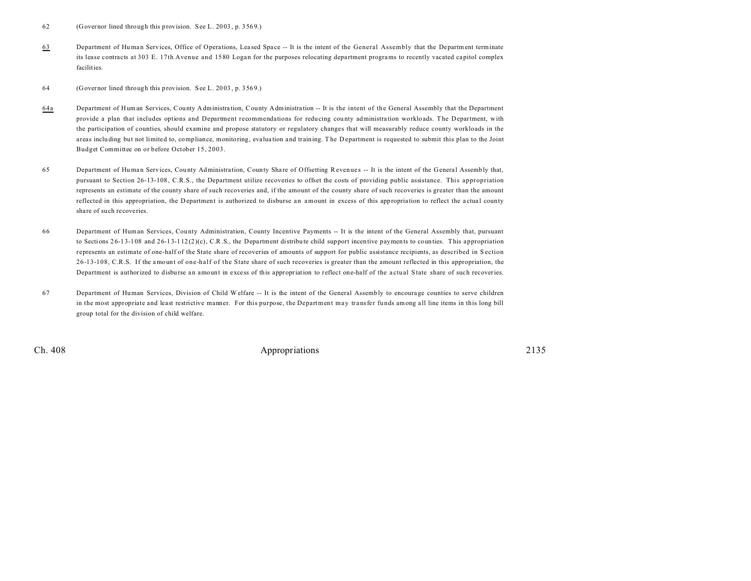62 (Governor lined through this provision. See L. 2003, p. 3569.)

<u>63</u> Department of Human Services, Office of Operations, Leased Space -- It is the intent of the General Assembly that the Department terminate its lease contracts at 303 E. 17th Avenue and 1580 Logan for the purposes relocating department programs to recently vacated capitol complex facilities.

64 (Governor lined through this provision. See L. 2003, p. 3569.)

<u>64a</u> Department of Human Services, County Administration, County Administration -- It is the intent of the General Assembly that the Department provide a plan that includes options and Department recommendations for reducing county administration workloads. The Department, with the participation of counties, should examine and propose statutory or regulatory changes that will measurably reduce county workloads in the areas including but not limited to, compliance, monitoring, evaluation and training. The Department is requested to submit this plan to the Joint Budget Committee on or before October 15, 2003.

65 Department of Human Services, County Administration, County Share of Offsetting Revenues -- It is the intent of the General Assembly that, pursuant to Section 26-13-108, C.R.S., the Department utilize recoveries to offset the costs of providing public assistance. This appropriation represents an estimate of the county share of such recoveries and, if the amount of the county share of such recoveries is greater than the amount reflected in this appropriation, the Department is authorized to disburse an amount in excess of this appropriation to reflect the actual county share of such recoveries.

66 Department of Human Services, County Administration, County Incentive Payments -- It is the intent of the General Assembly that, pursuant to Sections 26-13-108 and 26-13-112(2)(c), C.R.S., the Department distribute child support incentive payments to counties. This appropriation represents an estimate of one-half of the State share of recoveries of amounts of support for public assistance recipients, as described in Section 26-13-108, C.R.S. If the amount of one-half of the State share of such recoveries is greater than the amount reflected in this appropriation, the Department is authorized to disburse an amount in excess of this appropriation to reflect one-half of the actual State share of such recoveries.

67 Department of Human Services, Division of Child Welfare -- It is the intent of the General Assembly to encourage counties to serve children in the most appropriate and least restrictive manner. For this purpose, the Department may transfer funds among all line items in this long bill group total for the division of child welfare.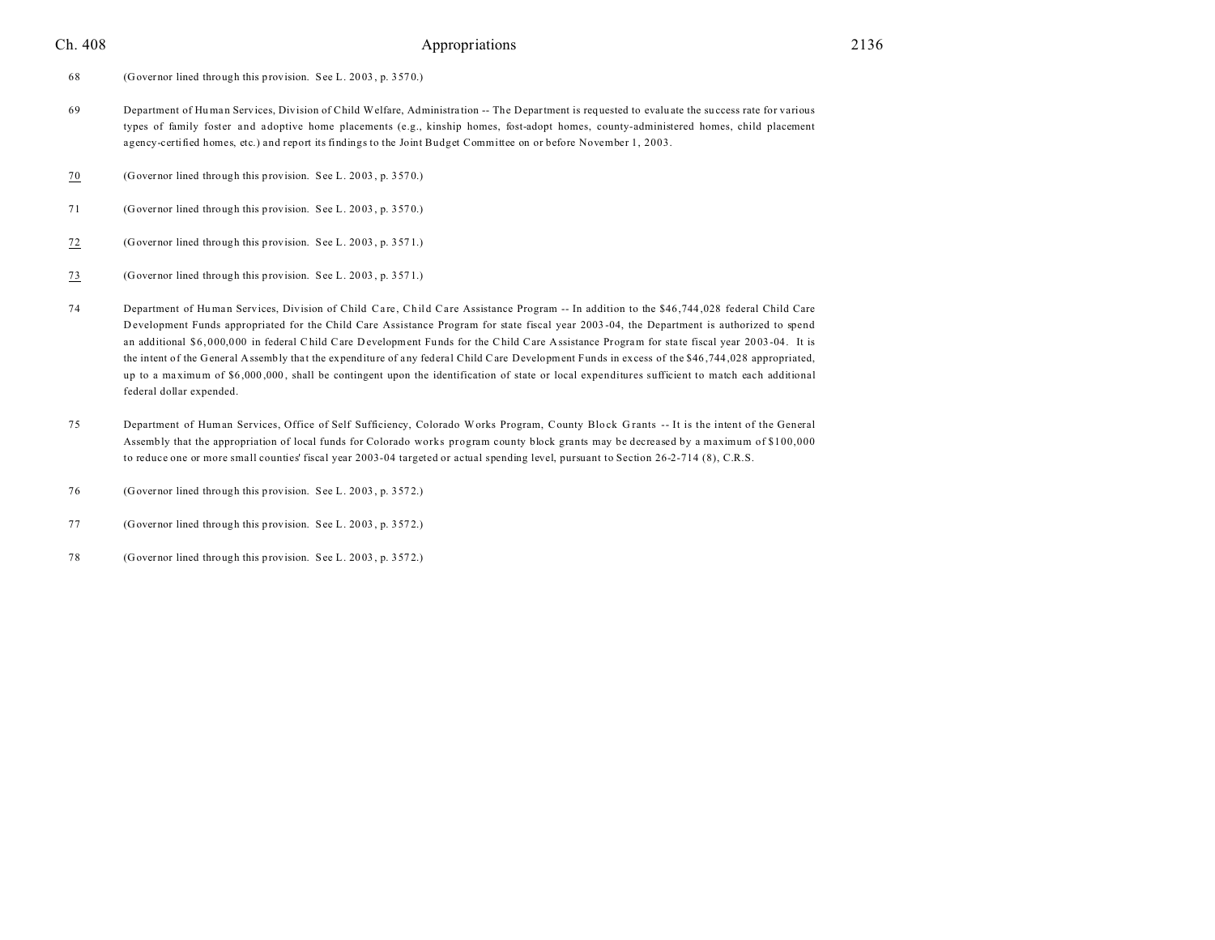68 (Governor lined through this provision. See L. 2003, p. 3570.)

69 Department of Human Services, Division of Child Welfare, Administration -- The Department is requested to evaluate the success rate for various types of family foster and adoptive home placements (e.g., kinship homes, fost-adopt homes, county-administered homes, child placement agency-certified homes, etc.) and report its findings to the Joint Budget Committee on or before November 1, 2003.

70 (Governor lined through this provision. See L. 2003, p. 3570.)

71 (Governor lined through this provision. See L. 2003, p. 3570.)

72 (Governor lined through this provision. See L. 2003, p. 3571.)

73 (Governor lined through this provision. See L. 2003, p. 3571.)

74 Department of Human Services, Division of Child Care, Child Care Assistance Program -- In addition to the $46,744,028 federal Child Care Development Funds appropriated for the Child Care Assistance Program for state fiscal year 2003-04, the Department is authorized to spend an additional $6,000,000 in federal Child Care Development Funds for the Child Care Assistance Program for state fiscal year 2003-04. It is the intent of the General Assembly that the expenditure of any federal Child Care Development Funds in excess of the $46,744,028 appropriated, up to a maximum of $6,000,000, shall be contingent upon the identification of state or local expenditures sufficient to match each additional federal dollar expended.

75 Department of Human Services, Office of Self Sufficiency, Colorado Works Program, County Block Grants -- It is the intent of the General Assembly that the appropriation of local funds for Colorado works program county block grants may be decreased by a maximum of $100,000 to reduce one or more small counties' fiscal year 2003-04 targeted or actual spending level, pursuant to Section 26-2-714 (8), C.R.S.

76 (Governor lined through this provision. See L. 2003, p. 3572.)

77 (Governor lined through this provision. See L. 2003, p. 3572.)

78 (Governor lined through this provision. See L. 2003, p. 3572.)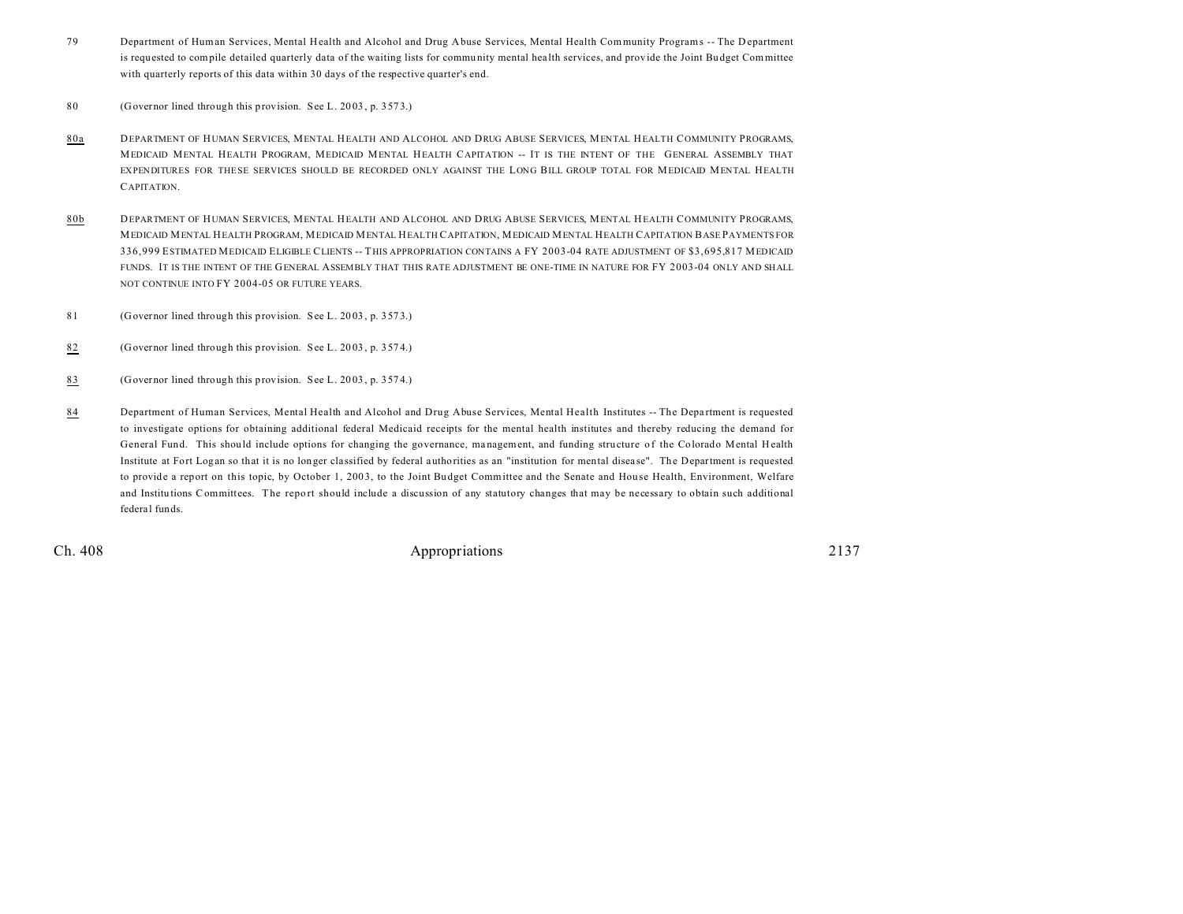79 Department of Human Services, Mental Health and Alcohol and Drug Abuse Services, Mental Health Community Programs -- The Department is requested to compile detailed quarterly data of the waiting lists for community mental health services, and provide the Joint Budget Committee with quarterly reports of this data within 30 days of the respective quarter's end.

80 (Governor lined through this provision. See L. 2003, p. 3573.)

80a DEPARTMENT OF HUMAN SERVICES, MENTAL HEALTH AND ALCOHOL AND DRUG ABUSE SERVICES, MENTAL HEALTH COMMUNITY PROGRAMS, MEDICAID MENTAL HEALTH PROGRAM, MEDICAID MENTAL HEALTH CAPITATION -- IT IS THE INTENT OF THE GENERAL ASSEMBLY THAT EXPENDITURES FOR THESE SERVICES SHOULD BE RECORDED ONLY AGAINST THE LONG BILL GROUP TOTAL FOR MEDICAID MENTAL HEALTH CAPITATION.

80b DEPARTMENT OF HUMAN SERVICES, MENTAL HEALTH AND ALCOHOL AND DRUG ABUSE SERVICES, MENTAL HEALTH COMMUNITY PROGRAMS, MEDICAID MENTAL HEALTH PROGRAM, MEDICAID MENTAL HEALTH CAPITATION, MEDICAID MENTAL HEALTH CAPITATION BASE PAYMENTS FOR 336,999 ESTIMATED MEDICAID ELIGIBLE CLIENTS -- THIS APPROPRIATION CONTAINS A FY 2003-04 RATE ADJUSTMENT OF $3,695,817 MEDICAID FUNDS. IT IS THE INTENT OF THE GENERAL ASSEMBLY THAT THIS RATE ADJUSTMENT BE ONE-TIME IN NATURE FOR FY 2003-04 ONLY AND SHALL NOT CONTINUE INTO FY 2004-05 OR FUTURE YEARS.

81 (Governor lined through this provision. See L. 2003, p. 3573.)

82 (Governor lined through this provision. See L. 2003, p. 3574.)

83 (Governor lined through this provision. See L. 2003, p. 3574.)

84 Department of Human Services, Mental Health and Alcohol and Drug Abuse Services, Mental Health Institutes -- The Department is requested to investigate options for obtaining additional federal Medicaid receipts for the mental health institutes and thereby reducing the demand for General Fund. This should include options for changing the governance, management, and funding structure of the Colorado Mental Health Institute at Fort Logan so that it is no longer classified by federal authorities as an "institution for mental disease". The Department is requested to provide a report on this topic, by October 1, 2003, to the Joint Budget Committee and the Senate and House Health, Environment, Welfare and Institutions Committees. The report should include a discussion of any statutory changes that may be necessary to obtain such additional federal funds.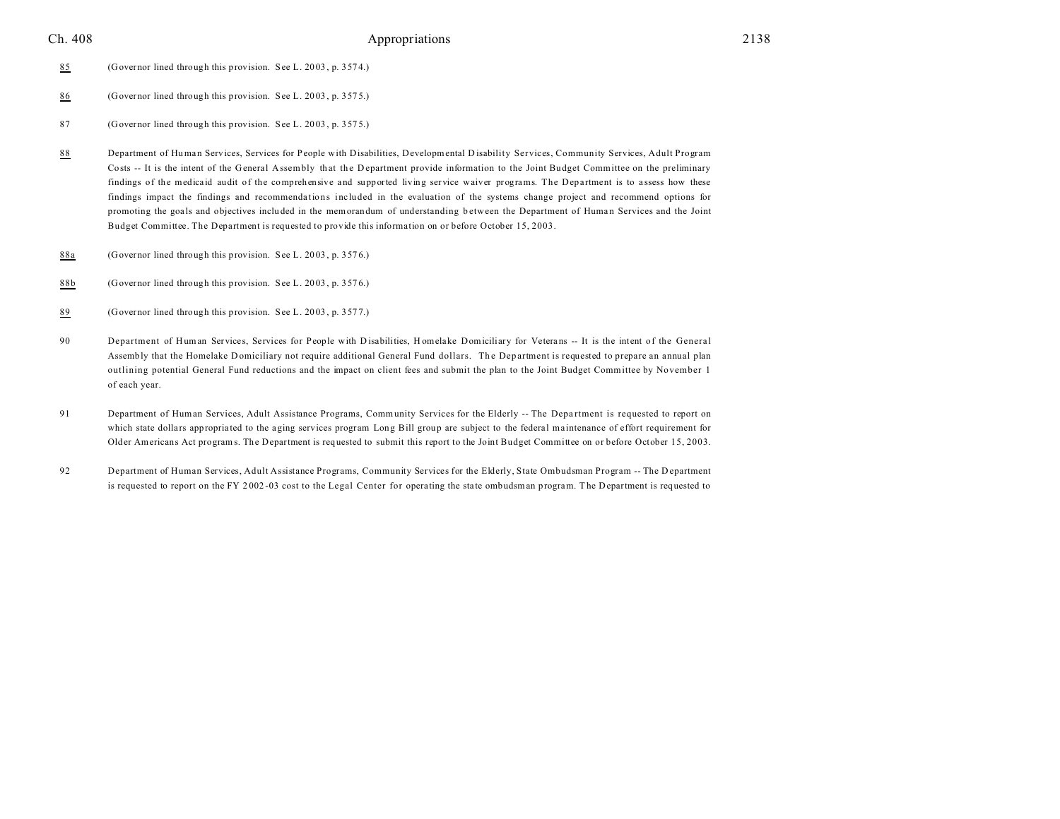85 (Governor lined through this provision. See L. 2003, p. 3574.)

86 (Governor lined through this provision. See L. 2003, p. 3575.)

87 (Governor lined through this provision. See L. 2003, p. 3575.)

88 Department of Human Services, Services for People with Disabilities, Developmental Disability Services, Community Services, Adult Program Costs -- It is the intent of the General Assembly that the Department provide information to the Joint Budget Committee on the preliminary findings of the medicaid audit of the comprehensive and supported living service waiver programs. The Department is to assess how these findings impact the findings and recommendations included in the evaluation of the systems change project and recommend options for promoting the goals and objectives included in the memorandum of understanding between the Department of Human Services and the Joint Budget Committee. The Department is requested to provide this information on or before October 15, 2003.

88a (Governor lined through this provision. See L. 2003, p. 3576.)

88b (Governor lined through this provision. See L. 2003, p. 3576.)

89 (Governor lined through this provision. See L. 2003, p. 3577.)

90 Department of Human Services, Services for People with Disabilities, Homelake Domiciliary for Veterans -- It is the intent of the General Assembly that the Homelake Domiciliary not require additional General Fund dollars. The Department is requested to prepare an annual plan outlining potential General Fund reductions and the impact on client fees and submit the plan to the Joint Budget Committee by November 1 of each year.

91 Department of Human Services, Adult Assistance Programs, Community Services for the Elderly -- The Department is requested to report on which state dollars appropriated to the aging services program Long Bill group are subject to the federal maintenance of effort requirement for Older Americans Act programs. The Department is requested to submit this report to the Joint Budget Committee on or before October 15, 2003.

92 Department of Human Services, Adult Assistance Programs, Community Services for the Elderly, State Ombudsman Program -- The Department is requested to report on the FY 2002-03 cost to the Legal Center for operating the state ombudsman program. The Department is requested to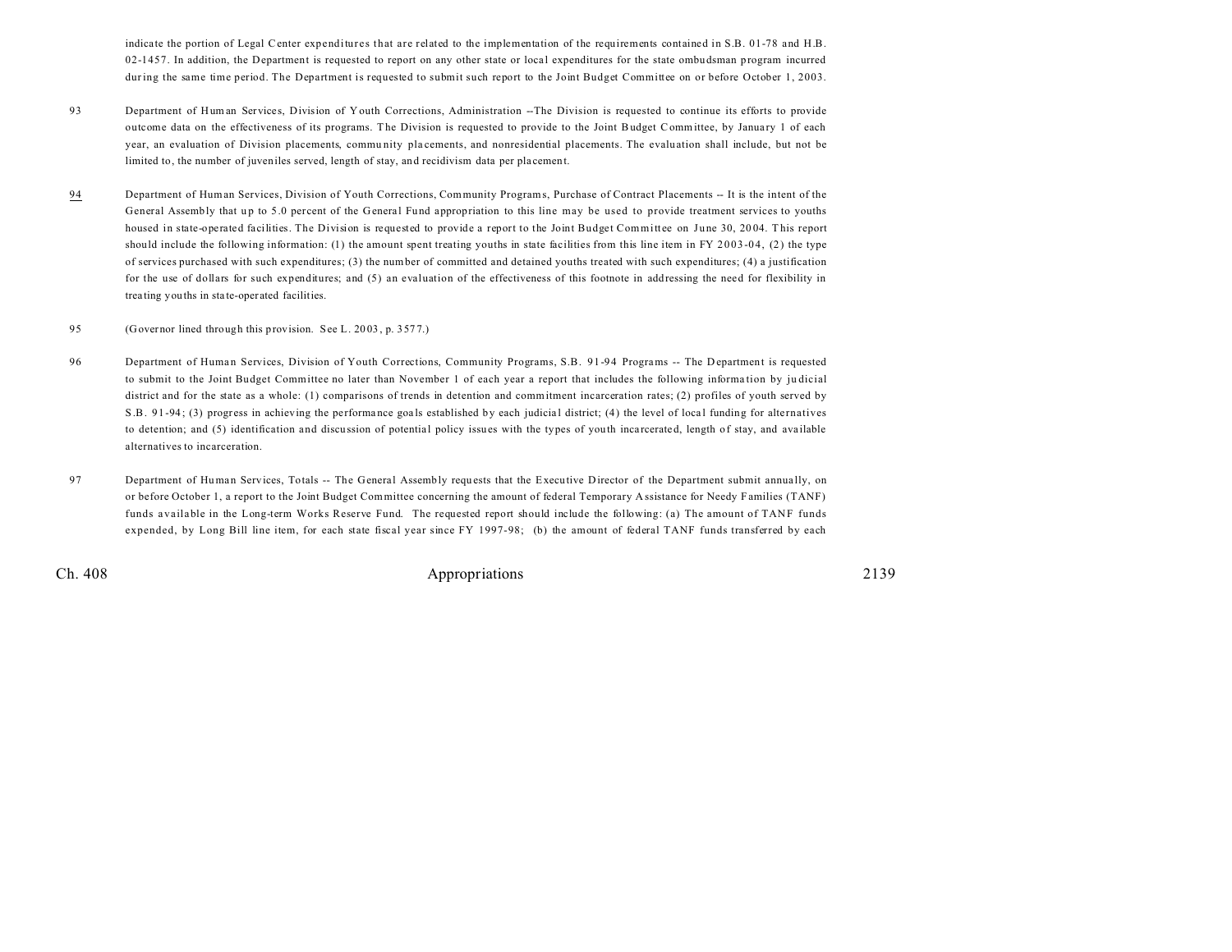indicate the portion of Legal Center expenditures that are related to the implementation of the requirements contained in S.B. 01-78 and H.B. 02-1457. In addition, the Department is requested to report on any other state or local expenditures for the state ombudsman program incurred during the same time period. The Department is requested to submit such report to the Joint Budget Committee on or before October 1, 2003.

93 Department of Human Services, Division of Youth Corrections, Administration --The Division is requested to continue its efforts to provide outcome data on the effectiveness of its programs. The Division is requested to provide to the Joint Budget Committee, by January 1 of each year, an evaluation of Division placements, community placements, and nonresidential placements. The evaluation shall include, but not be limited to, the number of juveniles served, length of stay, and recidivism data per placement.

94 Department of Human Services, Division of Youth Corrections, Community Programs, Purchase of Contract Placements -- It is the intent of the General Assembly that up to 5.0 percent of the General Fund appropriation to this line may be used to provide treatment services to youths housed in state-operated facilities. The Division is requested to provide a report to the Joint Budget Committee on June 30, 2004. This report should include the following information: (1) the amount spent treating youths in state facilities from this line item in FY 2003-04, (2) the type of services purchased with such expenditures; (3) the number of committed and detained youths treated with such expenditures; (4) a justification for the use of dollars for such expenditures; and (5) an evaluation of the effectiveness of this footnote in addressing the need for flexibility in treating youths in state-operated facilities.

95 (Governor lined through this provision. See L. 2003, p. 3577.)

96 Department of Human Services, Division of Youth Corrections, Community Programs, S.B. 91-94 Programs -- The Department is requested to submit to the Joint Budget Committee no later than November 1 of each year a report that includes the following information by judicial district and for the state as a whole: (1) comparisons of trends in detention and commitment incarceration rates; (2) profiles of youth served by S.B. 91-94; (3) progress in achieving the performance goals established by each judicial district; (4) the level of local funding for alternatives to detention; and (5) identification and discussion of potential policy issues with the types of youth incarcerated, length of stay, and available alternatives to incarceration.

97 Department of Human Services, Totals -- The General Assembly requests that the Executive Director of the Department submit annually, on or before October 1, a report to the Joint Budget Committee concerning the amount of federal Temporary Assistance for Needy Families (TANF) funds available in the Long-term Works Reserve Fund. The requested report should include the following: (a) The amount of TANF funds expended, by Long Bill line item, for each state fiscal year since FY 1997-98; (b) the amount of federal TANF funds transferred by each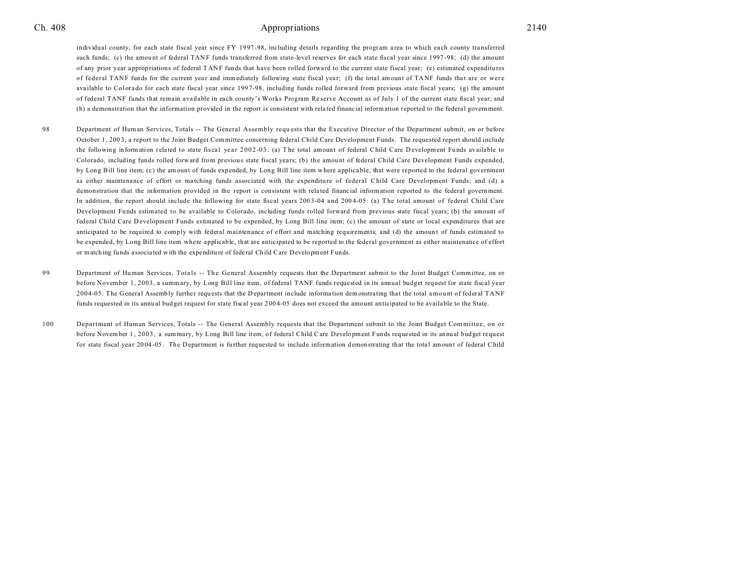individual county, for each state fiscal year since FY 1997-98, including details regarding the program area to which each county transferred such funds; (c) the amount of federal TANF funds transferred from state-level reserves for each state fiscal year since 1997-98; (d) the amount of any prior year appropriations of federal TANF funds that have been rolled forward to the current state fiscal year; (e) estimated expenditures of federal TANF funds for the current year and immediately following state fiscal year; (f) the total amount of TANF funds that are or were available to Colorado for each state fiscal year since 1997-98, including funds rolled forward from previous state fiscal years; (g) the amount of federal TANF funds that remain available in each county's Works Program Reserve Account as of July 1 of the current state fiscal year; and (h) a demonstration that the information provided in the report is consistent with related financial information reported to the federal government.

98 Department of Human Services, Totals -- The General Assembly requests that the Executive Director of the Department submit, on or before October 1, 2003, a report to the Joint Budget Committee concerning federal Child Care Development Funds. The requested report should include the following information related to state fiscal year 2002-03: (a) The total amount of federal Child Care Development Funds available to Colorado, including funds rolled forward from previous state fiscal years; (b) the amount of federal Child Care Development Funds expended, by Long Bill line item; (c) the amount of funds expended, by Long Bill line item where applicable, that were reported to the federal government as either maintenance of effort or matching funds associated with the expenditure of federal Child Care Development Funds; and (d) a demonstration that the information provided in the report is consistent with related financial information reported to the federal government. In addition, the report should include the following for state fiscal years 2003-04 and 2004-05: (a) The total amount of federal Child Care Development Funds estimated to be available to Colorado, including funds rolled forward from previous state fiscal years; (b) the amount of federal Child Care Development Funds estimated to be expended, by Long Bill line item; (c) the amount of state or local expenditures that are anticipated to be required to comply with federal maintenance of effort and matching requirements; and (d) the amount of funds estimated to be expended, by Long Bill line item where applicable, that are anticipated to be reported to the federal government as either maintenance of effort or matching funds associated with the expenditure of federal Child Care Development Funds.

99 Department of Human Services, Totals -- The General Assembly requests that the Department submit to the Joint Budget Committee, on or before November 1, 2003, a summary, by Long Bill line item, of federal TANF funds requested in its annual budget request for state fiscal year 2004-05. The General Assembly further requests that the Department include information demonstrating that the total amount of federal TANF funds requested in its annual budget request for state fiscal year 2004-05 does not exceed the amount anticipated to be available to the State.

100 Department of Human Services, Totals -- The General Assembly requests that the Department submit to the Joint Budget Committee, on or before November 1, 2003, a summary, by Long Bill line item, of federal Child Care Development Funds requested in its annual budget request for state fiscal year 2004-05. The Department is further requested to include information demonstrating that the total amount of federal Child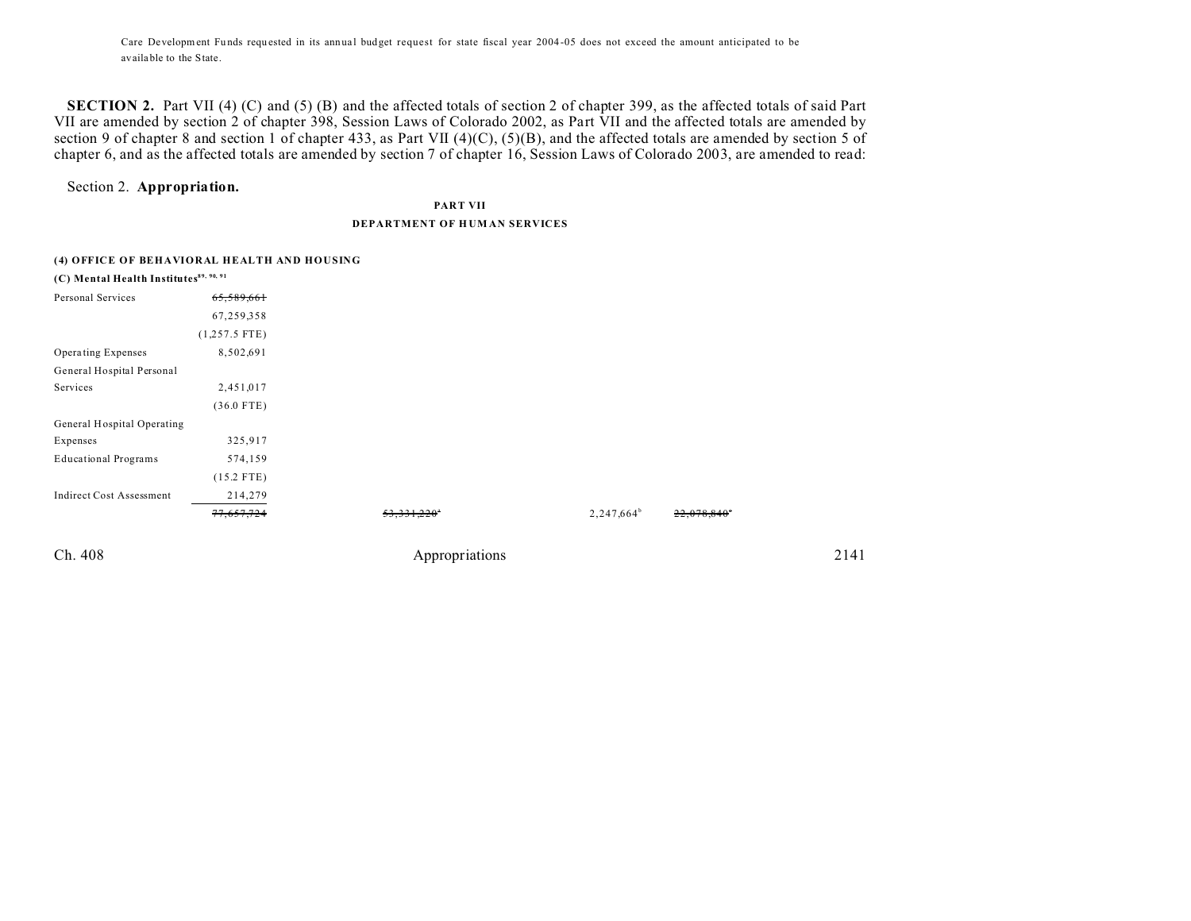Care Development Funds requested in its annual budget request for state fiscal year 2004-05 does not exceed the amount anticipated to be available to the State.

**SECTION 2.** Part VII (4) (C) and (5) (B) and the affected totals of section 2 of chapter 399, as the affected totals of said Part VII are amended by section 2 of chapter 398, Session Laws of Colorado 2002, as Part VII and the affected totals are amended by section 9 of chapter 8 and section 1 of chapter 433, as Part VII (4)(C), (5)(B), and the affected totals are amended by section 5 of chapter 6, and as the affected totals are amended by section 7 of chapter 16, Session Laws of Colorado 2003, are amended to read:

Section 2. **Appropriation.**

**PART VII**

**DEPARTMENT OF HUMAN SERVICES**

**(4) OFFICE OF BEHAVIORAL HEALTH AND HOUSING**

**(C) Mental Health Institutes**[89, 90, 91]

| | | | | | |
|---|---|---|---|---|---|
| Personal Services | ~~65,589,661~~ | | | | |
| | 67,259,358 | | | | |
| | (1,257.5 FTE) | | | | |
| Operating Expenses | 8,502,691 | | | | |
| General Hospital Personal Services | 2,451,017 | | | | |
| | (36.0 FTE) | | | | |
| General Hospital Operating Expenses | 325,917 | | | | |
| Educational Programs | 574,159 | | | | |
| | (15.2 FTE) | | | | |
| Indirect Cost Assessment | 214,279 | | | | |
| | ~~77,657,724~~ | ~~53,331,220~~[a] | | 2,247,664[b] | ~~22,078,840~~[c] |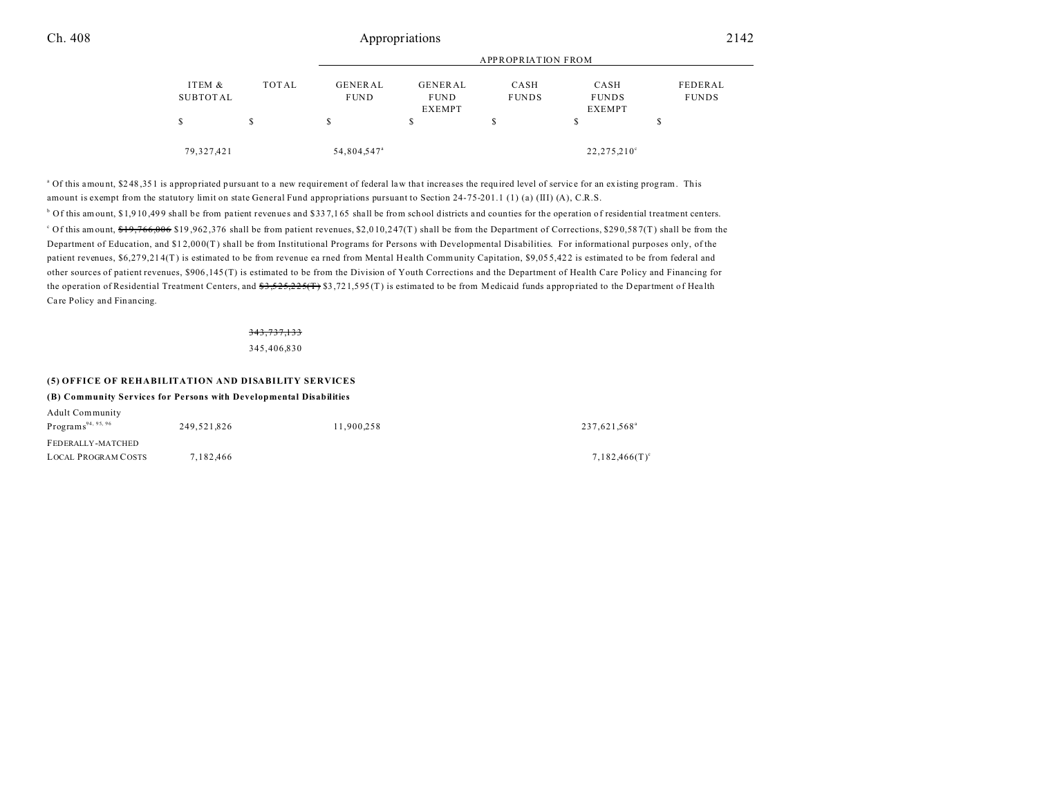| | ITEM & SUBTOTAL | TOTAL | APPROPRIATION FROM GENERAL FUND | GENERAL FUND EXEMPT | CASH FUNDS | CASH FUNDS EXEMPT | FEDERAL FUNDS |
|---|---|---|---|---|---|---|---|
| | $ | $ | $ | $ | $ | $ | $ |
| | 79,327,421 | | 54,804,547[a] | | | 22,275,210[c] | |

[a] Of this amount, $248,351 is appropriated pursuant to a new requirement of federal law that increases the required level of service for an existing program. This amount is exempt from the statutory limit on state General Fund appropriations pursuant to Section 24-75-201.1 (1) (a) (III) (A), C.R.S.

[b] Of this amount, $1,910,499 shall be from patient revenues and $337,165 shall be from school districts and counties for the operation of residential treatment centers.

[c] Of this amount, ~~$19,766,006~~ $19,962,376 shall be from patient revenues, $2,010,247(T) shall be from the Department of Corrections, $290,587(T) shall be from the Department of Education, and $12,000(T) shall be from Institutional Programs for Persons with Developmental Disabilities. For informational purposes only, of the patient revenues, $6,279,214(T) is estimated to be from revenue earned from Mental Health Community Capitation, $9,055,422 is estimated to be from federal and other sources of patient revenues, $906,145(T) is estimated to be from the Division of Youth Corrections and the Department of Health Care Policy and Financing for the operation of Residential Treatment Centers, and ~~$3,525,225(T)~~ $3,721,595(T) is estimated to be from Medicaid funds appropriated to the Department of Health Care Policy and Financing.

| | ITEM & SUBTOTAL | TOTAL | GENERAL FUND | GENERAL FUND EXEMPT | CASH FUNDS | CASH FUNDS EXEMPT | FEDERAL FUNDS |
|---|---|---|---|---|---|---|---|
| | | ~~343,737,133~~ 345,406,830 | | | | | |

**(5) OFFICE OF REHABILITATION AND DISABILITY SERVICES**

**(B) Community Services for Persons with Developmental Disabilities**

| | ITEM & SUBTOTAL | TOTAL | GENERAL FUND | GENERAL FUND EXEMPT | CASH FUNDS | CASH FUNDS EXEMPT | FEDERAL FUNDS |
|---|---|---|---|---|---|---|---|
| Adult Community Programs[94, 95, 96] | 249,521,826 | | 11,900,258 | | | 237,621,568[a] | |
| FEDERALLY-MATCHED LOCAL PROGRAM COSTS | 7,182,466 | | | | | 7,182,466(T)[c] | |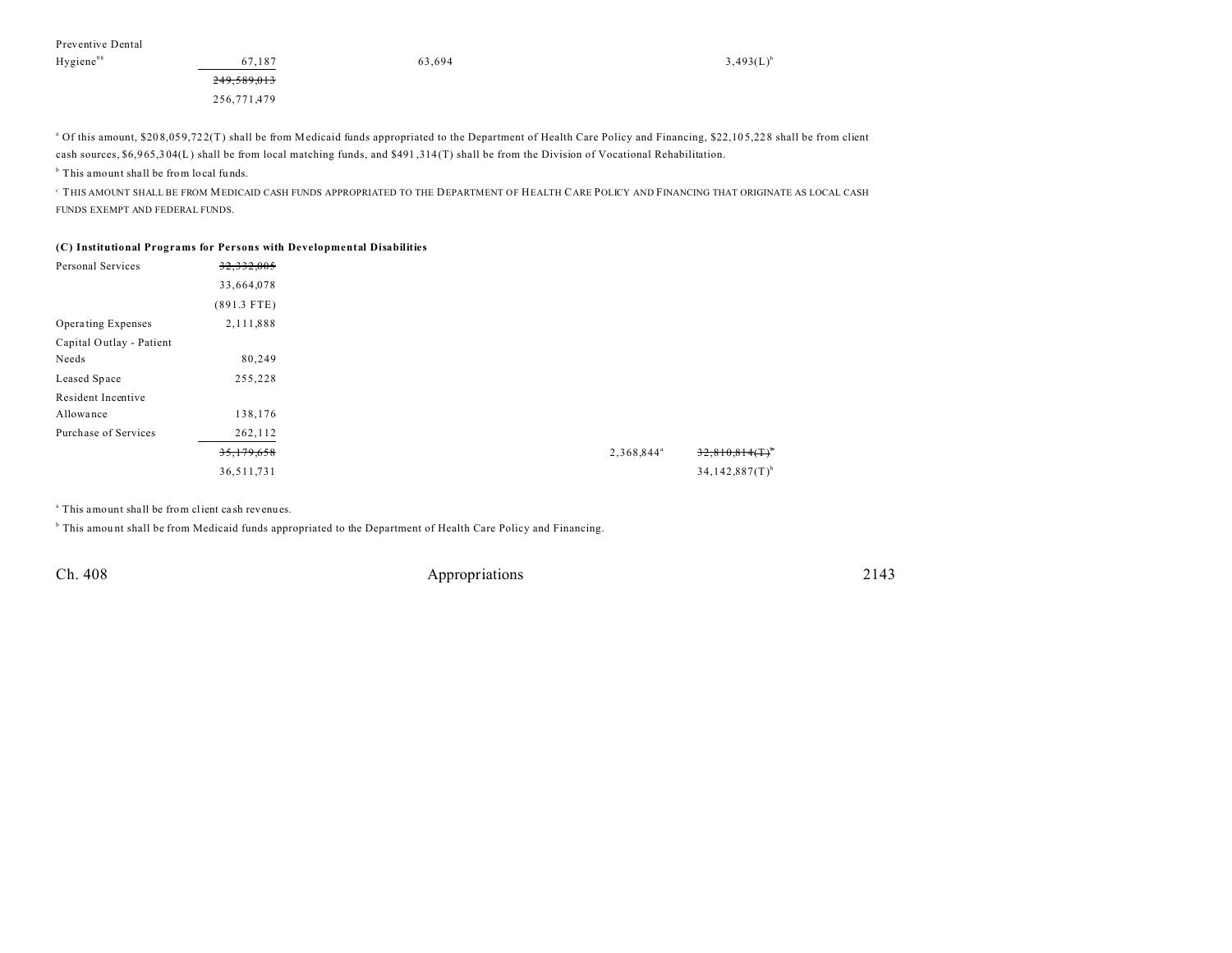| | | | | | |
|---|---|---|---|---|---|
| Preventive Dental Hygiene[98] | 67,187 | 63,694 | | | 3,493(L)[b] |
| | ~~249,589,013~~ | | | | |
| | 256,771,479 | | | | |

[a] Of this amount, $208,059,722(T) shall be from Medicaid funds appropriated to the Department of Health Care Policy and Financing, $22,105,228 shall be from client cash sources, $6,965,304(L) shall be from local matching funds, and $491,314(T) shall be from the Division of Vocational Rehabilitation.

[b] This amount shall be from local funds.

[c] THIS AMOUNT SHALL BE FROM MEDICAID CASH FUNDS APPROPRIATED TO THE DEPARTMENT OF HEALTH CARE POLICY AND FINANCING THAT ORIGINATE AS LOCAL CASH FUNDS EXEMPT AND FEDERAL FUNDS.

**(C) Institutional Programs for Persons with Developmental Disabilities**

| | | | | |
|---|---|---|---|---|
| Personal Services | ~~32,332,005~~ | | | |
| | 33,664,078 | | | |
| | (891.3 FTE) | | | |
| Operating Expenses | 2,111,888 | | | |
| Capital Outlay - Patient Needs | 80,249 | | | |
| Leased Space | 255,228 | | | |
| Resident Incentive Allowance | 138,176 | | | |
| Purchase of Services | 262,112 | | | |
| | ~~35,179,658~~ | | 2,368,844[a] | ~~32,810,814(T)~~[b] |
| | 36,511,731 | | | 34,142,887(T)[b] |

[a] This amount shall be from client cash revenues.

[b] This amount shall be from Medicaid funds appropriated to the Department of Health Care Policy and Financing.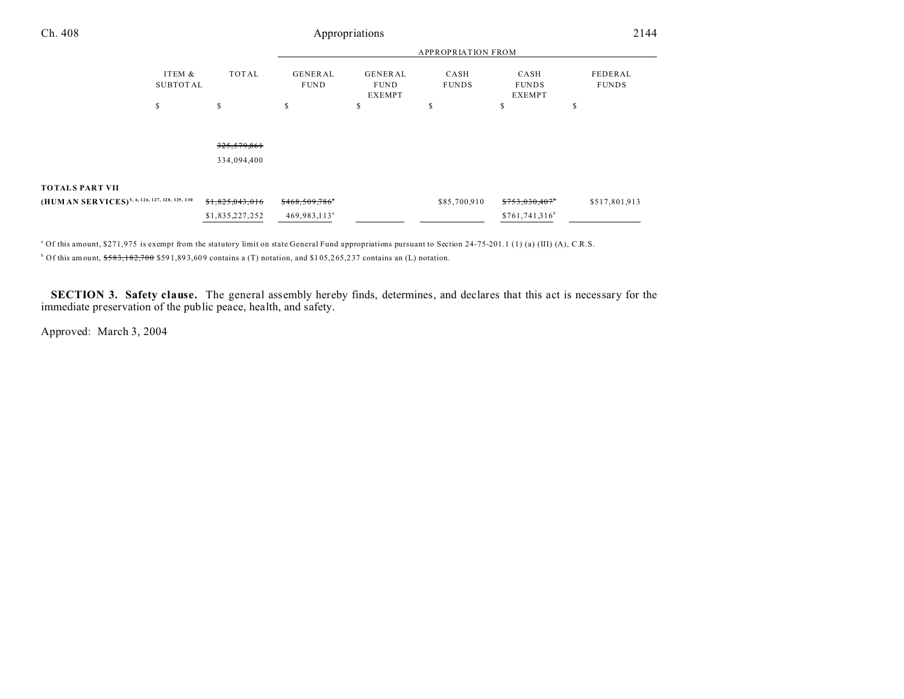| | ITEM & SUBTOTAL | TOTAL | APPROPRIATION FROM GENERAL FUND | GENERAL FUND EXEMPT | CASH FUNDS | CASH FUNDS EXEMPT | FEDERAL FUNDS |
|---|---|---|---|---|---|---|---|
| | $ | $ | $ | $ | $ | $ | $ |
| | | ~~325,579,861~~ 334,094,400 | | | | | |
| **TOTALS PART VII (HUMAN SERVICES)**[5, 6, 126, 127, 128, 129, 130] | | ~~$1,825,043,016~~ $1,835,227,252 | ~~$468,509,786~~[a] 469,983,113[a] | | $85,700,910 | ~~$753,030,407~~[b] $761,741,316[b] | $517,801,913 |

[a] Of this amount, $271,975 is exempt from the statutory limit on state General Fund appropriations pursuant to Section 24-75-201.1 (1) (a) (III) (A), C.R.S.

[b] Of this amount, ~~$583,182,700~~ $591,893,609 contains a (T) notation, and $105,265,237 contains an (L) notation.

**SECTION 3. Safety clause.** The general assembly hereby finds, determines, and declares that this act is necessary for the immediate preservation of the public peace, health, and safety.

Approved: March 3, 2004